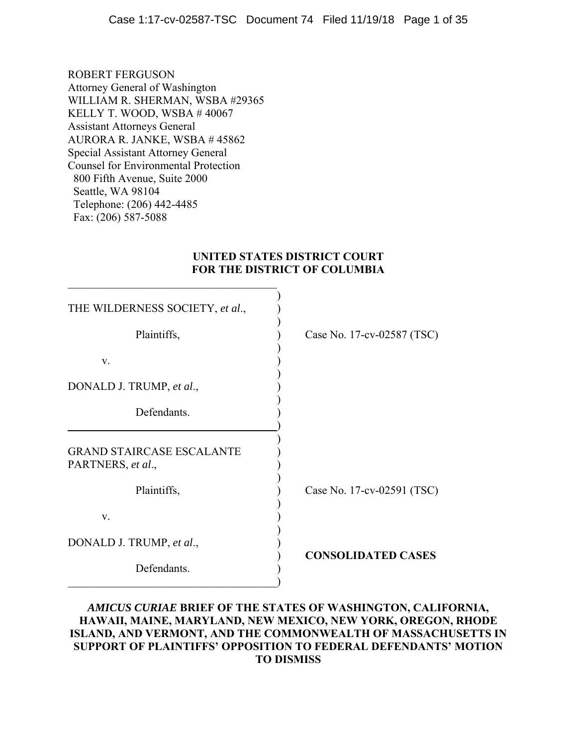ROBERT FERGUSON
Attorney General of Washington
WILLIAM R. SHERMAN, WSBA #29365
KELLY T. WOOD, WSBA # 40067
Assistant Attorneys General
AURORA R. JANKE, WSBA # 45862
Special Assistant Attorney General
Counsel for Environmental Protection
800 Fifth Avenue, Suite 2000
Seattle, WA 98104
Telephone: (206) 442-4485
Fax: (206) 587-5088

**UNITED STATES DISTRICT COURT**
**FOR THE DISTRICT OF COLUMBIA**

| | |
|---|---|
| THE WILDERNESS SOCIETY, *et al*., Plaintiffs, v. DONALD J. TRUMP, *et al*., Defendants. | Case No. 17-cv-02587 (TSC) |
| GRAND STAIRCASE ESCALANTE PARTNERS, *et al*., Plaintiffs, v. DONALD J. TRUMP, *et al*., Defendants. | Case No. 17-cv-02591 (TSC) **CONSOLIDATED CASES** |

***AMICUS CURIAE* BRIEF OF THE STATES OF WASHINGTON, CALIFORNIA, HAWAII, MAINE, MARYLAND, NEW MEXICO, NEW YORK, OREGON, RHODE ISLAND, AND VERMONT, AND THE COMMONWEALTH OF MASSACHUSETTS IN SUPPORT OF PLAINTIFFS' OPPOSITION TO FEDERAL DEFENDANTS' MOTION TO DISMISS**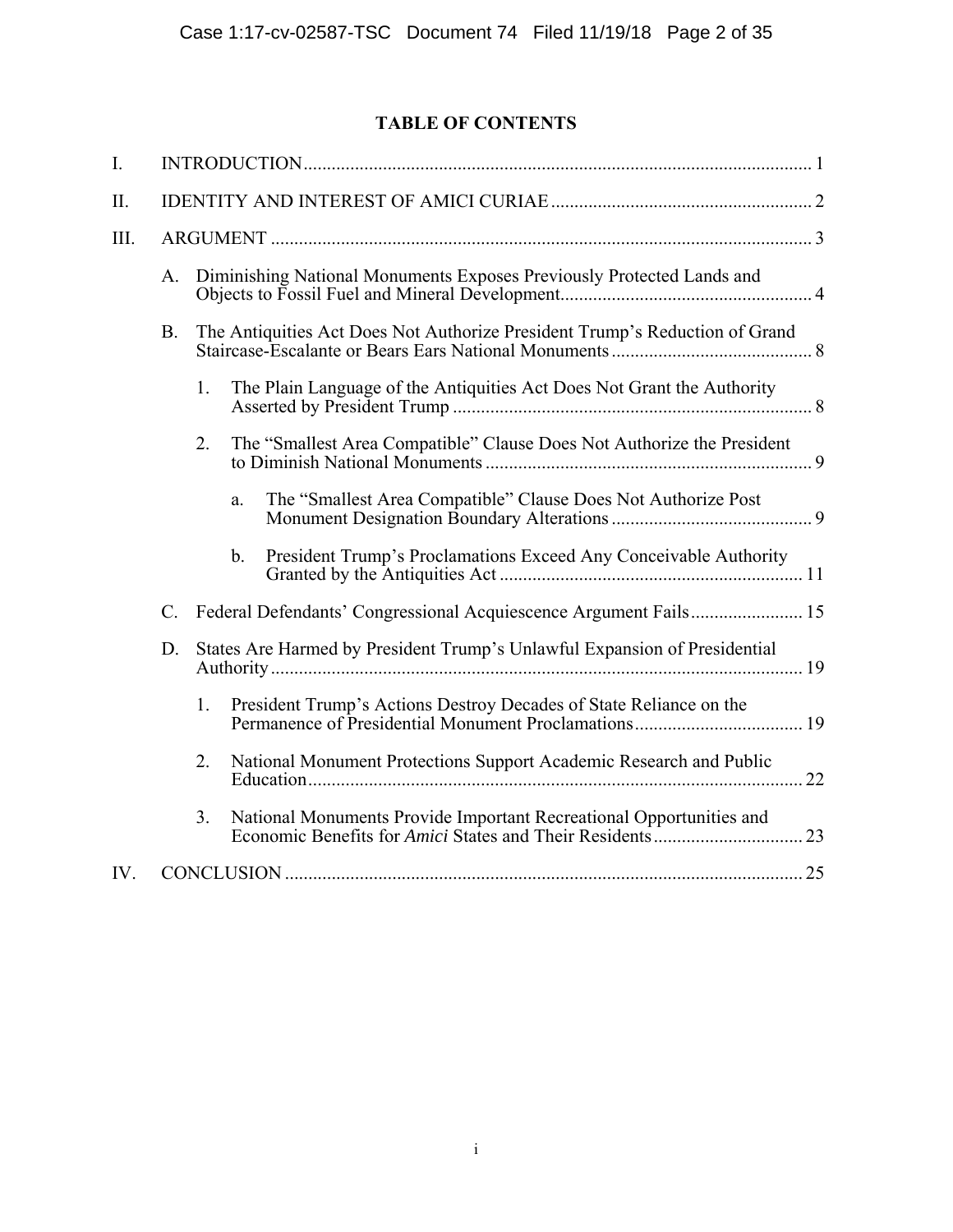# TABLE OF CONTENTS

I. INTRODUCTION ..... 1

II. IDENTITY AND INTEREST OF AMICI CURIAE ..... 2

III. ARGUMENT ..... 3

- A. Diminishing National Monuments Exposes Previously Protected Lands and Objects to Fossil Fuel and Mineral Development ..... 4
- B. The Antiquities Act Does Not Authorize President Trump's Reduction of Grand Staircase-Escalante or Bears Ears National Monuments ..... 8
  - 1. The Plain Language of the Antiquities Act Does Not Grant the Authority Asserted by President Trump ..... 8
  - 2. The "Smallest Area Compatible" Clause Does Not Authorize the President to Diminish National Monuments ..... 9
    - a. The "Smallest Area Compatible" Clause Does Not Authorize Post Monument Designation Boundary Alterations ..... 9
    - b. President Trump's Proclamations Exceed Any Conceivable Authority Granted by the Antiquities Act ..... 11
- C. Federal Defendants' Congressional Acquiescence Argument Fails ..... 15
- D. States Are Harmed by President Trump's Unlawful Expansion of Presidential Authority ..... 19
  - 1. President Trump's Actions Destroy Decades of State Reliance on the Permanence of Presidential Monument Proclamations ..... 19
  - 2. National Monument Protections Support Academic Research and Public Education ..... 22
  - 3. National Monuments Provide Important Recreational Opportunities and Economic Benefits for *Amici* States and Their Residents ..... 23

IV. CONCLUSION ..... 25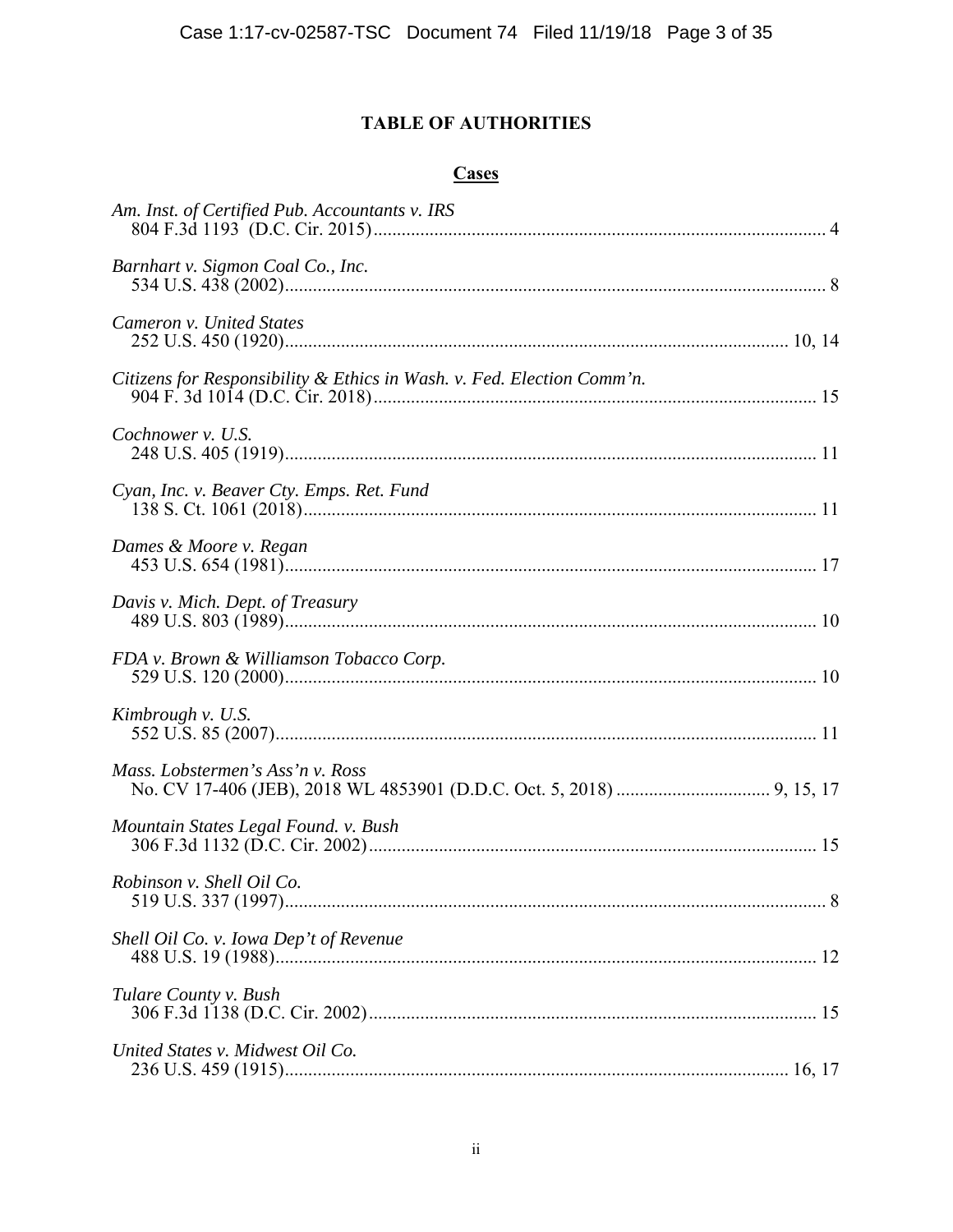# TABLE OF AUTHORITIES

## Cases

*Am. Inst. of Certified Pub. Accountants v. IRS*
804 F.3d 1193 (D.C. Cir. 2015)................................................................................................ 4

*Barnhart v. Sigmon Coal Co., Inc.*
534 U.S. 438 (2002)................................................................................................................... 8

*Cameron v. United States*
252 U.S. 450 (1920)........................................................................................................... 10, 14

*Citizens for Responsibility & Ethics in Wash. v. Fed. Election Comm'n.*
904 F. 3d 1014 (D.C. Cir. 2018).............................................................................................. 15

*Cochnower v. U.S.*
248 U.S. 405 (1919)................................................................................................................. 11

*Cyan, Inc. v. Beaver Cty. Emps. Ret. Fund*
138 S. Ct. 1061 (2018)............................................................................................................. 11

*Dames & Moore v. Regan*
453 U.S. 654 (1981)................................................................................................................. 17

*Davis v. Mich. Dept. of Treasury*
489 U.S. 803 (1989)................................................................................................................. 10

*FDA v. Brown & Williamson Tobacco Corp.*
529 U.S. 120 (2000)................................................................................................................. 10

*Kimbrough v. U.S.*
552 U.S. 85 (2007)................................................................................................................... 11

*Mass. Lobstermen's Ass'n v. Ross*
No. CV 17-406 (JEB), 2018 WL 4853901 (D.D.C. Oct. 5, 2018) ................................ 9, 15, 17

*Mountain States Legal Found. v. Bush*
306 F.3d 1132 (D.C. Cir. 2002)............................................................................................... 15

*Robinson v. Shell Oil Co.*
519 U.S. 337 (1997)................................................................................................................... 8

*Shell Oil Co. v. Iowa Dep't of Revenue*
488 U.S. 19 (1988)................................................................................................................... 12

*Tulare County v. Bush*
306 F.3d 1138 (D.C. Cir. 2002)............................................................................................... 15

*United States v. Midwest Oil Co.*
236 U.S. 459 (1915)........................................................................................................... 16, 17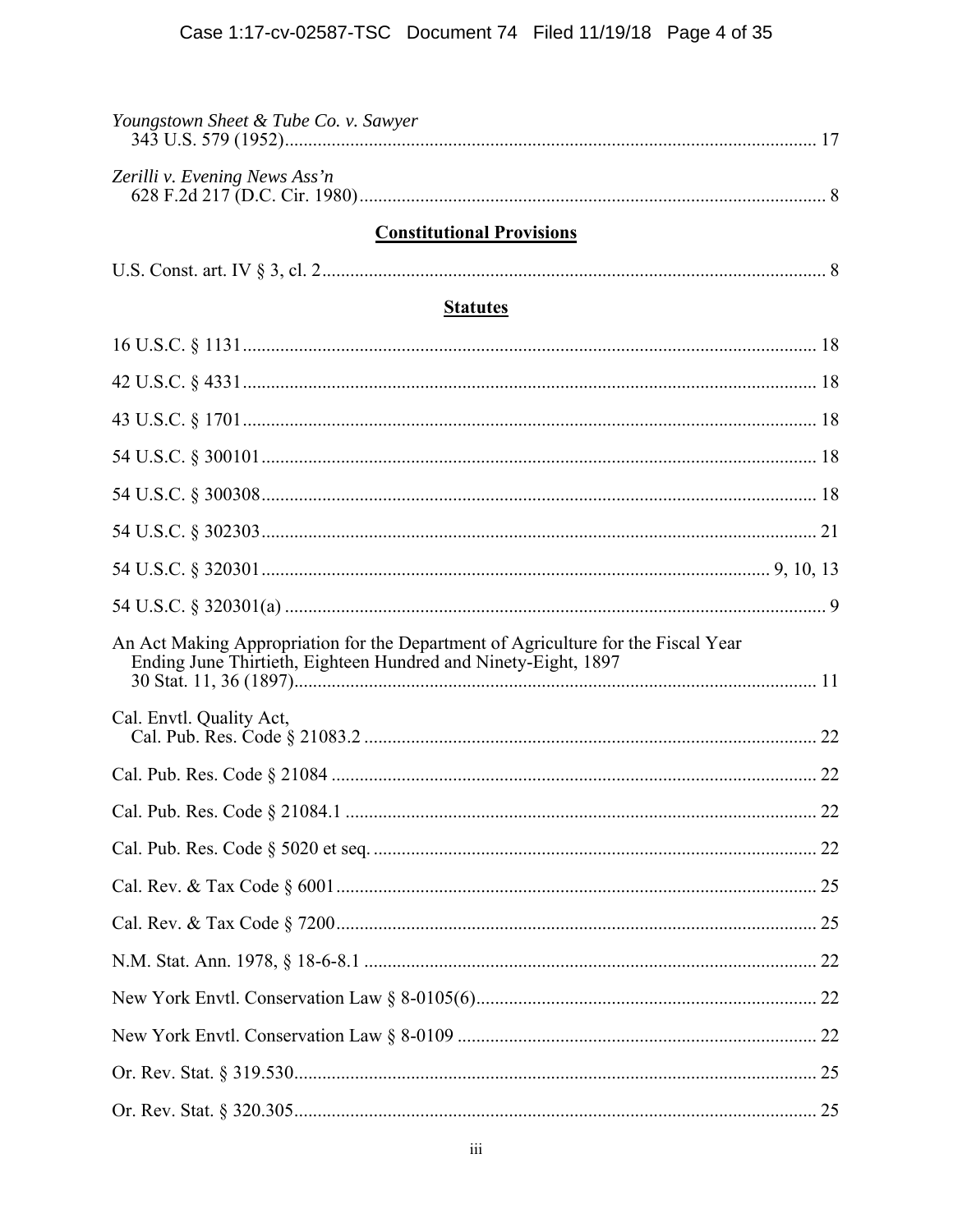*Youngstown Sheet & Tube Co. v. Sawyer*
343 U.S. 579 (1952) ........................................................................................................ 17

*Zerilli v. Evening News Ass'n*
628 F.2d 217 (D.C. Cir. 1980) ........................................................................................... 8

## Constitutional Provisions

U.S. Const. art. IV § 3, cl. 2 ................................................................................................ 8

## Statutes

16 U.S.C. § 1131 ................................................................................................................ 18

42 U.S.C. § 4331 ................................................................................................................ 18

43 U.S.C. § 1701 ................................................................................................................ 18

54 U.S.C. § 300101 ............................................................................................................ 18

54 U.S.C. § 300308 ............................................................................................................ 18

54 U.S.C. § 302303 ............................................................................................................ 21

54 U.S.C. § 320301 ................................................................................................. 9, 10, 13

54 U.S.C. § 320301(a) .......................................................................................................... 9

An Act Making Appropriation for the Department of Agriculture for the Fiscal Year Ending June Thirtieth, Eighteen Hundred and Ninety-Eight, 1897
30 Stat. 11, 36 (1897) ........................................................................................................ 11

Cal. Envtl. Quality Act,
Cal. Pub. Res. Code § 21083.2 ........................................................................................ 22

Cal. Pub. Res. Code § 21084 ............................................................................................... 22

Cal. Pub. Res. Code § 21084.1 ............................................................................................ 22

Cal. Pub. Res. Code § 5020 et seq. ...................................................................................... 22

Cal. Rev. & Tax Code § 6001 .............................................................................................. 25

Cal. Rev. & Tax Code § 7200 .............................................................................................. 25

N.M. Stat. Ann. 1978, § 18-6-8.1 ........................................................................................ 22

New York Envtl. Conservation Law § 8-0105(6) ................................................................ 22

New York Envtl. Conservation Law § 8-0109 .................................................................... 22

Or. Rev. Stat. § 319.530 ....................................................................................................... 25

Or. Rev. Stat. § 320.305 ....................................................................................................... 25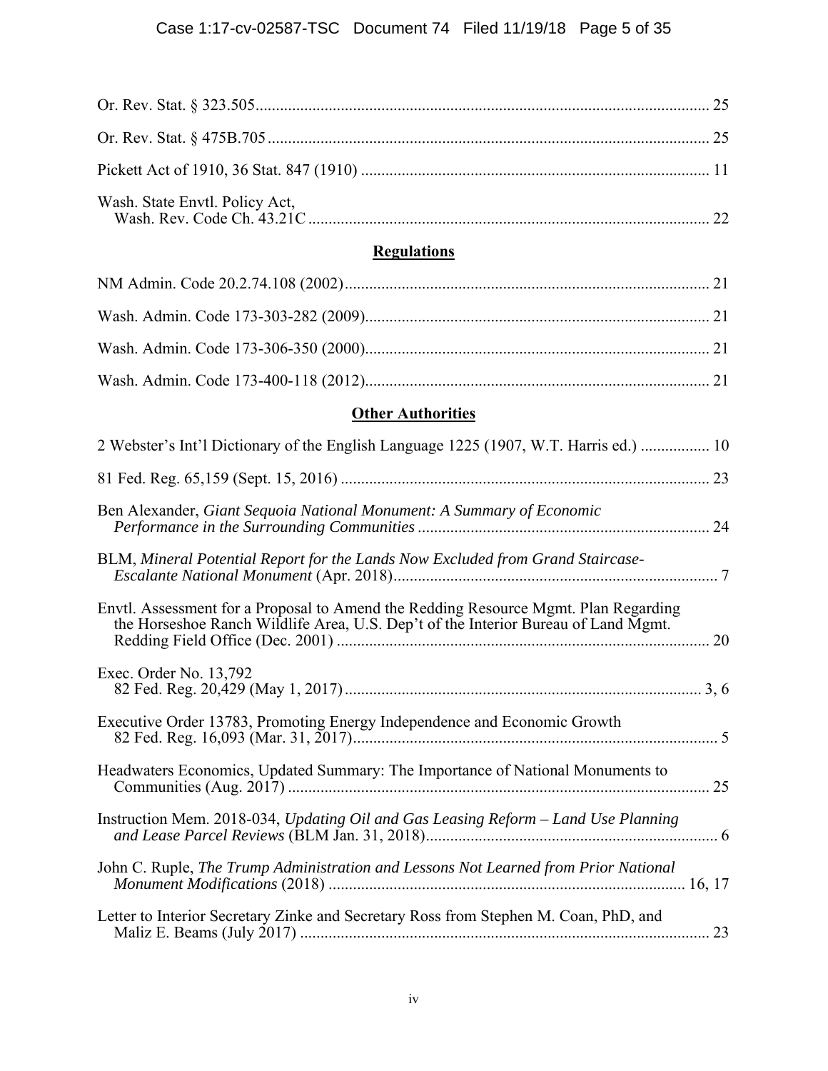Or. Rev. Stat. § 323.505 ............................................................................................................ 25

Or. Rev. Stat. § 475B.705 .......................................................................................................... 25

Pickett Act of 1910, 36 Stat. 847 (1910) .................................................................................... 11

Wash. State Envtl. Policy Act,
Wash. Rev. Code Ch. 43.21C ................................................................................................. 22

## **Regulations**

NM Admin. Code 20.2.74.108 (2002) ......................................................................................... 21

Wash. Admin. Code 173-303-282 (2009) .................................................................................... 21

Wash. Admin. Code 173-306-350 (2000) .................................................................................... 21

Wash. Admin. Code 173-400-118 (2012) .................................................................................... 21

## **Other Authorities**

2 Webster's Int'l Dictionary of the English Language 1225 (1907, W.T. Harris ed.) ................. 10

81 Fed. Reg. 65,159 (Sept. 15, 2016) .......................................................................................... 23

Ben Alexander, *Giant Sequoia National Monument: A Summary of Economic Performance in the Surrounding Communities* ...................................................................... 24

BLM, *Mineral Potential Report for the Lands Now Excluded from Grand Staircase-Escalante National Monument* (Apr. 2018) ............................................................................... 7

Envtl. Assessment for a Proposal to Amend the Redding Resource Mgmt. Plan Regarding the Horseshoe Ranch Wildlife Area, U.S. Dep't of the Interior Bureau of Land Mgmt. Redding Field Office (Dec. 2001) .......................................................................................... 20

Exec. Order No. 13,792
82 Fed. Reg. 20,429 (May 1, 2017) ...................................................................................... 3, 6

Executive Order 13783, Promoting Energy Independence and Economic Growth
82 Fed. Reg. 16,093 (Mar. 31, 2017) ........................................................................................ 5

Headwaters Economics, Updated Summary: The Importance of National Monuments to Communities (Aug. 2017) ...................................................................................................... 25

Instruction Mem. 2018-034, *Updating Oil and Gas Leasing Reform – Land Use Planning and Lease Parcel Reviews* (BLM Jan. 31, 2018) ....................................................................... 6

John C. Ruple, *The Trump Administration and Lessons Not Learned from Prior National Monument Modifications* (2018) ...................................................................................... 16, 17

Letter to Interior Secretary Zinke and Secretary Ross from Stephen M. Coan, PhD, and Maliz E. Beams (July 2017) ................................................................................................... 23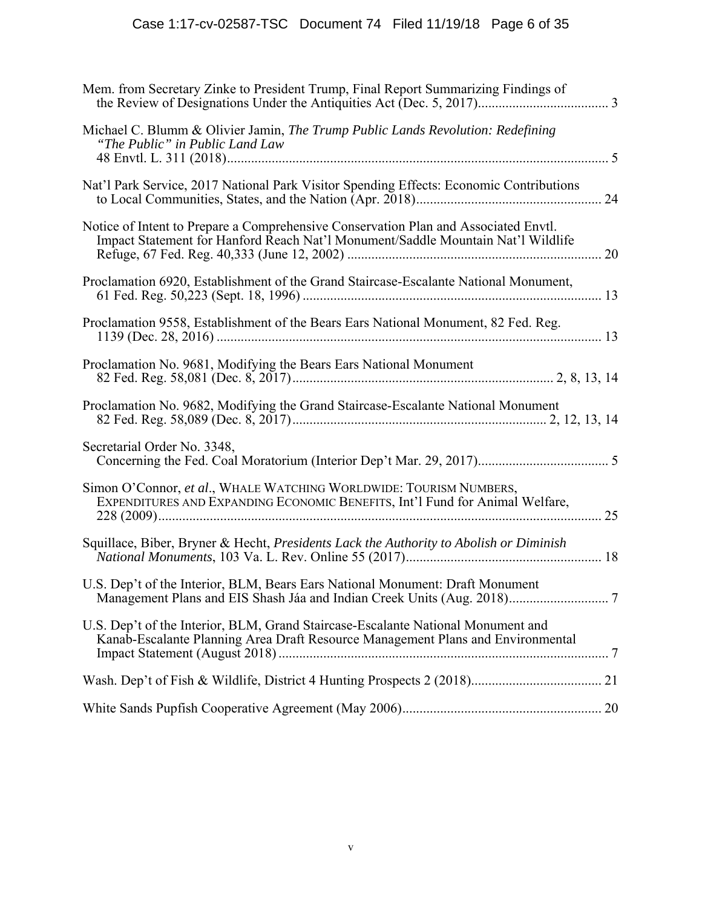Mem. from Secretary Zinke to President Trump, Final Report Summarizing Findings of the Review of Designations Under the Antiquities Act (Dec. 5, 2017)...................................... 3

Michael C. Blumm & Olivier Jamin, *The Trump Public Lands Revolution: Redefining "The Public" in Public Land Law* 48 Envtl. L. 311 (2018)............................................................................................................. 5

Nat'l Park Service, 2017 National Park Visitor Spending Effects: Economic Contributions to Local Communities, States, and the Nation (Apr. 2018)..................................................... 24

Notice of Intent to Prepare a Comprehensive Conservation Plan and Associated Envtl. Impact Statement for Hanford Reach Nat'l Monument/Saddle Mountain Nat'l Wildlife Refuge, 67 Fed. Reg. 40,333 (June 12, 2002) ......................................................................... 20

Proclamation 6920, Establishment of the Grand Staircase-Escalante National Monument, 61 Fed. Reg. 50,223 (Sept. 18, 1996) ...................................................................................... 13

Proclamation 9558, Establishment of the Bears Ears National Monument, 82 Fed. Reg. 1139 (Dec. 28, 2016) ............................................................................................................... 13

Proclamation No. 9681, Modifying the Bears Ears National Monument 82 Fed. Reg. 58,081 (Dec. 8, 2017)........................................................................... 2, 8, 13, 14

Proclamation No. 9682, Modifying the Grand Staircase-Escalante National Monument 82 Fed. Reg. 58,089 (Dec. 8, 2017)......................................................................... 2, 12, 13, 14

Secretarial Order No. 3348, Concerning the Fed. Coal Moratorium (Interior Dep't Mar. 29, 2017)...................................... 5

Simon O'Connor, *et al*., WHALE WATCHING WORLDWIDE: TOURISM NUMBERS, EXPENDITURES AND EXPANDING ECONOMIC BENEFITS, Int'l Fund for Animal Welfare, 228 (2009)................................................................................................................................ 25

Squillace, Biber, Bryner & Hecht, *Presidents Lack the Authority to Abolish or Diminish National Monuments*, 103 Va. L. Rev. Online 55 (2017)......................................................... 18

U.S. Dep't of the Interior, BLM, Bears Ears National Monument: Draft Monument Management Plans and EIS Shash Jáa and Indian Creek Units (Aug. 2018)............................. 7

U.S. Dep't of the Interior, BLM, Grand Staircase-Escalante National Monument and Kanab-Escalante Planning Area Draft Resource Management Plans and Environmental Impact Statement (August 2018) ............................................................................................... 7

Wash. Dep't of Fish & Wildlife, District 4 Hunting Prospects 2 (2018)...................................... 21

White Sands Pupfish Cooperative Agreement (May 2006).......................................................... 20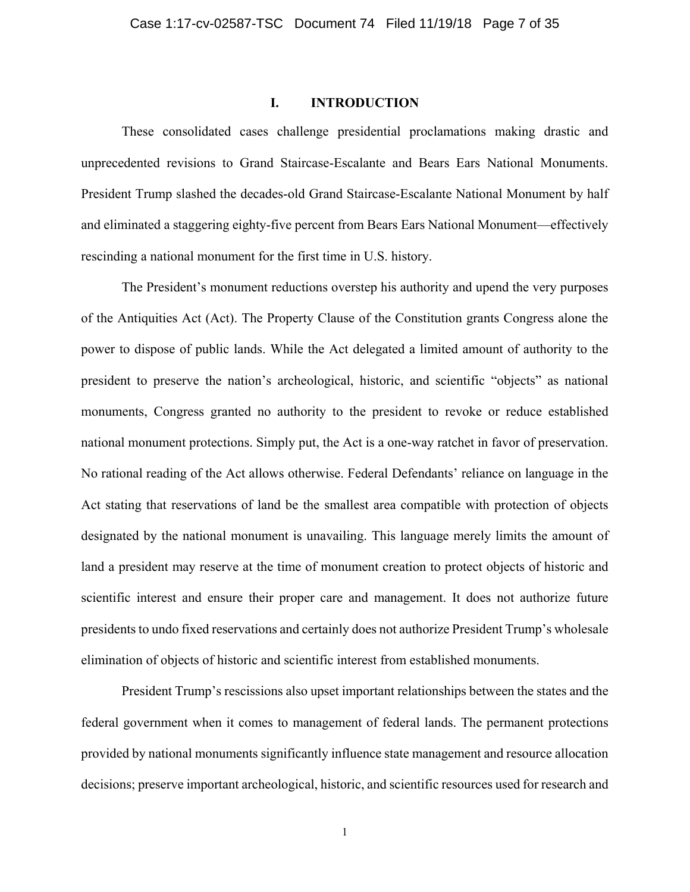## I. INTRODUCTION

These consolidated cases challenge presidential proclamations making drastic and unprecedented revisions to Grand Staircase-Escalante and Bears Ears National Monuments. President Trump slashed the decades-old Grand Staircase-Escalante National Monument by half and eliminated a staggering eighty-five percent from Bears Ears National Monument—effectively rescinding a national monument for the first time in U.S. history.

The President's monument reductions overstep his authority and upend the very purposes of the Antiquities Act (Act). The Property Clause of the Constitution grants Congress alone the power to dispose of public lands. While the Act delegated a limited amount of authority to the president to preserve the nation's archeological, historic, and scientific "objects" as national monuments, Congress granted no authority to the president to revoke or reduce established national monument protections. Simply put, the Act is a one-way ratchet in favor of preservation. No rational reading of the Act allows otherwise. Federal Defendants' reliance on language in the Act stating that reservations of land be the smallest area compatible with protection of objects designated by the national monument is unavailing. This language merely limits the amount of land a president may reserve at the time of monument creation to protect objects of historic and scientific interest and ensure their proper care and management. It does not authorize future presidents to undo fixed reservations and certainly does not authorize President Trump's wholesale elimination of objects of historic and scientific interest from established monuments.

President Trump's rescissions also upset important relationships between the states and the federal government when it comes to management of federal lands. The permanent protections provided by national monuments significantly influence state management and resource allocation decisions; preserve important archeological, historic, and scientific resources used for research and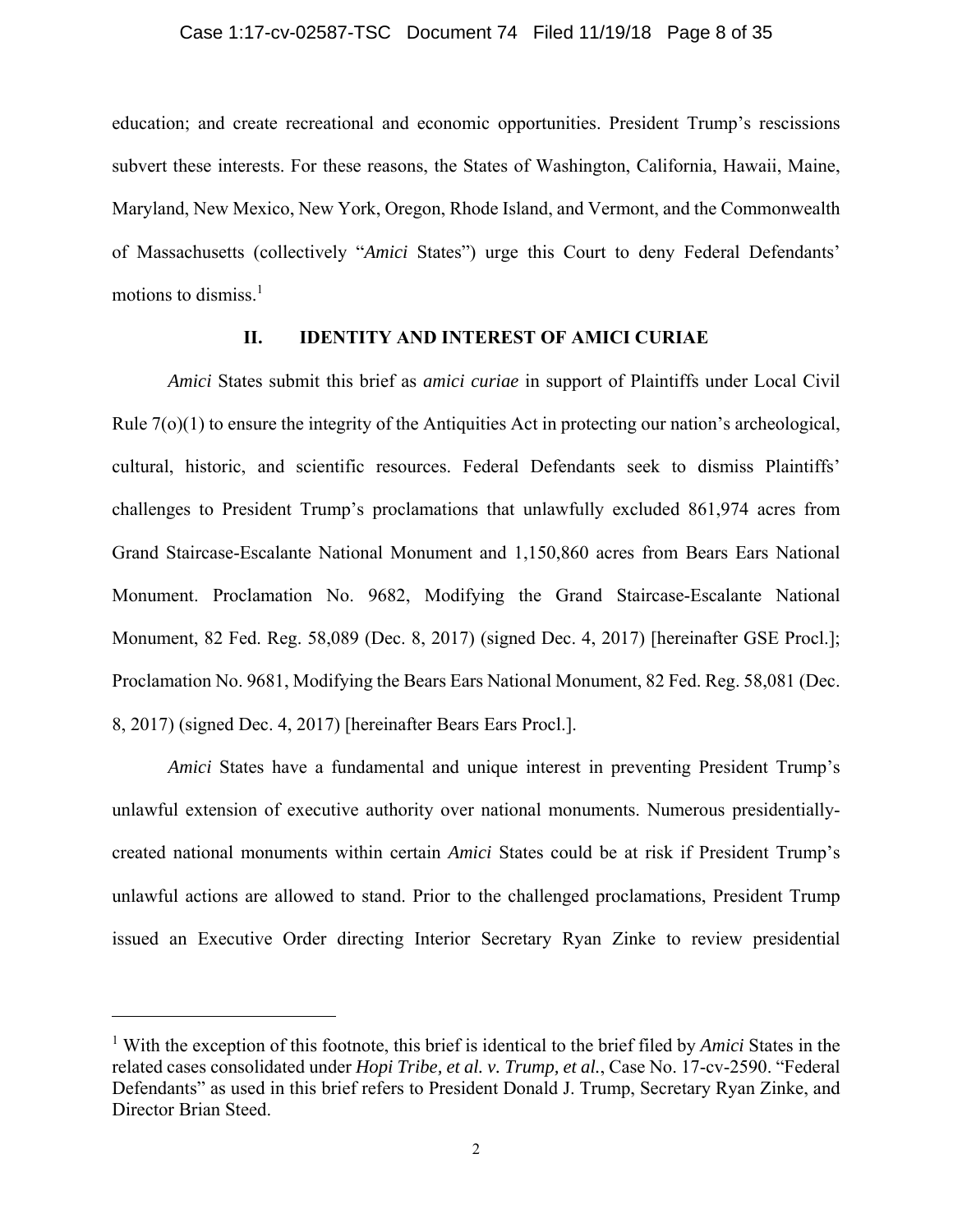education; and create recreational and economic opportunities. President Trump's rescissions subvert these interests. For these reasons, the States of Washington, California, Hawaii, Maine, Maryland, New Mexico, New York, Oregon, Rhode Island, and Vermont, and the Commonwealth of Massachusetts (collectively "*Amici* States") urge this Court to deny Federal Defendants' motions to dismiss.[1]

## II. IDENTITY AND INTEREST OF AMICI CURIAE

*Amici* States submit this brief as *amici curiae* in support of Plaintiffs under Local Civil Rule 7(o)(1) to ensure the integrity of the Antiquities Act in protecting our nation's archeological, cultural, historic, and scientific resources. Federal Defendants seek to dismiss Plaintiffs' challenges to President Trump's proclamations that unlawfully excluded 861,974 acres from Grand Staircase-Escalante National Monument and 1,150,860 acres from Bears Ears National Monument. Proclamation No. 9682, Modifying the Grand Staircase-Escalante National Monument, 82 Fed. Reg. 58,089 (Dec. 8, 2017) (signed Dec. 4, 2017) [hereinafter GSE Procl.]; Proclamation No. 9681, Modifying the Bears Ears National Monument, 82 Fed. Reg. 58,081 (Dec. 8, 2017) (signed Dec. 4, 2017) [hereinafter Bears Ears Procl.].

*Amici* States have a fundamental and unique interest in preventing President Trump's unlawful extension of executive authority over national monuments. Numerous presidentially-created national monuments within certain *Amici* States could be at risk if President Trump's unlawful actions are allowed to stand. Prior to the challenged proclamations, President Trump issued an Executive Order directing Interior Secretary Ryan Zinke to review presidential

---

[1] With the exception of this footnote, this brief is identical to the brief filed by *Amici* States in the related cases consolidated under *Hopi Tribe, et al. v. Trump, et al.*, Case No. 17-cv-2590. "Federal Defendants" as used in this brief refers to President Donald J. Trump, Secretary Ryan Zinke, and Director Brian Steed.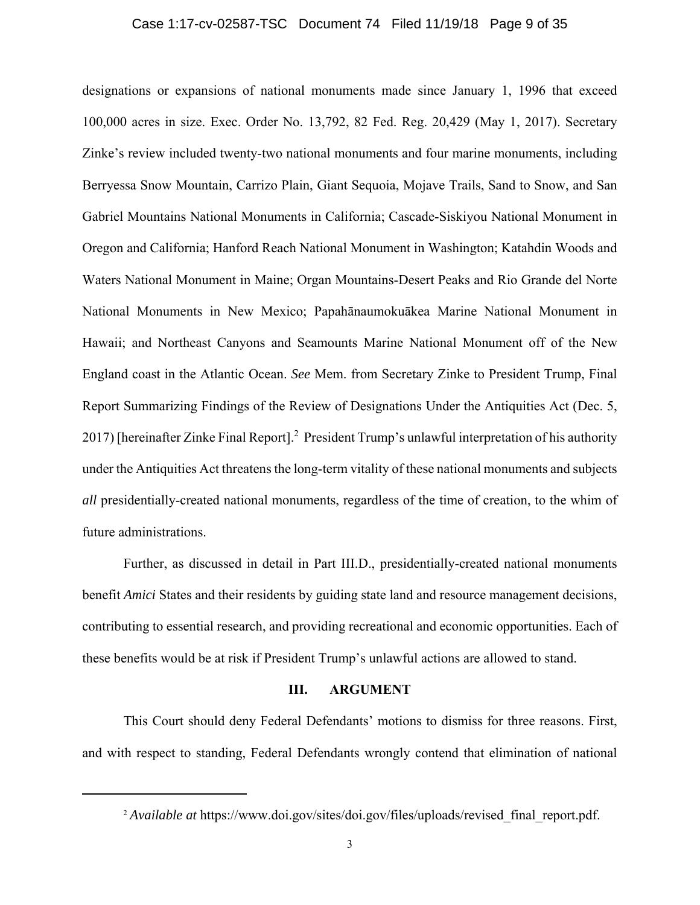designations or expansions of national monuments made since January 1, 1996 that exceed 100,000 acres in size. Exec. Order No. 13,792, 82 Fed. Reg. 20,429 (May 1, 2017). Secretary Zinke's review included twenty-two national monuments and four marine monuments, including Berryessa Snow Mountain, Carrizo Plain, Giant Sequoia, Mojave Trails, Sand to Snow, and San Gabriel Mountains National Monuments in California; Cascade-Siskiyou National Monument in Oregon and California; Hanford Reach National Monument in Washington; Katahdin Woods and Waters National Monument in Maine; Organ Mountains-Desert Peaks and Rio Grande del Norte National Monuments in New Mexico; Papahānaumokuākea Marine National Monument in Hawaii; and Northeast Canyons and Seamounts Marine National Monument off of the New England coast in the Atlantic Ocean. *See* Mem. from Secretary Zinke to President Trump, Final Report Summarizing Findings of the Review of Designations Under the Antiquities Act (Dec. 5, 2017) [hereinafter Zinke Final Report].[2] President Trump's unlawful interpretation of his authority under the Antiquities Act threatens the long-term vitality of these national monuments and subjects *all* presidentially-created national monuments, regardless of the time of creation, to the whim of future administrations.

Further, as discussed in detail in Part III.D., presidentially-created national monuments benefit *Amici* States and their residents by guiding state land and resource management decisions, contributing to essential research, and providing recreational and economic opportunities. Each of these benefits would be at risk if President Trump's unlawful actions are allowed to stand.

## III. ARGUMENT

This Court should deny Federal Defendants' motions to dismiss for three reasons. First, and with respect to standing, Federal Defendants wrongly contend that elimination of national

---

[2] *Available at* https://www.doi.gov/sites/doi.gov/files/uploads/revised_final_report.pdf.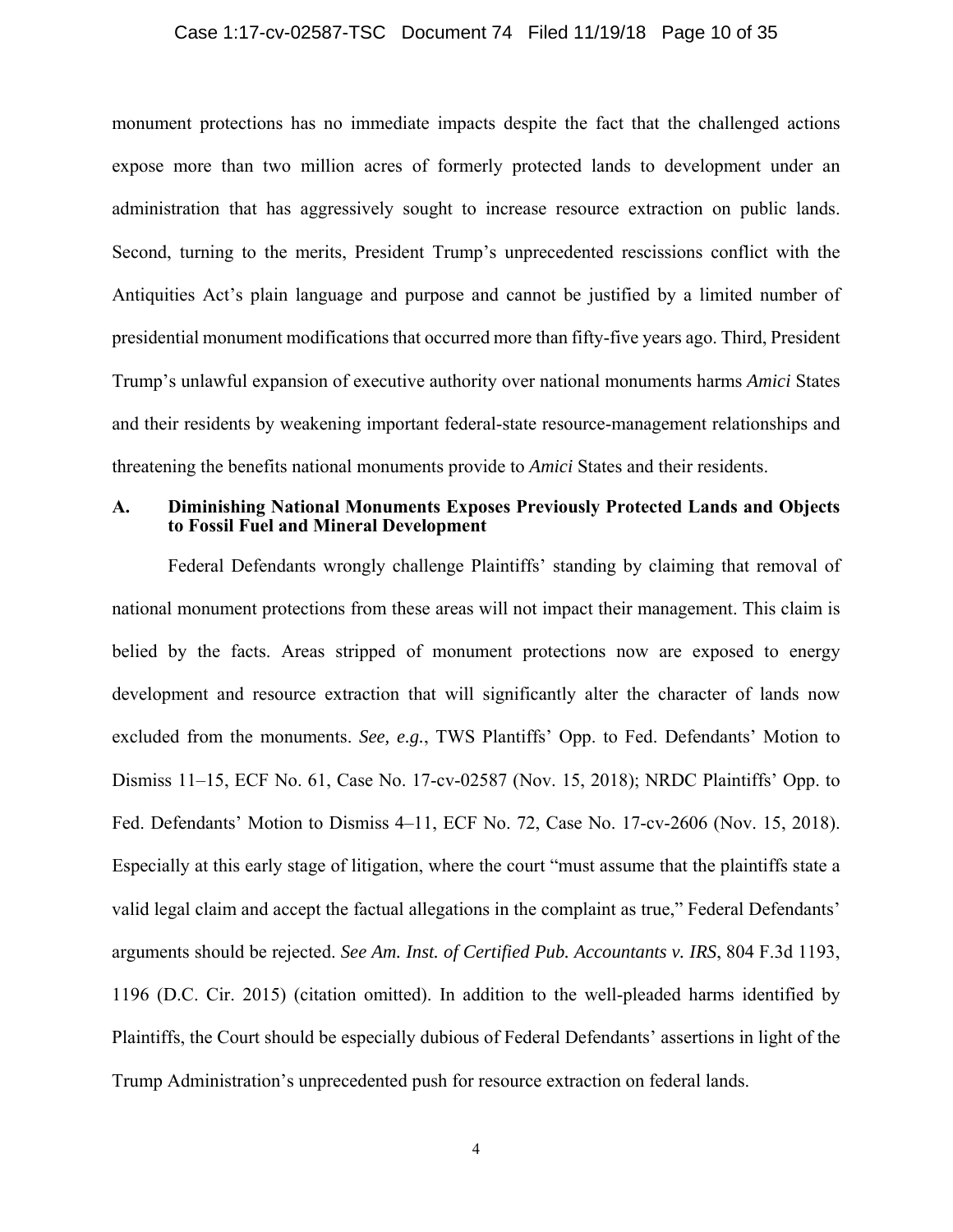monument protections has no immediate impacts despite the fact that the challenged actions expose more than two million acres of formerly protected lands to development under an administration that has aggressively sought to increase resource extraction on public lands. Second, turning to the merits, President Trump's unprecedented rescissions conflict with the Antiquities Act's plain language and purpose and cannot be justified by a limited number of presidential monument modifications that occurred more than fifty-five years ago. Third, President Trump's unlawful expansion of executive authority over national monuments harms *Amici* States and their residents by weakening important federal-state resource-management relationships and threatening the benefits national monuments provide to *Amici* States and their residents.

### A. Diminishing National Monuments Exposes Previously Protected Lands and Objects to Fossil Fuel and Mineral Development

Federal Defendants wrongly challenge Plaintiffs' standing by claiming that removal of national monument protections from these areas will not impact their management. This claim is belied by the facts. Areas stripped of monument protections now are exposed to energy development and resource extraction that will significantly alter the character of lands now excluded from the monuments. *See, e.g.*, TWS Plantiffs' Opp. to Fed. Defendants' Motion to Dismiss 11–15, ECF No. 61, Case No. 17-cv-02587 (Nov. 15, 2018); NRDC Plaintiffs' Opp. to Fed. Defendants' Motion to Dismiss 4–11, ECF No. 72, Case No. 17-cv-2606 (Nov. 15, 2018). Especially at this early stage of litigation, where the court "must assume that the plaintiffs state a valid legal claim and accept the factual allegations in the complaint as true," Federal Defendants' arguments should be rejected. *See Am. Inst. of Certified Pub. Accountants v. IRS*, 804 F.3d 1193, 1196 (D.C. Cir. 2015) (citation omitted). In addition to the well-pleaded harms identified by Plaintiffs, the Court should be especially dubious of Federal Defendants' assertions in light of the Trump Administration's unprecedented push for resource extraction on federal lands.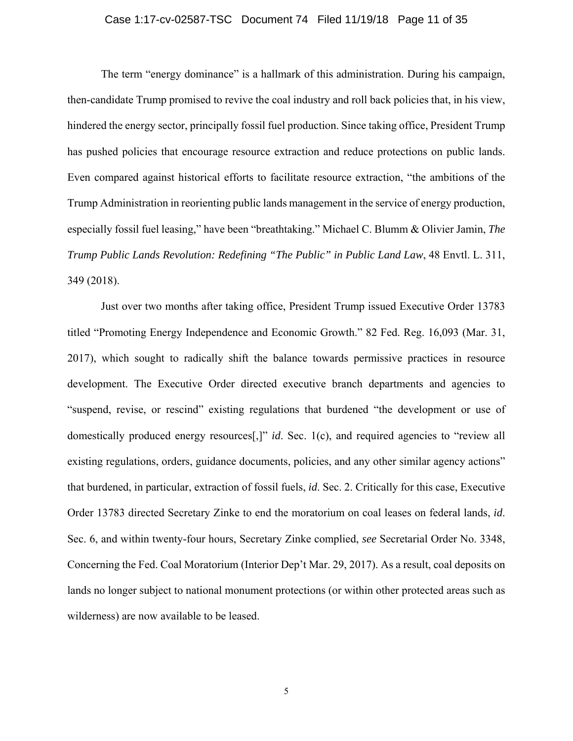The term "energy dominance" is a hallmark of this administration. During his campaign, then-candidate Trump promised to revive the coal industry and roll back policies that, in his view, hindered the energy sector, principally fossil fuel production. Since taking office, President Trump has pushed policies that encourage resource extraction and reduce protections on public lands. Even compared against historical efforts to facilitate resource extraction, "the ambitions of the Trump Administration in reorienting public lands management in the service of energy production, especially fossil fuel leasing," have been "breathtaking." Michael C. Blumm & Olivier Jamin, *The Trump Public Lands Revolution: Redefining "The Public" in Public Land Law*, 48 Envtl. L. 311, 349 (2018).

Just over two months after taking office, President Trump issued Executive Order 13783 titled "Promoting Energy Independence and Economic Growth." 82 Fed. Reg. 16,093 (Mar. 31, 2017), which sought to radically shift the balance towards permissive practices in resource development. The Executive Order directed executive branch departments and agencies to "suspend, revise, or rescind" existing regulations that burdened "the development or use of domestically produced energy resources[,]" *id*. Sec. 1(c), and required agencies to "review all existing regulations, orders, guidance documents, policies, and any other similar agency actions" that burdened, in particular, extraction of fossil fuels, *id*. Sec. 2. Critically for this case, Executive Order 13783 directed Secretary Zinke to end the moratorium on coal leases on federal lands, *id*. Sec. 6, and within twenty-four hours, Secretary Zinke complied, *see* Secretarial Order No. 3348, Concerning the Fed. Coal Moratorium (Interior Dep't Mar. 29, 2017). As a result, coal deposits on lands no longer subject to national monument protections (or within other protected areas such as wilderness) are now available to be leased.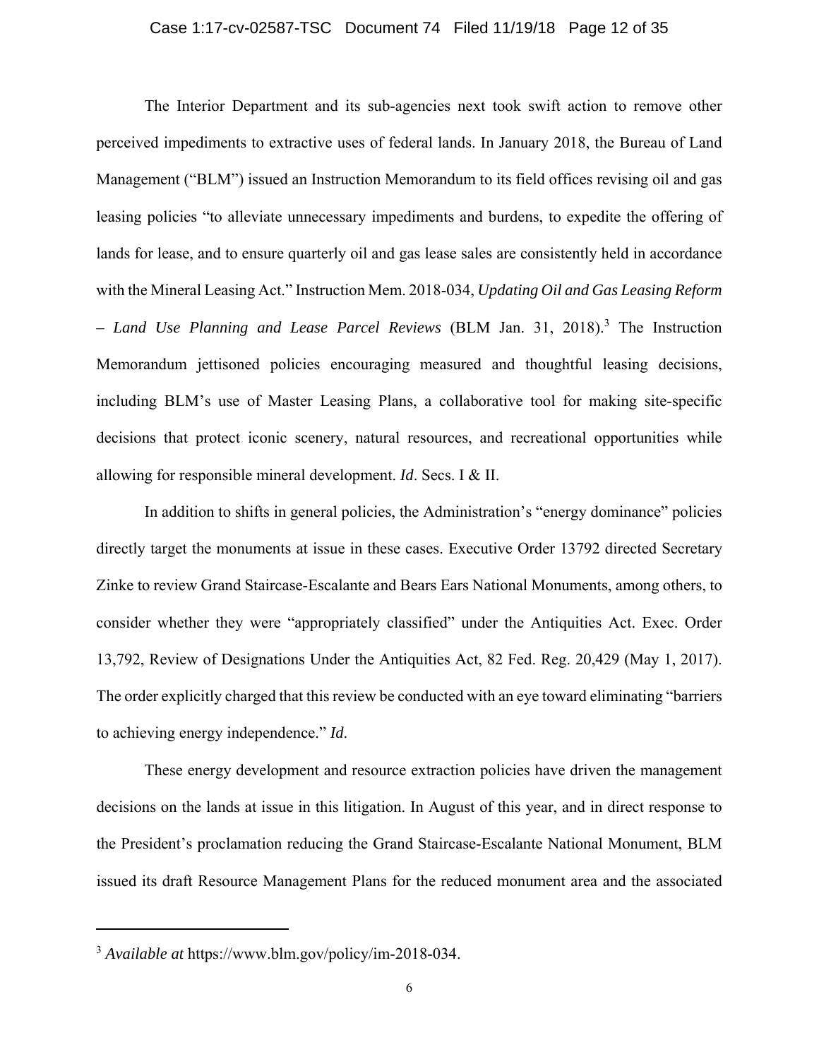The Interior Department and its sub-agencies next took swift action to remove other perceived impediments to extractive uses of federal lands. In January 2018, the Bureau of Land Management ("BLM") issued an Instruction Memorandum to its field offices revising oil and gas leasing policies "to alleviate unnecessary impediments and burdens, to expedite the offering of lands for lease, and to ensure quarterly oil and gas lease sales are consistently held in accordance with the Mineral Leasing Act." Instruction Mem. 2018-034, *Updating Oil and Gas Leasing Reform – Land Use Planning and Lease Parcel Reviews* (BLM Jan. 31, 2018).[3] The Instruction Memorandum jettisoned policies encouraging measured and thoughtful leasing decisions, including BLM's use of Master Leasing Plans, a collaborative tool for making site-specific decisions that protect iconic scenery, natural resources, and recreational opportunities while allowing for responsible mineral development. *Id*. Secs. I & II.

In addition to shifts in general policies, the Administration's "energy dominance" policies directly target the monuments at issue in these cases. Executive Order 13792 directed Secretary Zinke to review Grand Staircase-Escalante and Bears Ears National Monuments, among others, to consider whether they were "appropriately classified" under the Antiquities Act. Exec. Order 13,792, Review of Designations Under the Antiquities Act, 82 Fed. Reg. 20,429 (May 1, 2017). The order explicitly charged that this review be conducted with an eye toward eliminating "barriers to achieving energy independence." *Id*.

These energy development and resource extraction policies have driven the management decisions on the lands at issue in this litigation. In August of this year, and in direct response to the President's proclamation reducing the Grand Staircase-Escalante National Monument, BLM issued its draft Resource Management Plans for the reduced monument area and the associated

[3] *Available at* https://www.blm.gov/policy/im-2018-034.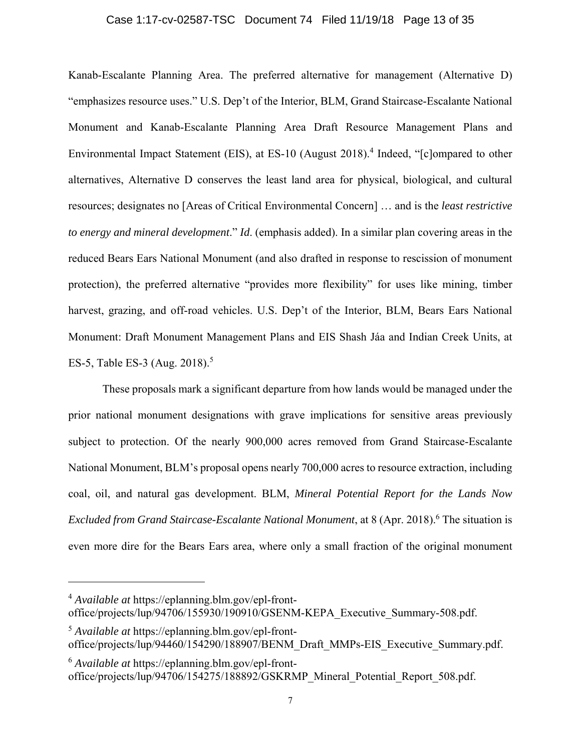Kanab-Escalante Planning Area. The preferred alternative for management (Alternative D) "emphasizes resource uses." U.S. Dep't of the Interior, BLM, Grand Staircase-Escalante National Monument and Kanab-Escalante Planning Area Draft Resource Management Plans and Environmental Impact Statement (EIS), at ES-10 (August 2018).[4] Indeed, "[c]ompared to other alternatives, Alternative D conserves the least land area for physical, biological, and cultural resources; designates no [Areas of Critical Environmental Concern] … and is the *least restrictive to energy and mineral development*." *Id*. (emphasis added). In a similar plan covering areas in the reduced Bears Ears National Monument (and also drafted in response to rescission of monument protection), the preferred alternative "provides more flexibility" for uses like mining, timber harvest, grazing, and off-road vehicles. U.S. Dep't of the Interior, BLM, Bears Ears National Monument: Draft Monument Management Plans and EIS Shash Jáa and Indian Creek Units, at ES-5, Table ES-3 (Aug. 2018).[5]

These proposals mark a significant departure from how lands would be managed under the prior national monument designations with grave implications for sensitive areas previously subject to protection. Of the nearly 900,000 acres removed from Grand Staircase-Escalante National Monument, BLM's proposal opens nearly 700,000 acres to resource extraction, including coal, oil, and natural gas development. BLM, *Mineral Potential Report for the Lands Now Excluded from Grand Staircase-Escalante National Monument*, at 8 (Apr. 2018).[6] The situation is even more dire for the Bears Ears area, where only a small fraction of the original monument

---

[4] *Available at* https://eplanning.blm.gov/epl-front-office/projects/lup/94706/155930/190910/GSENM-KEPA_Executive_Summary-508.pdf.

[5] *Available at* https://eplanning.blm.gov/epl-front-office/projects/lup/94460/154290/188907/BENM_Draft_MMPs-EIS_Executive_Summary.pdf.

[6] *Available at* https://eplanning.blm.gov/epl-front-office/projects/lup/94706/154275/188892/GSKRMP_Mineral_Potential_Report_508.pdf.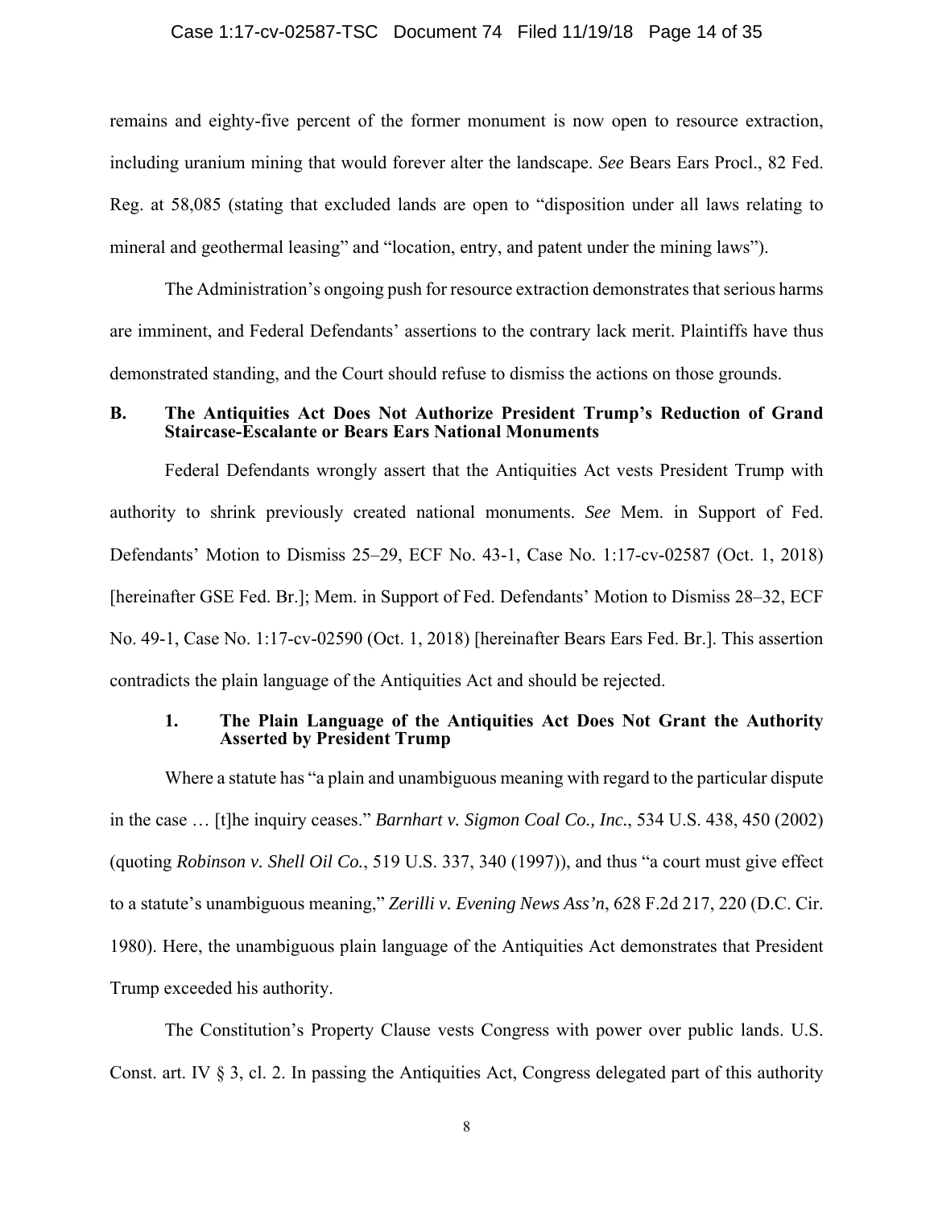remains and eighty-five percent of the former monument is now open to resource extraction, including uranium mining that would forever alter the landscape. *See* Bears Ears Procl., 82 Fed. Reg. at 58,085 (stating that excluded lands are open to "disposition under all laws relating to mineral and geothermal leasing" and "location, entry, and patent under the mining laws").

The Administration's ongoing push for resource extraction demonstrates that serious harms are imminent, and Federal Defendants' assertions to the contrary lack merit. Plaintiffs have thus demonstrated standing, and the Court should refuse to dismiss the actions on those grounds.

### B. The Antiquities Act Does Not Authorize President Trump's Reduction of Grand Staircase-Escalante or Bears Ears National Monuments

Federal Defendants wrongly assert that the Antiquities Act vests President Trump with authority to shrink previously created national monuments. *See* Mem. in Support of Fed. Defendants' Motion to Dismiss 25–29, ECF No. 43-1, Case No. 1:17-cv-02587 (Oct. 1, 2018) [hereinafter GSE Fed. Br.]; Mem. in Support of Fed. Defendants' Motion to Dismiss 28–32, ECF No. 49-1, Case No. 1:17-cv-02590 (Oct. 1, 2018) [hereinafter Bears Ears Fed. Br.]. This assertion contradicts the plain language of the Antiquities Act and should be rejected.

#### 1. The Plain Language of the Antiquities Act Does Not Grant the Authority Asserted by President Trump

Where a statute has "a plain and unambiguous meaning with regard to the particular dispute in the case … [t]he inquiry ceases." *Barnhart v. Sigmon Coal Co., Inc.*, 534 U.S. 438, 450 (2002) (quoting *Robinson v. Shell Oil Co.*, 519 U.S. 337, 340 (1997)), and thus "a court must give effect to a statute's unambiguous meaning," *Zerilli v. Evening News Ass'n*, 628 F.2d 217, 220 (D.C. Cir. 1980). Here, the unambiguous plain language of the Antiquities Act demonstrates that President Trump exceeded his authority.

The Constitution's Property Clause vests Congress with power over public lands. U.S. Const. art. IV § 3, cl. 2. In passing the Antiquities Act, Congress delegated part of this authority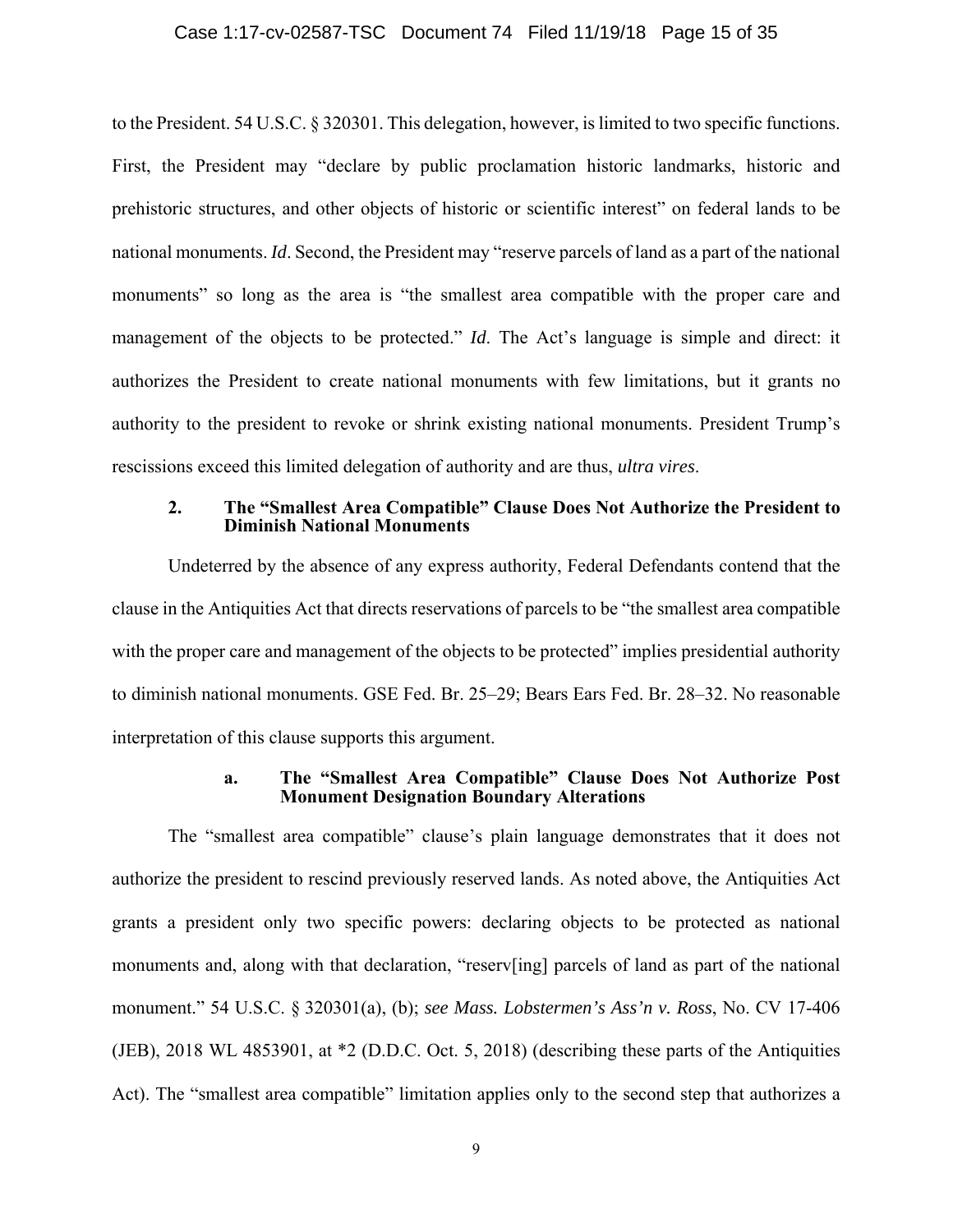to the President. 54 U.S.C. § 320301. This delegation, however, is limited to two specific functions. First, the President may "declare by public proclamation historic landmarks, historic and prehistoric structures, and other objects of historic or scientific interest" on federal lands to be national monuments. *Id*. Second, the President may "reserve parcels of land as a part of the national monuments" so long as the area is "the smallest area compatible with the proper care and management of the objects to be protected." *Id*. The Act's language is simple and direct: it authorizes the President to create national monuments with few limitations, but it grants no authority to the president to revoke or shrink existing national monuments. President Trump's rescissions exceed this limited delegation of authority and are thus, *ultra vires*.

### 2. The "Smallest Area Compatible" Clause Does Not Authorize the President to Diminish National Monuments

Undeterred by the absence of any express authority, Federal Defendants contend that the clause in the Antiquities Act that directs reservations of parcels to be "the smallest area compatible with the proper care and management of the objects to be protected" implies presidential authority to diminish national monuments. GSE Fed. Br. 25–29; Bears Ears Fed. Br. 28–32. No reasonable interpretation of this clause supports this argument.

#### a. The "Smallest Area Compatible" Clause Does Not Authorize Post Monument Designation Boundary Alterations

The "smallest area compatible" clause's plain language demonstrates that it does not authorize the president to rescind previously reserved lands. As noted above, the Antiquities Act grants a president only two specific powers: declaring objects to be protected as national monuments and, along with that declaration, "reserv[ing] parcels of land as part of the national monument." 54 U.S.C. § 320301(a), (b); *see Mass. Lobstermen's Ass'n v. Ross*, No. CV 17-406 (JEB), 2018 WL 4853901, at *2 (D.D.C. Oct. 5, 2018) (describing these parts of the Antiquities Act). The "smallest area compatible" limitation applies only to the second step that authorizes a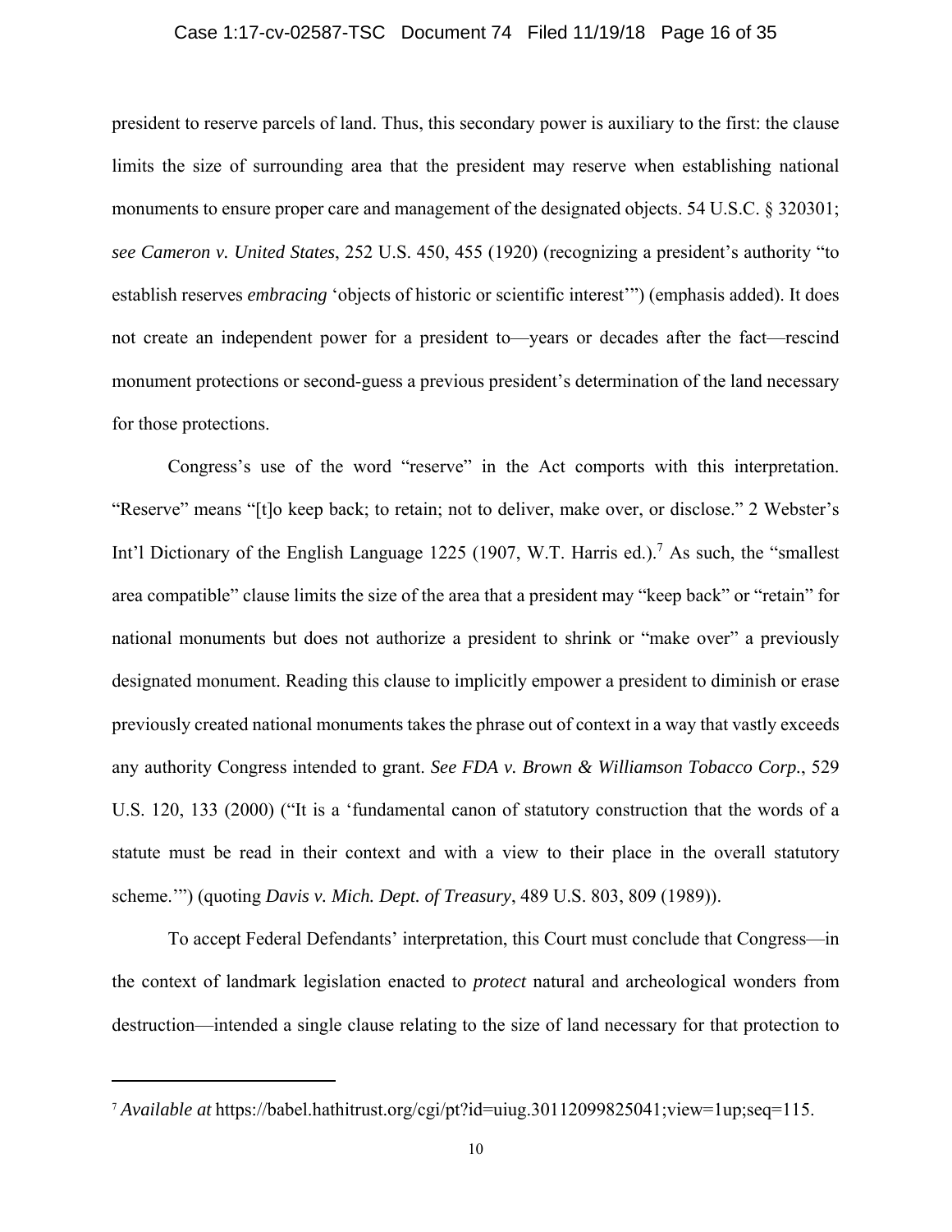president to reserve parcels of land. Thus, this secondary power is auxiliary to the first: the clause limits the size of surrounding area that the president may reserve when establishing national monuments to ensure proper care and management of the designated objects. 54 U.S.C. § 320301; *see Cameron v. United States*, 252 U.S. 450, 455 (1920) (recognizing a president's authority "to establish reserves *embracing* 'objects of historic or scientific interest'") (emphasis added). It does not create an independent power for a president to—years or decades after the fact—rescind monument protections or second-guess a previous president's determination of the land necessary for those protections.

Congress's use of the word "reserve" in the Act comports with this interpretation. "Reserve" means "[t]o keep back; to retain; not to deliver, make over, or disclose." 2 Webster's Int'l Dictionary of the English Language 1225 (1907, W.T. Harris ed.).[7] As such, the "smallest area compatible" clause limits the size of the area that a president may "keep back" or "retain" for national monuments but does not authorize a president to shrink or "make over" a previously designated monument. Reading this clause to implicitly empower a president to diminish or erase previously created national monuments takes the phrase out of context in a way that vastly exceeds any authority Congress intended to grant. *See FDA v. Brown & Williamson Tobacco Corp.*, 529 U.S. 120, 133 (2000) ("It is a 'fundamental canon of statutory construction that the words of a statute must be read in their context and with a view to their place in the overall statutory scheme.'") (quoting *Davis v. Mich. Dept. of Treasury*, 489 U.S. 803, 809 (1989)).

To accept Federal Defendants' interpretation, this Court must conclude that Congress—in the context of landmark legislation enacted to *protect* natural and archeological wonders from destruction—intended a single clause relating to the size of land necessary for that protection to

---

[7] *Available at* https://babel.hathitrust.org/cgi/pt?id=uiug.30112099825041;view=1up;seq=115.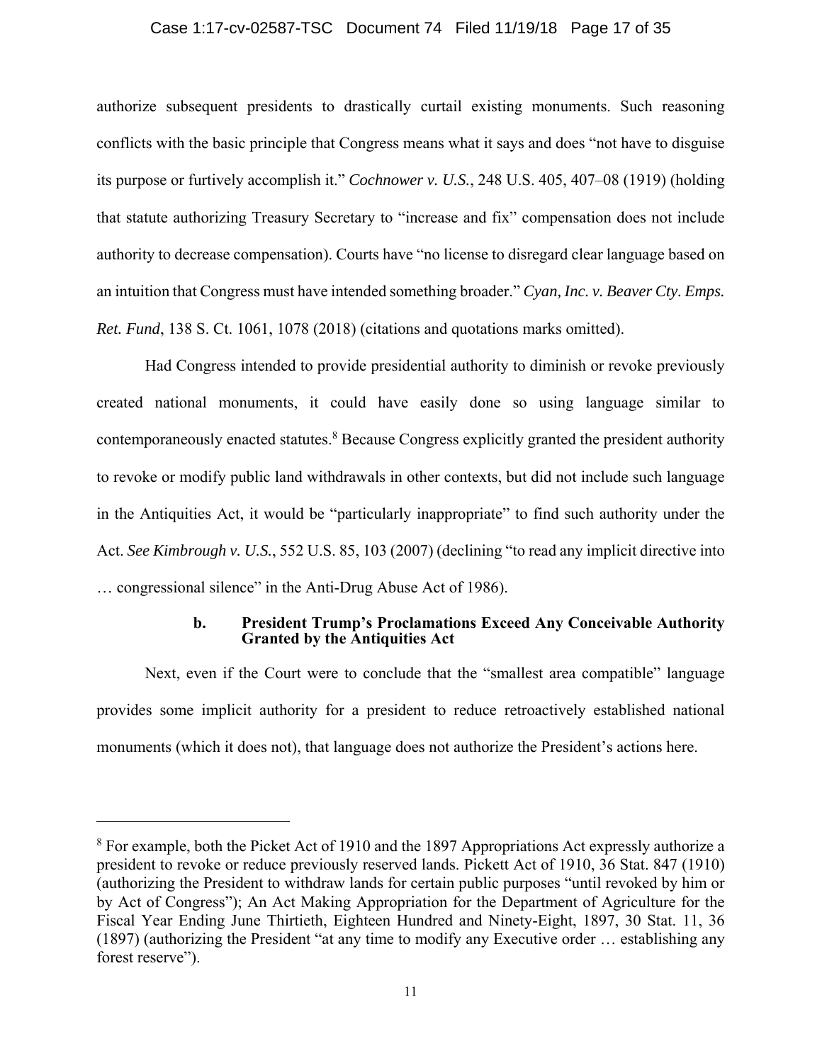authorize subsequent presidents to drastically curtail existing monuments. Such reasoning conflicts with the basic principle that Congress means what it says and does "not have to disguise its purpose or furtively accomplish it." *Cochnower v. U.S.*, 248 U.S. 405, 407–08 (1919) (holding that statute authorizing Treasury Secretary to "increase and fix" compensation does not include authority to decrease compensation). Courts have "no license to disregard clear language based on an intuition that Congress must have intended something broader." *Cyan, Inc. v. Beaver Cty. Emps. Ret. Fund*, 138 S. Ct. 1061, 1078 (2018) (citations and quotations marks omitted).

Had Congress intended to provide presidential authority to diminish or revoke previously created national monuments, it could have easily done so using language similar to contemporaneously enacted statutes.[8] Because Congress explicitly granted the president authority to revoke or modify public land withdrawals in other contexts, but did not include such language in the Antiquities Act, it would be "particularly inappropriate" to find such authority under the Act. *See Kimbrough v. U.S.*, 552 U.S. 85, 103 (2007) (declining "to read any implicit directive into … congressional silence" in the Anti-Drug Abuse Act of 1986).

#### b. President Trump's Proclamations Exceed Any Conceivable Authority Granted by the Antiquities Act

Next, even if the Court were to conclude that the "smallest area compatible" language provides some implicit authority for a president to reduce retroactively established national monuments (which it does not), that language does not authorize the President's actions here.

---

[8] For example, both the Picket Act of 1910 and the 1897 Appropriations Act expressly authorize a president to revoke or reduce previously reserved lands. Pickett Act of 1910, 36 Stat. 847 (1910) (authorizing the President to withdraw lands for certain public purposes "until revoked by him or by Act of Congress"); An Act Making Appropriation for the Department of Agriculture for the Fiscal Year Ending June Thirtieth, Eighteen Hundred and Ninety-Eight, 1897, 30 Stat. 11, 36 (1897) (authorizing the President "at any time to modify any Executive order … establishing any forest reserve").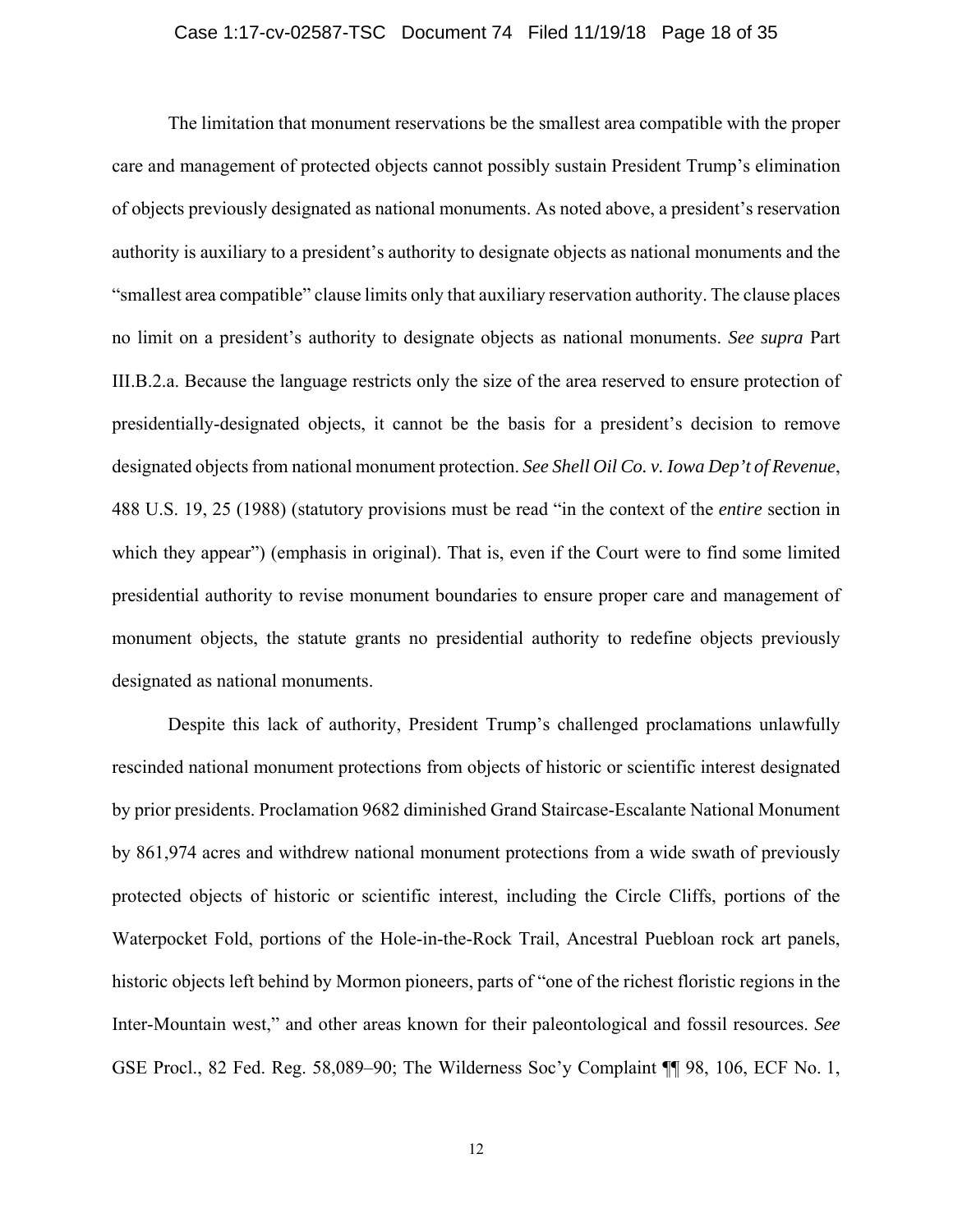The limitation that monument reservations be the smallest area compatible with the proper care and management of protected objects cannot possibly sustain President Trump's elimination of objects previously designated as national monuments. As noted above, a president's reservation authority is auxiliary to a president's authority to designate objects as national monuments and the "smallest area compatible" clause limits only that auxiliary reservation authority. The clause places no limit on a president's authority to designate objects as national monuments. *See supra* Part III.B.2.a. Because the language restricts only the size of the area reserved to ensure protection of presidentially-designated objects, it cannot be the basis for a president's decision to remove designated objects from national monument protection. *See Shell Oil Co. v. Iowa Dep't of Revenue*, 488 U.S. 19, 25 (1988) (statutory provisions must be read "in the context of the *entire* section in which they appear") (emphasis in original). That is, even if the Court were to find some limited presidential authority to revise monument boundaries to ensure proper care and management of monument objects, the statute grants no presidential authority to redefine objects previously designated as national monuments.

Despite this lack of authority, President Trump's challenged proclamations unlawfully rescinded national monument protections from objects of historic or scientific interest designated by prior presidents. Proclamation 9682 diminished Grand Staircase-Escalante National Monument by 861,974 acres and withdrew national monument protections from a wide swath of previously protected objects of historic or scientific interest, including the Circle Cliffs, portions of the Waterpocket Fold, portions of the Hole-in-the-Rock Trail, Ancestral Puebloan rock art panels, historic objects left behind by Mormon pioneers, parts of "one of the richest floristic regions in the Inter-Mountain west," and other areas known for their paleontological and fossil resources. *See* GSE Procl., 82 Fed. Reg. 58,089–90; The Wilderness Soc'y Complaint ¶¶ 98, 106, ECF No. 1,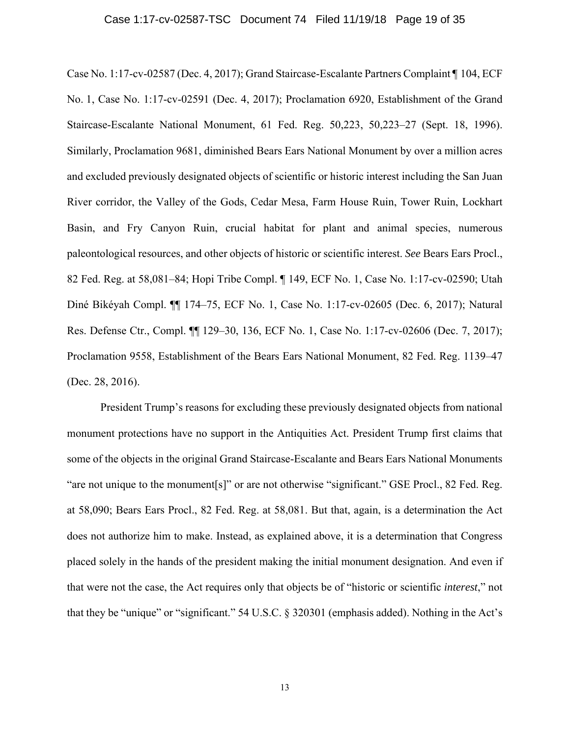Case No. 1:17-cv-02587 (Dec. 4, 2017); Grand Staircase-Escalante Partners Complaint ¶ 104, ECF No. 1, Case No. 1:17-cv-02591 (Dec. 4, 2017); Proclamation 6920, Establishment of the Grand Staircase-Escalante National Monument, 61 Fed. Reg. 50,223, 50,223–27 (Sept. 18, 1996). Similarly, Proclamation 9681, diminished Bears Ears National Monument by over a million acres and excluded previously designated objects of scientific or historic interest including the San Juan River corridor, the Valley of the Gods, Cedar Mesa, Farm House Ruin, Tower Ruin, Lockhart Basin, and Fry Canyon Ruin, crucial habitat for plant and animal species, numerous paleontological resources, and other objects of historic or scientific interest. *See* Bears Ears Procl., 82 Fed. Reg. at 58,081–84; Hopi Tribe Compl. ¶ 149, ECF No. 1, Case No. 1:17-cv-02590; Utah Diné Bikéyah Compl. ¶¶ 174–75, ECF No. 1, Case No. 1:17-cv-02605 (Dec. 6, 2017); Natural Res. Defense Ctr., Compl. ¶¶ 129–30, 136, ECF No. 1, Case No. 1:17-cv-02606 (Dec. 7, 2017); Proclamation 9558, Establishment of the Bears Ears National Monument, 82 Fed. Reg. 1139–47 (Dec. 28, 2016).

President Trump's reasons for excluding these previously designated objects from national monument protections have no support in the Antiquities Act. President Trump first claims that some of the objects in the original Grand Staircase-Escalante and Bears Ears National Monuments "are not unique to the monument[s]" or are not otherwise "significant." GSE Procl., 82 Fed. Reg. at 58,090; Bears Ears Procl., 82 Fed. Reg. at 58,081. But that, again, is a determination the Act does not authorize him to make. Instead, as explained above, it is a determination that Congress placed solely in the hands of the president making the initial monument designation. And even if that were not the case, the Act requires only that objects be of "historic or scientific *interest*," not that they be "unique" or "significant." 54 U.S.C. § 320301 (emphasis added). Nothing in the Act's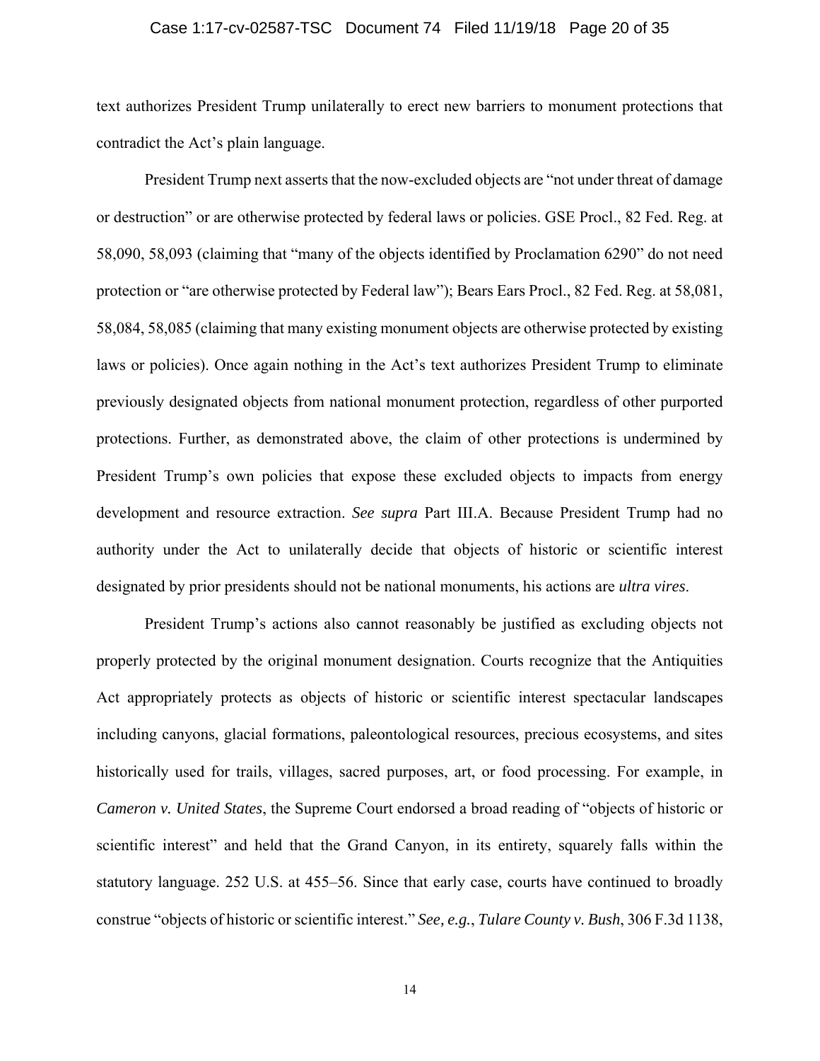text authorizes President Trump unilaterally to erect new barriers to monument protections that contradict the Act's plain language.

President Trump next asserts that the now-excluded objects are "not under threat of damage or destruction" or are otherwise protected by federal laws or policies. GSE Procl., 82 Fed. Reg. at 58,090, 58,093 (claiming that "many of the objects identified by Proclamation 6290" do not need protection or "are otherwise protected by Federal law"); Bears Ears Procl., 82 Fed. Reg. at 58,081, 58,084, 58,085 (claiming that many existing monument objects are otherwise protected by existing laws or policies). Once again nothing in the Act's text authorizes President Trump to eliminate previously designated objects from national monument protection, regardless of other purported protections. Further, as demonstrated above, the claim of other protections is undermined by President Trump's own policies that expose these excluded objects to impacts from energy development and resource extraction. *See supra* Part III.A. Because President Trump had no authority under the Act to unilaterally decide that objects of historic or scientific interest designated by prior presidents should not be national monuments, his actions are *ultra vires*.

President Trump's actions also cannot reasonably be justified as excluding objects not properly protected by the original monument designation. Courts recognize that the Antiquities Act appropriately protects as objects of historic or scientific interest spectacular landscapes including canyons, glacial formations, paleontological resources, precious ecosystems, and sites historically used for trails, villages, sacred purposes, art, or food processing. For example, in *Cameron v. United States*, the Supreme Court endorsed a broad reading of "objects of historic or scientific interest" and held that the Grand Canyon, in its entirety, squarely falls within the statutory language. 252 U.S. at 455–56. Since that early case, courts have continued to broadly construe "objects of historic or scientific interest." *See, e.g.*, *Tulare County v. Bush*, 306 F.3d 1138,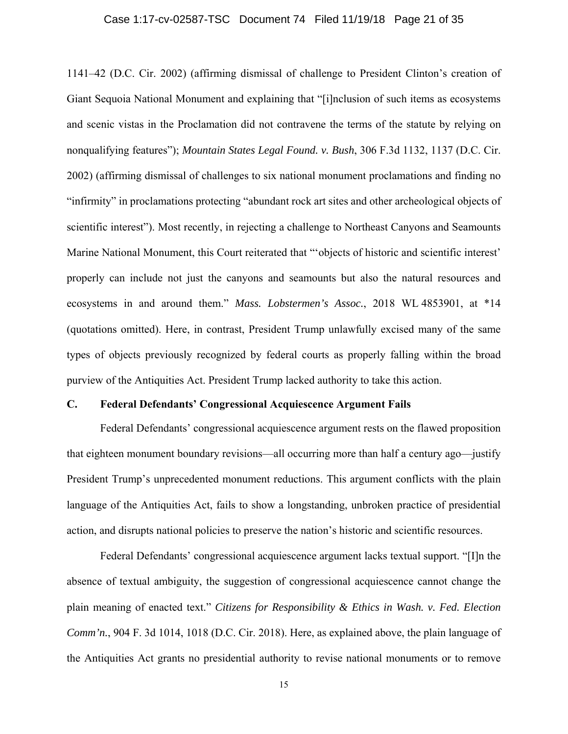1141–42 (D.C. Cir. 2002) (affirming dismissal of challenge to President Clinton's creation of Giant Sequoia National Monument and explaining that "[i]nclusion of such items as ecosystems and scenic vistas in the Proclamation did not contravene the terms of the statute by relying on nonqualifying features"); *Mountain States Legal Found. v. Bush*, 306 F.3d 1132, 1137 (D.C. Cir. 2002) (affirming dismissal of challenges to six national monument proclamations and finding no "infirmity" in proclamations protecting "abundant rock art sites and other archeological objects of scientific interest"). Most recently, in rejecting a challenge to Northeast Canyons and Seamounts Marine National Monument, this Court reiterated that "'objects of historic and scientific interest' properly can include not just the canyons and seamounts but also the natural resources and ecosystems in and around them." *Mass. Lobstermen's Assoc.*, 2018 WL 4853901, at *14 (quotations omitted). Here, in contrast, President Trump unlawfully excised many of the same types of objects previously recognized by federal courts as properly falling within the broad purview of the Antiquities Act. President Trump lacked authority to take this action.

### C. Federal Defendants' Congressional Acquiescence Argument Fails

Federal Defendants' congressional acquiescence argument rests on the flawed proposition that eighteen monument boundary revisions—all occurring more than half a century ago—justify President Trump's unprecedented monument reductions. This argument conflicts with the plain language of the Antiquities Act, fails to show a longstanding, unbroken practice of presidential action, and disrupts national policies to preserve the nation's historic and scientific resources.

Federal Defendants' congressional acquiescence argument lacks textual support. "[I]n the absence of textual ambiguity, the suggestion of congressional acquiescence cannot change the plain meaning of enacted text." *Citizens for Responsibility & Ethics in Wash. v. Fed. Election Comm'n.*, 904 F. 3d 1014, 1018 (D.C. Cir. 2018). Here, as explained above, the plain language of the Antiquities Act grants no presidential authority to revise national monuments or to remove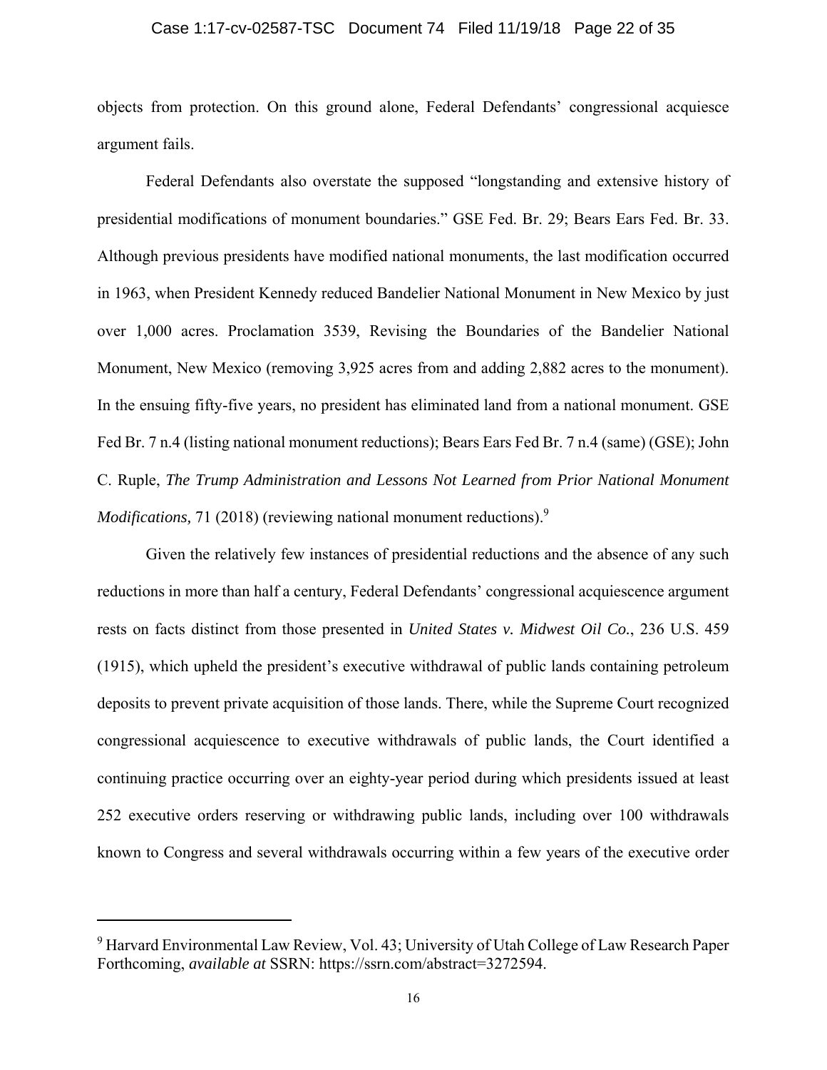objects from protection. On this ground alone, Federal Defendants' congressional acquiesce argument fails.

Federal Defendants also overstate the supposed "longstanding and extensive history of presidential modifications of monument boundaries." GSE Fed. Br. 29; Bears Ears Fed. Br. 33. Although previous presidents have modified national monuments, the last modification occurred in 1963, when President Kennedy reduced Bandelier National Monument in New Mexico by just over 1,000 acres. Proclamation 3539, Revising the Boundaries of the Bandelier National Monument, New Mexico (removing 3,925 acres from and adding 2,882 acres to the monument). In the ensuing fifty-five years, no president has eliminated land from a national monument. GSE Fed Br. 7 n.4 (listing national monument reductions); Bears Ears Fed Br. 7 n.4 (same) (GSE); John C. Ruple, *The Trump Administration and Lessons Not Learned from Prior National Monument Modifications,* 71 (2018) (reviewing national monument reductions).[9]

Given the relatively few instances of presidential reductions and the absence of any such reductions in more than half a century, Federal Defendants' congressional acquiescence argument rests on facts distinct from those presented in *United States v. Midwest Oil Co.*, 236 U.S. 459 (1915), which upheld the president's executive withdrawal of public lands containing petroleum deposits to prevent private acquisition of those lands. There, while the Supreme Court recognized congressional acquiescence to executive withdrawals of public lands, the Court identified a continuing practice occurring over an eighty-year period during which presidents issued at least 252 executive orders reserving or withdrawing public lands, including over 100 withdrawals known to Congress and several withdrawals occurring within a few years of the executive order

---

[9] Harvard Environmental Law Review, Vol. 43; University of Utah College of Law Research Paper Forthcoming, *available at* SSRN: https://ssrn.com/abstract=3272594.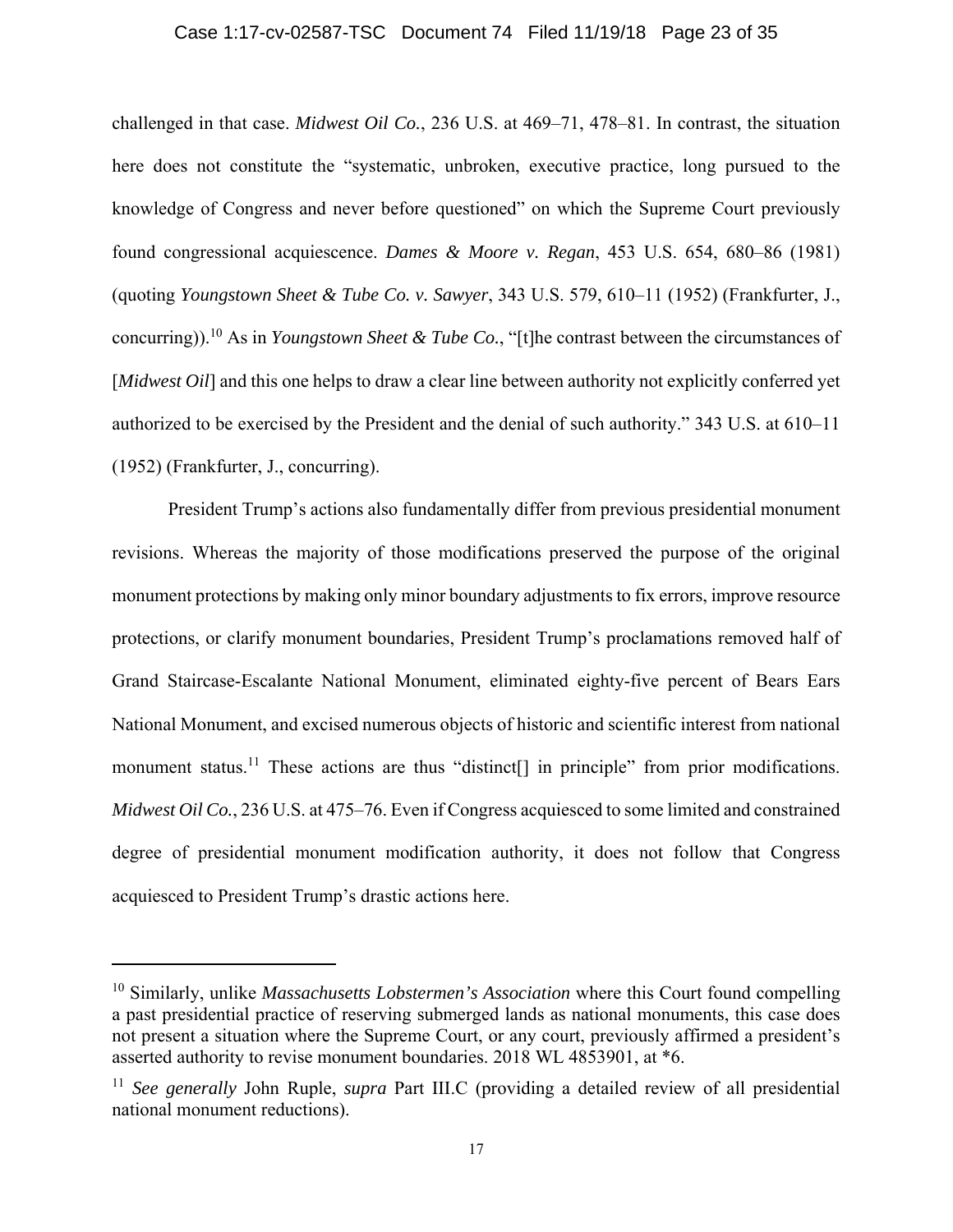challenged in that case. *Midwest Oil Co.*, 236 U.S. at 469–71, 478–81. In contrast, the situation here does not constitute the "systematic, unbroken, executive practice, long pursued to the knowledge of Congress and never before questioned" on which the Supreme Court previously found congressional acquiescence. *Dames & Moore v. Regan*, 453 U.S. 654, 680–86 (1981) (quoting *Youngstown Sheet & Tube Co. v. Sawyer*, 343 U.S. 579, 610–11 (1952) (Frankfurter, J., concurring)).[10] As in *Youngstown Sheet & Tube Co.*, "[t]he contrast between the circumstances of [*Midwest Oil*] and this one helps to draw a clear line between authority not explicitly conferred yet authorized to be exercised by the President and the denial of such authority." 343 U.S. at 610–11 (1952) (Frankfurter, J., concurring).

President Trump's actions also fundamentally differ from previous presidential monument revisions. Whereas the majority of those modifications preserved the purpose of the original monument protections by making only minor boundary adjustments to fix errors, improve resource protections, or clarify monument boundaries, President Trump's proclamations removed half of Grand Staircase-Escalante National Monument, eliminated eighty-five percent of Bears Ears National Monument, and excised numerous objects of historic and scientific interest from national monument status.[11] These actions are thus "distinct[] in principle" from prior modifications. *Midwest Oil Co.*, 236 U.S. at 475–76. Even if Congress acquiesced to some limited and constrained degree of presidential monument modification authority, it does not follow that Congress acquiesced to President Trump's drastic actions here.

---

[10] Similarly, unlike *Massachusetts Lobstermen's Association* where this Court found compelling a past presidential practice of reserving submerged lands as national monuments, this case does not present a situation where the Supreme Court, or any court, previously affirmed a president's asserted authority to revise monument boundaries. 2018 WL 4853901, at *6.

[11] *See generally* John Ruple, *supra* Part III.C (providing a detailed review of all presidential national monument reductions).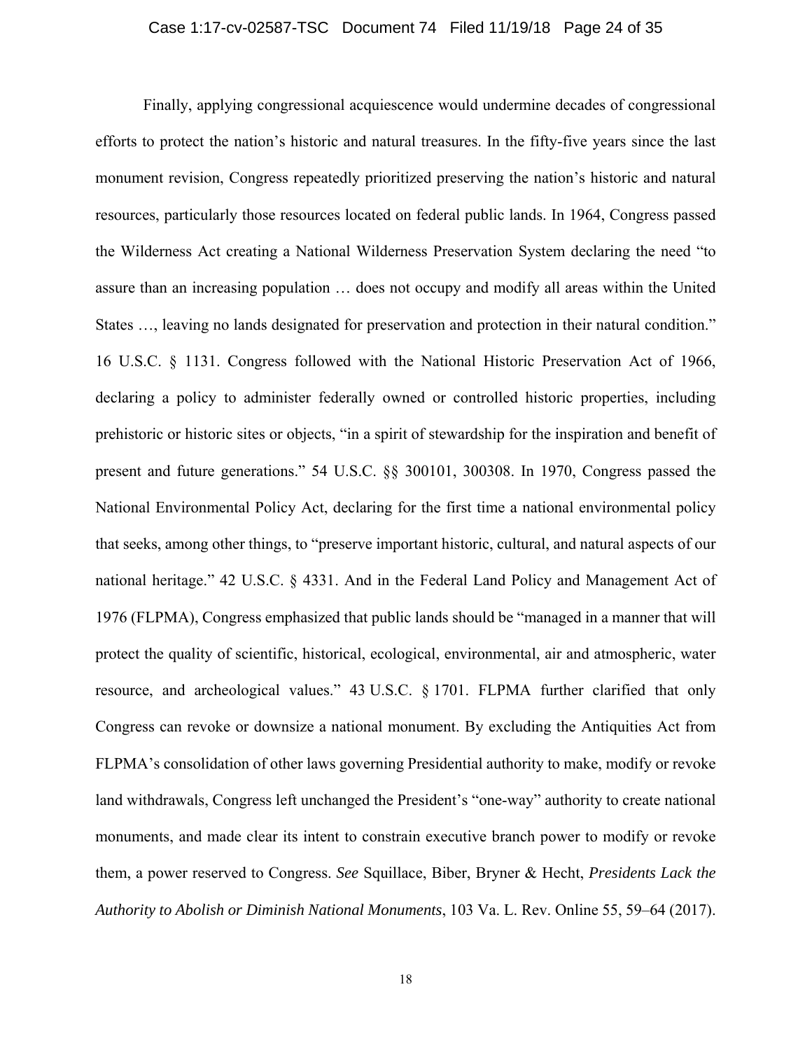Finally, applying congressional acquiescence would undermine decades of congressional efforts to protect the nation's historic and natural treasures. In the fifty-five years since the last monument revision, Congress repeatedly prioritized preserving the nation's historic and natural resources, particularly those resources located on federal public lands. In 1964, Congress passed the Wilderness Act creating a National Wilderness Preservation System declaring the need "to assure than an increasing population … does not occupy and modify all areas within the United States …, leaving no lands designated for preservation and protection in their natural condition." 16 U.S.C. § 1131. Congress followed with the National Historic Preservation Act of 1966, declaring a policy to administer federally owned or controlled historic properties, including prehistoric or historic sites or objects, "in a spirit of stewardship for the inspiration and benefit of present and future generations." 54 U.S.C. §§ 300101, 300308. In 1970, Congress passed the National Environmental Policy Act, declaring for the first time a national environmental policy that seeks, among other things, to "preserve important historic, cultural, and natural aspects of our national heritage." 42 U.S.C. § 4331. And in the Federal Land Policy and Management Act of 1976 (FLPMA), Congress emphasized that public lands should be "managed in a manner that will protect the quality of scientific, historical, ecological, environmental, air and atmospheric, water resource, and archeological values." 43 U.S.C. § 1701. FLPMA further clarified that only Congress can revoke or downsize a national monument. By excluding the Antiquities Act from FLPMA's consolidation of other laws governing Presidential authority to make, modify or revoke land withdrawals, Congress left unchanged the President's "one-way" authority to create national monuments, and made clear its intent to constrain executive branch power to modify or revoke them, a power reserved to Congress. *See* Squillace, Biber, Bryner & Hecht, *Presidents Lack the Authority to Abolish or Diminish National Monuments*, 103 Va. L. Rev. Online 55, 59–64 (2017).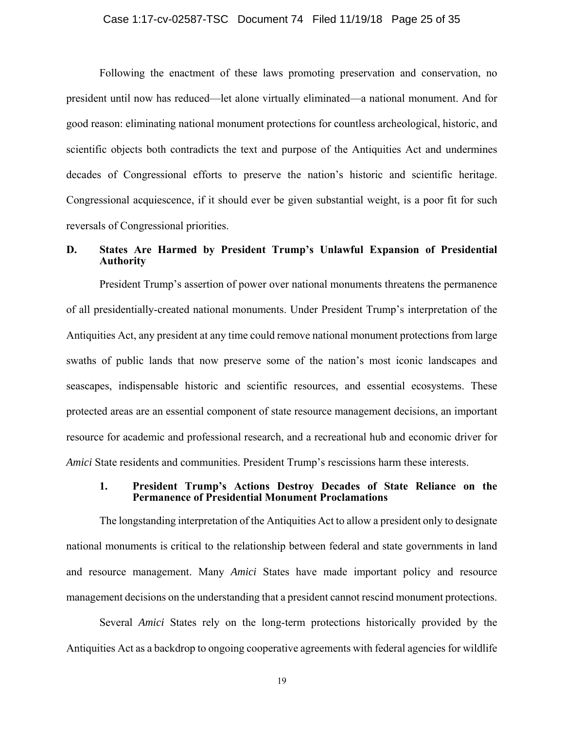Following the enactment of these laws promoting preservation and conservation, no president until now has reduced—let alone virtually eliminated—a national monument. And for good reason: eliminating national monument protections for countless archeological, historic, and scientific objects both contradicts the text and purpose of the Antiquities Act and undermines decades of Congressional efforts to preserve the nation's historic and scientific heritage. Congressional acquiescence, if it should ever be given substantial weight, is a poor fit for such reversals of Congressional priorities.

### D. States Are Harmed by President Trump's Unlawful Expansion of Presidential Authority

President Trump's assertion of power over national monuments threatens the permanence of all presidentially-created national monuments. Under President Trump's interpretation of the Antiquities Act, any president at any time could remove national monument protections from large swaths of public lands that now preserve some of the nation's most iconic landscapes and seascapes, indispensable historic and scientific resources, and essential ecosystems. These protected areas are an essential component of state resource management decisions, an important resource for academic and professional research, and a recreational hub and economic driver for *Amici* State residents and communities. President Trump's rescissions harm these interests.

#### 1. President Trump's Actions Destroy Decades of State Reliance on the Permanence of Presidential Monument Proclamations

The longstanding interpretation of the Antiquities Act to allow a president only to designate national monuments is critical to the relationship between federal and state governments in land and resource management. Many *Amici* States have made important policy and resource management decisions on the understanding that a president cannot rescind monument protections.

Several *Amici* States rely on the long-term protections historically provided by the Antiquities Act as a backdrop to ongoing cooperative agreements with federal agencies for wildlife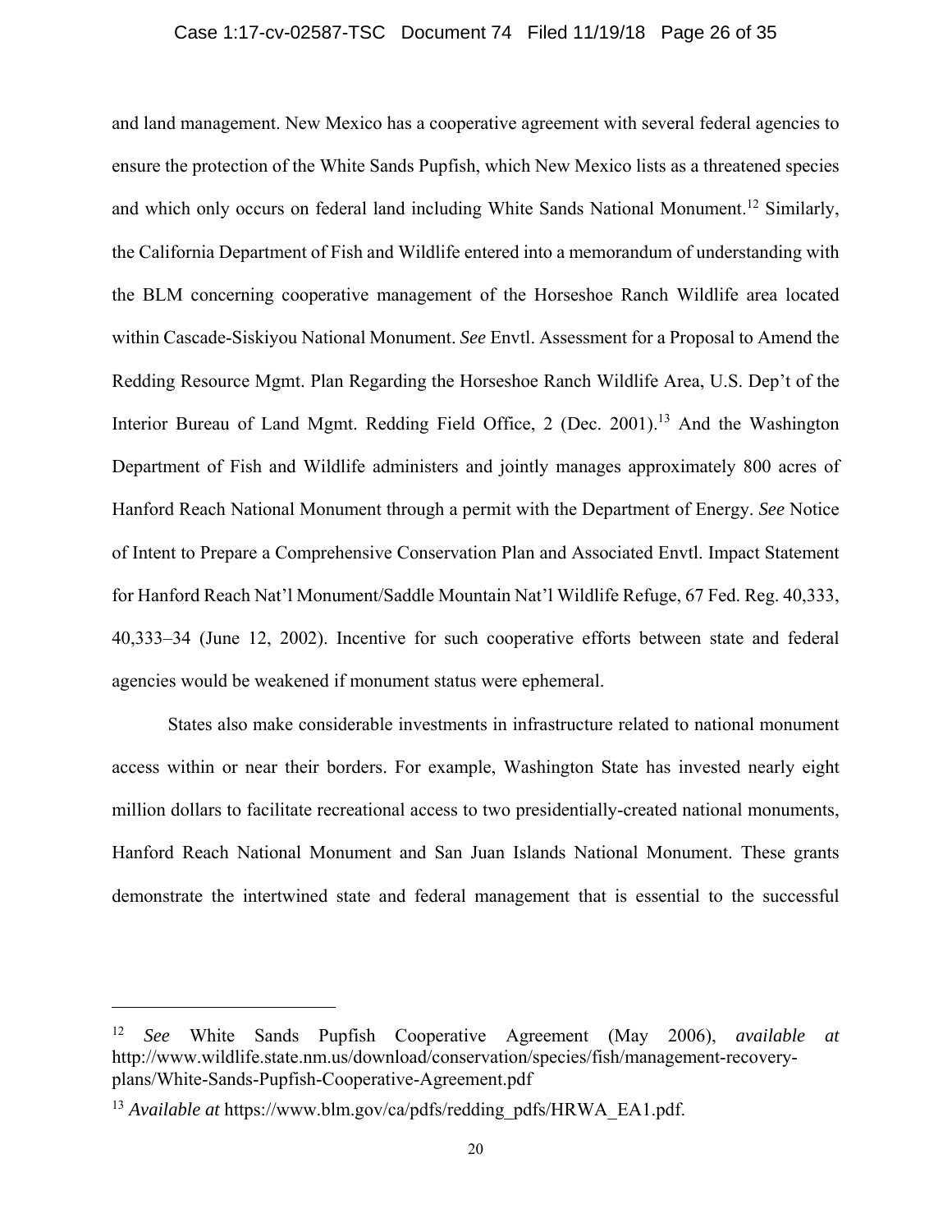and land management. New Mexico has a cooperative agreement with several federal agencies to ensure the protection of the White Sands Pupfish, which New Mexico lists as a threatened species and which only occurs on federal land including White Sands National Monument.[12] Similarly, the California Department of Fish and Wildlife entered into a memorandum of understanding with the BLM concerning cooperative management of the Horseshoe Ranch Wildlife area located within Cascade-Siskiyou National Monument. *See* Envtl. Assessment for a Proposal to Amend the Redding Resource Mgmt. Plan Regarding the Horseshoe Ranch Wildlife Area, U.S. Dep't of the Interior Bureau of Land Mgmt. Redding Field Office, 2 (Dec. 2001).[13] And the Washington Department of Fish and Wildlife administers and jointly manages approximately 800 acres of Hanford Reach National Monument through a permit with the Department of Energy. *See* Notice of Intent to Prepare a Comprehensive Conservation Plan and Associated Envtl. Impact Statement for Hanford Reach Nat'l Monument/Saddle Mountain Nat'l Wildlife Refuge, 67 Fed. Reg. 40,333, 40,333–34 (June 12, 2002). Incentive for such cooperative efforts between state and federal agencies would be weakened if monument status were ephemeral.

States also make considerable investments in infrastructure related to national monument access within or near their borders. For example, Washington State has invested nearly eight million dollars to facilitate recreational access to two presidentially-created national monuments, Hanford Reach National Monument and San Juan Islands National Monument. These grants demonstrate the intertwined state and federal management that is essential to the successful

---

[12] *See* White Sands Pupfish Cooperative Agreement (May 2006), *available at* http://www.wildlife.state.nm.us/download/conservation/species/fish/management-recovery-plans/White-Sands-Pupfish-Cooperative-Agreement.pdf

[13] *Available at* https://www.blm.gov/ca/pdfs/redding_pdfs/HRWA_EA1.pdf.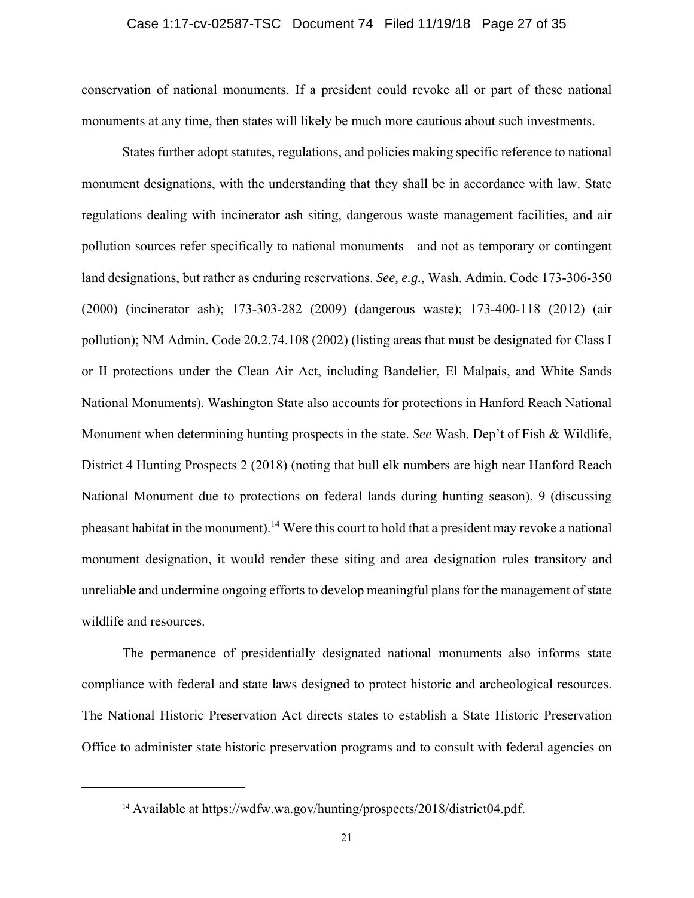conservation of national monuments. If a president could revoke all or part of these national monuments at any time, then states will likely be much more cautious about such investments.

States further adopt statutes, regulations, and policies making specific reference to national monument designations, with the understanding that they shall be in accordance with law. State regulations dealing with incinerator ash siting, dangerous waste management facilities, and air pollution sources refer specifically to national monuments—and not as temporary or contingent land designations, but rather as enduring reservations. *See, e.g.*, Wash. Admin. Code 173-306-350 (2000) (incinerator ash); 173-303-282 (2009) (dangerous waste); 173-400-118 (2012) (air pollution); NM Admin. Code 20.2.74.108 (2002) (listing areas that must be designated for Class I or II protections under the Clean Air Act, including Bandelier, El Malpais, and White Sands National Monuments). Washington State also accounts for protections in Hanford Reach National Monument when determining hunting prospects in the state. *See* Wash. Dep't of Fish & Wildlife, District 4 Hunting Prospects 2 (2018) (noting that bull elk numbers are high near Hanford Reach National Monument due to protections on federal lands during hunting season), 9 (discussing pheasant habitat in the monument).[14] Were this court to hold that a president may revoke a national monument designation, it would render these siting and area designation rules transitory and unreliable and undermine ongoing efforts to develop meaningful plans for the management of state wildlife and resources.

The permanence of presidentially designated national monuments also informs state compliance with federal and state laws designed to protect historic and archeological resources. The National Historic Preservation Act directs states to establish a State Historic Preservation Office to administer state historic preservation programs and to consult with federal agencies on

[14] Available at https://wdfw.wa.gov/hunting/prospects/2018/district04.pdf.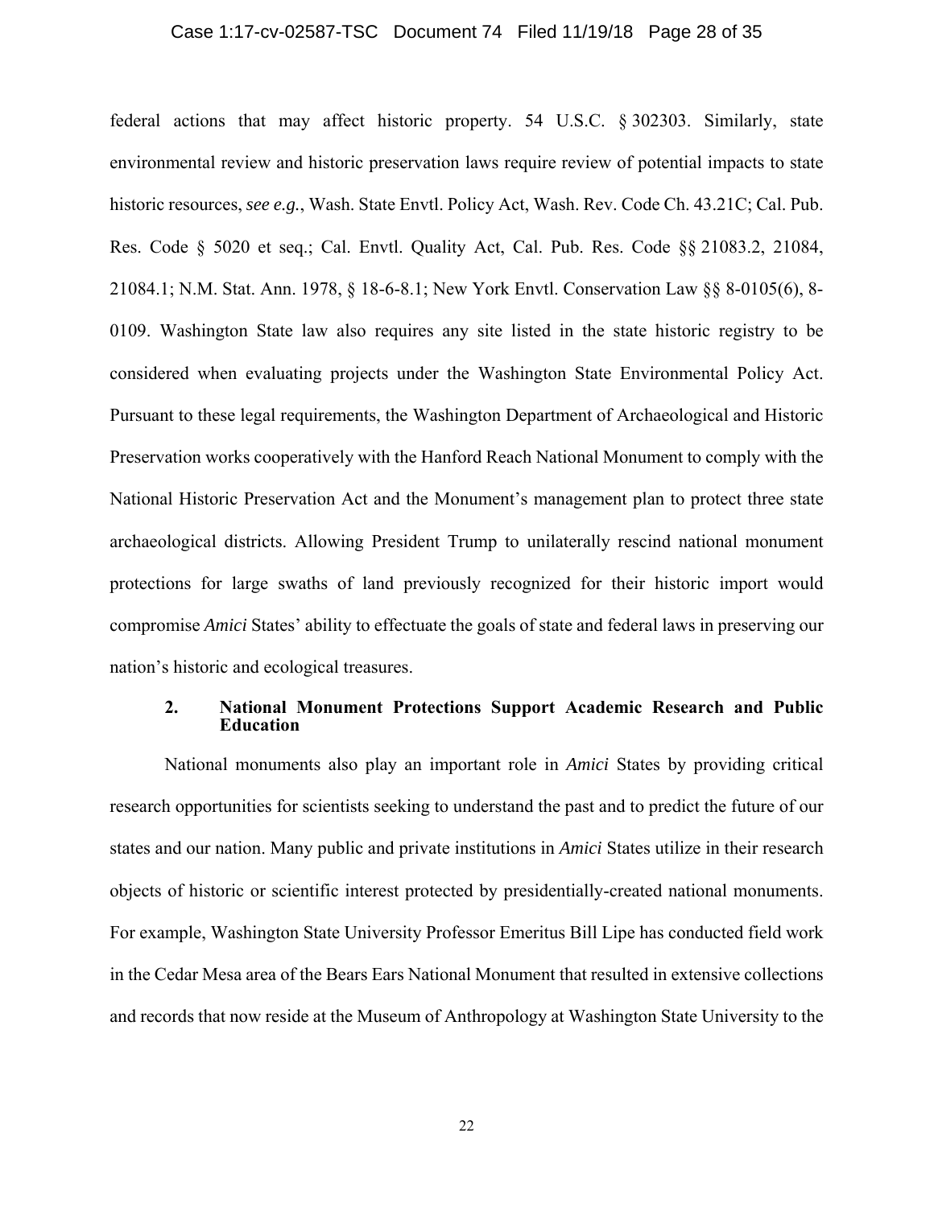federal actions that may affect historic property. 54 U.S.C. § 302303. Similarly, state environmental review and historic preservation laws require review of potential impacts to state historic resources, *see e.g.*, Wash. State Envtl. Policy Act, Wash. Rev. Code Ch. 43.21C; Cal. Pub. Res. Code § 5020 et seq.; Cal. Envtl. Quality Act, Cal. Pub. Res. Code §§ 21083.2, 21084, 21084.1; N.M. Stat. Ann. 1978, § 18-6-8.1; New York Envtl. Conservation Law §§ 8-0105(6), 8-0109. Washington State law also requires any site listed in the state historic registry to be considered when evaluating projects under the Washington State Environmental Policy Act. Pursuant to these legal requirements, the Washington Department of Archaeological and Historic Preservation works cooperatively with the Hanford Reach National Monument to comply with the National Historic Preservation Act and the Monument's management plan to protect three state archaeological districts. Allowing President Trump to unilaterally rescind national monument protections for large swaths of land previously recognized for their historic import would compromise *Amici* States' ability to effectuate the goals of state and federal laws in preserving our nation's historic and ecological treasures.

### 2. National Monument Protections Support Academic Research and Public Education

National monuments also play an important role in *Amici* States by providing critical research opportunities for scientists seeking to understand the past and to predict the future of our states and our nation. Many public and private institutions in *Amici* States utilize in their research objects of historic or scientific interest protected by presidentially-created national monuments. For example, Washington State University Professor Emeritus Bill Lipe has conducted field work in the Cedar Mesa area of the Bears Ears National Monument that resulted in extensive collections and records that now reside at the Museum of Anthropology at Washington State University to the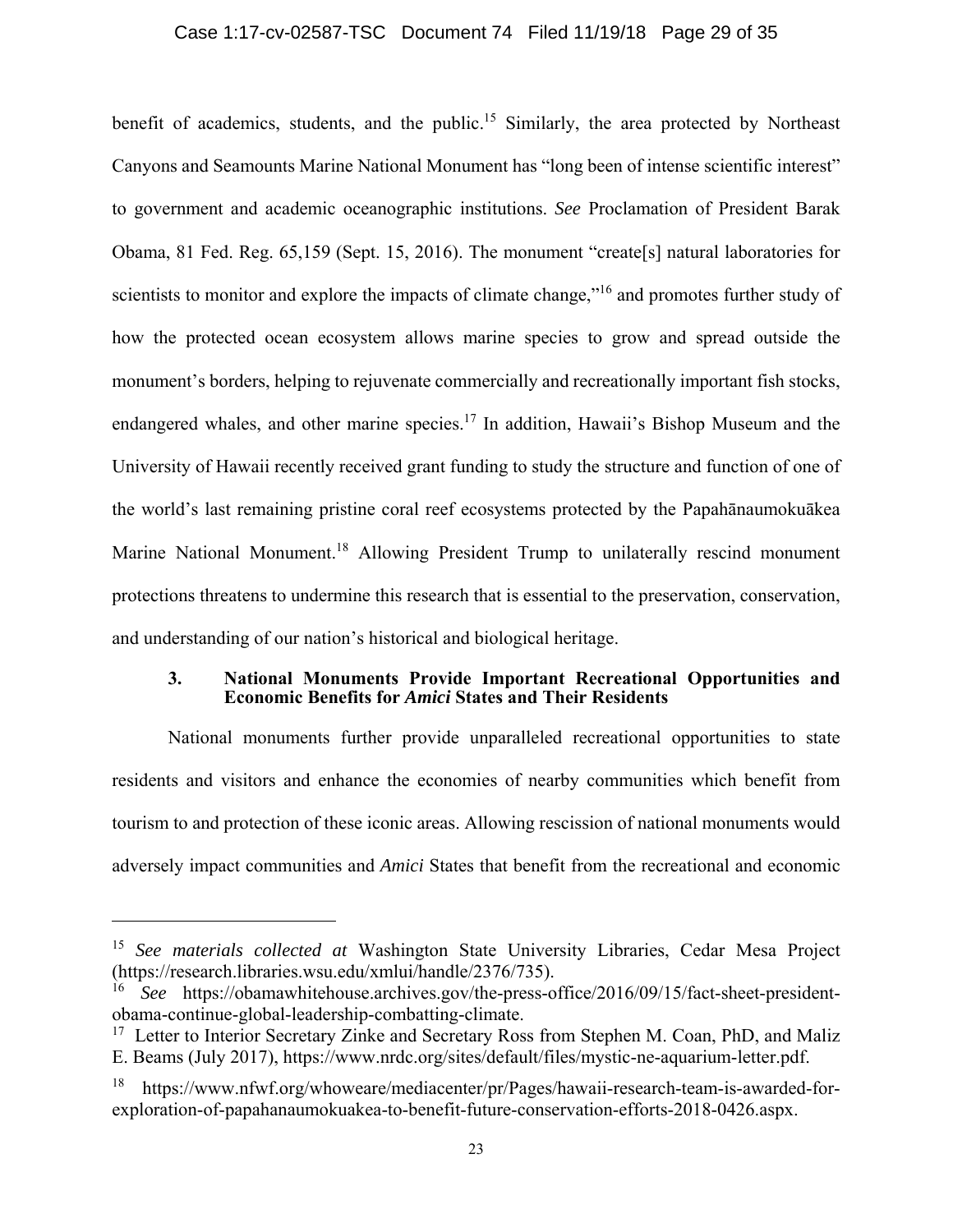benefit of academics, students, and the public.[15] Similarly, the area protected by Northeast Canyons and Seamounts Marine National Monument has "long been of intense scientific interest" to government and academic oceanographic institutions. *See* Proclamation of President Barak Obama, 81 Fed. Reg. 65,159 (Sept. 15, 2016). The monument "create[s] natural laboratories for scientists to monitor and explore the impacts of climate change,"[16] and promotes further study of how the protected ocean ecosystem allows marine species to grow and spread outside the monument's borders, helping to rejuvenate commercially and recreationally important fish stocks, endangered whales, and other marine species.[17] In addition, Hawaii's Bishop Museum and the University of Hawaii recently received grant funding to study the structure and function of one of the world's last remaining pristine coral reef ecosystems protected by the Papahānaumokuākea Marine National Monument.[18] Allowing President Trump to unilaterally rescind monument protections threatens to undermine this research that is essential to the preservation, conservation, and understanding of our nation's historical and biological heritage.

### 3. National Monuments Provide Important Recreational Opportunities and Economic Benefits for *Amici* States and Their Residents

National monuments further provide unparalleled recreational opportunities to state residents and visitors and enhance the economies of nearby communities which benefit from tourism to and protection of these iconic areas. Allowing rescission of national monuments would adversely impact communities and *Amici* States that benefit from the recreational and economic

---

[15] *See materials collected at* Washington State University Libraries, Cedar Mesa Project (https://research.libraries.wsu.edu/xmlui/handle/2376/735).

[16] *See* https://obamawhitehouse.archives.gov/the-press-office/2016/09/15/fact-sheet-president-obama-continue-global-leadership-combatting-climate.

[17] Letter to Interior Secretary Zinke and Secretary Ross from Stephen M. Coan, PhD, and Maliz E. Beams (July 2017), https://www.nrdc.org/sites/default/files/mystic-ne-aquarium-letter.pdf.

[18] https://www.nfwf.org/whoweare/mediacenter/pr/Pages/hawaii-research-team-is-awarded-for-exploration-of-papahanaumokuakea-to-benefit-future-conservation-efforts-2018-0426.aspx.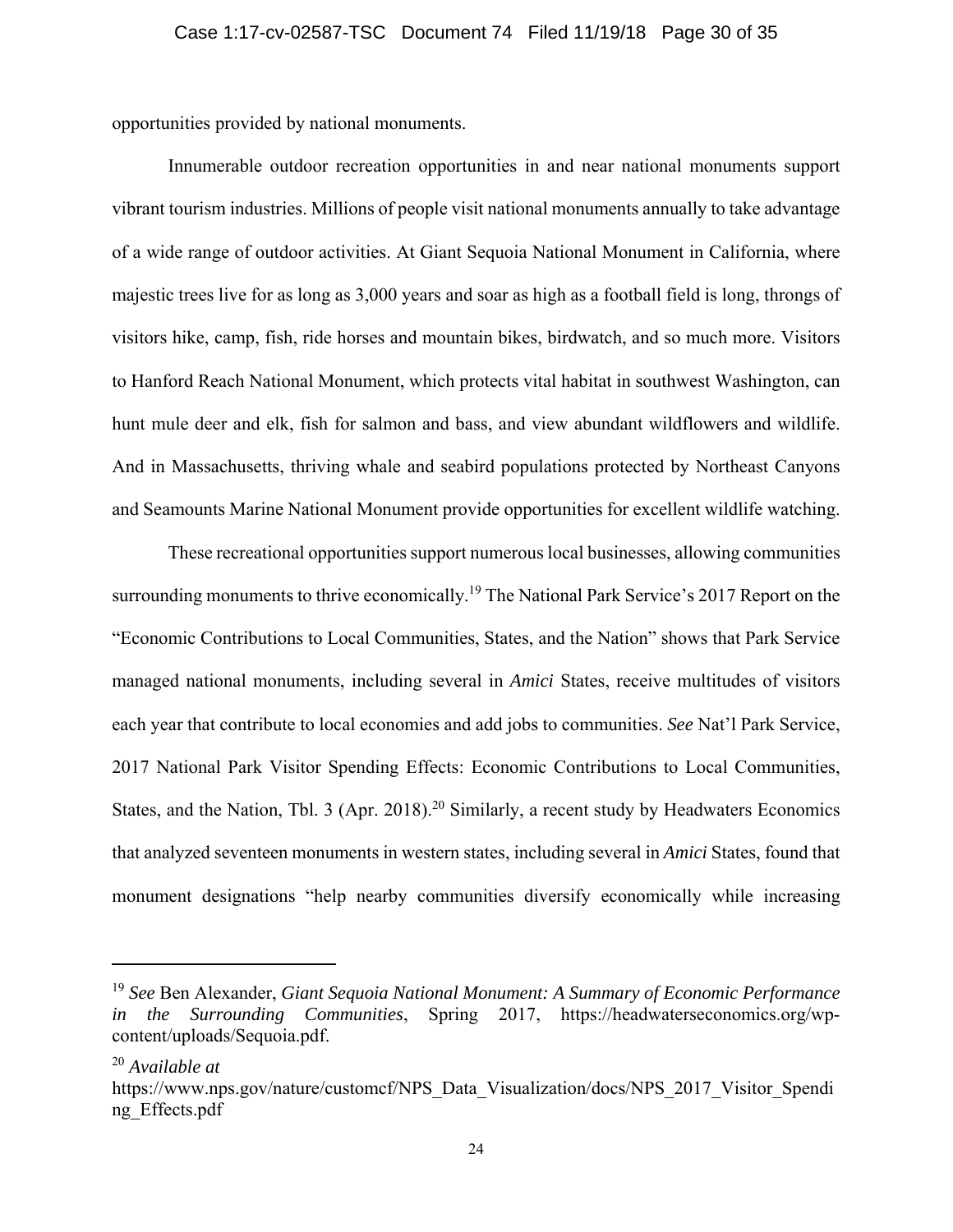opportunities provided by national monuments.

Innumerable outdoor recreation opportunities in and near national monuments support vibrant tourism industries. Millions of people visit national monuments annually to take advantage of a wide range of outdoor activities. At Giant Sequoia National Monument in California, where majestic trees live for as long as 3,000 years and soar as high as a football field is long, throngs of visitors hike, camp, fish, ride horses and mountain bikes, birdwatch, and so much more. Visitors to Hanford Reach National Monument, which protects vital habitat in southwest Washington, can hunt mule deer and elk, fish for salmon and bass, and view abundant wildflowers and wildlife. And in Massachusetts, thriving whale and seabird populations protected by Northeast Canyons and Seamounts Marine National Monument provide opportunities for excellent wildlife watching.

These recreational opportunities support numerous local businesses, allowing communities surrounding monuments to thrive economically.[19] The National Park Service's 2017 Report on the "Economic Contributions to Local Communities, States, and the Nation" shows that Park Service managed national monuments, including several in *Amici* States, receive multitudes of visitors each year that contribute to local economies and add jobs to communities. *See* Nat'l Park Service, 2017 National Park Visitor Spending Effects: Economic Contributions to Local Communities, States, and the Nation, Tbl. 3 (Apr. 2018).[20] Similarly, a recent study by Headwaters Economics that analyzed seventeen monuments in western states, including several in *Amici* States, found that monument designations "help nearby communities diversify economically while increasing

---

[19] *See* Ben Alexander, *Giant Sequoia National Monument: A Summary of Economic Performance in the Surrounding Communities*, Spring 2017, https://headwaterseconomics.org/wp-content/uploads/Sequoia.pdf.

[20] *Available at* https://www.nps.gov/nature/customcf/NPS_Data_Visualization/docs/NPS_2017_Visitor_Spending_Effects.pdf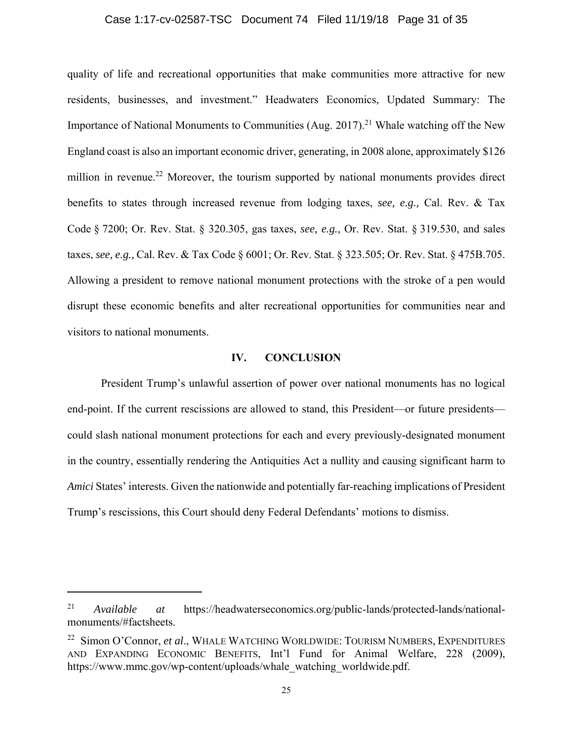quality of life and recreational opportunities that make communities more attractive for new residents, businesses, and investment." Headwaters Economics, Updated Summary: The Importance of National Monuments to Communities (Aug. 2017).[21] Whale watching off the New England coast is also an important economic driver, generating, in 2008 alone, approximately $126 million in revenue.[22] Moreover, the tourism supported by national monuments provides direct benefits to states through increased revenue from lodging taxes, *see, e.g.,* Cal. Rev. & Tax Code § 7200; Or. Rev. Stat. § 320.305, gas taxes, *see, e.g.,* Or. Rev. Stat. § 319.530, and sales taxes, *see, e.g.,* Cal. Rev. & Tax Code § 6001; Or. Rev. Stat. § 323.505; Or. Rev. Stat. § 475B.705. Allowing a president to remove national monument protections with the stroke of a pen would disrupt these economic benefits and alter recreational opportunities for communities near and visitors to national monuments.

## IV. CONCLUSION

President Trump's unlawful assertion of power over national monuments has no logical end-point. If the current rescissions are allowed to stand, this President—or future presidents—could slash national monument protections for each and every previously-designated monument in the country, essentially rendering the Antiquities Act a nullity and causing significant harm to *Amici* States' interests. Given the nationwide and potentially far-reaching implications of President Trump's rescissions, this Court should deny Federal Defendants' motions to dismiss.

---

[21] *Available at* https://headwaterseconomics.org/public-lands/protected-lands/national-monuments/#factsheets.

[22] Simon O'Connor, *et al*., WHALE WATCHING WORLDWIDE: TOURISM NUMBERS, EXPENDITURES AND EXPANDING ECONOMIC BENEFITS, Int'l Fund for Animal Welfare, 228 (2009), https://www.mmc.gov/wp-content/uploads/whale_watching_worldwide.pdf.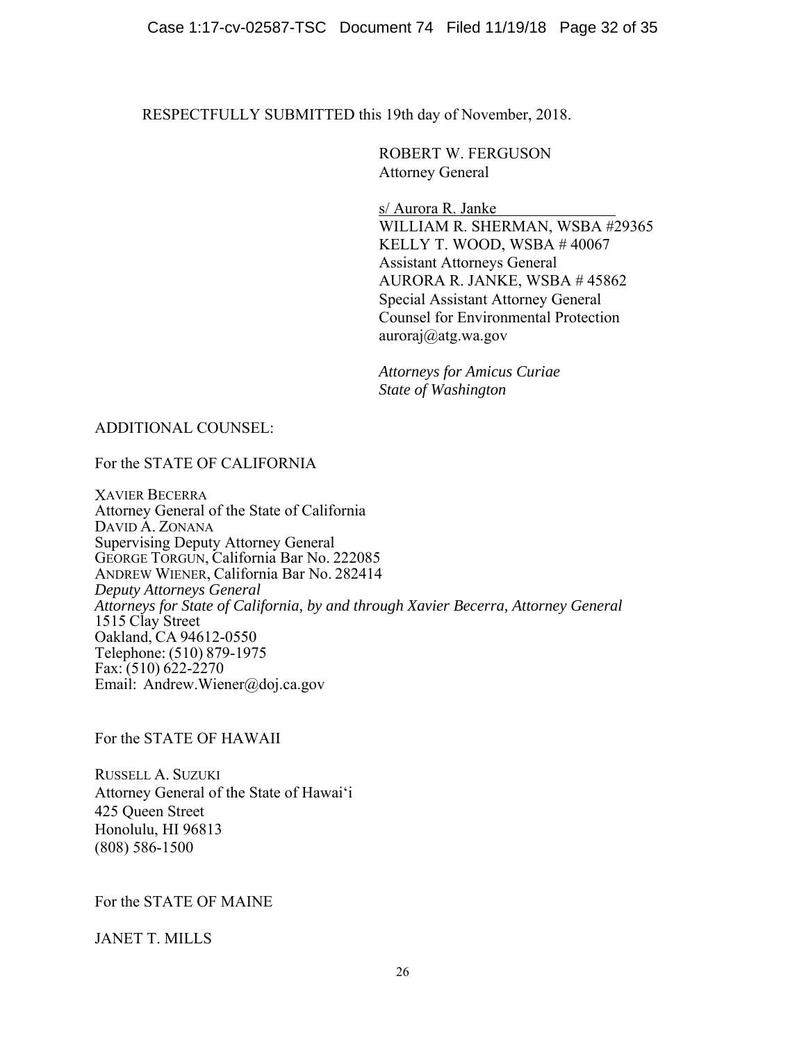RESPECTFULLY SUBMITTED this 19th day of November, 2018.

ROBERT W. FERGUSON
Attorney General

s/ Aurora R. Janke
WILLIAM R. SHERMAN, WSBA #29365
KELLY T. WOOD, WSBA # 40067
Assistant Attorneys General
AURORA R. JANKE, WSBA # 45862
Special Assistant Attorney General
Counsel for Environmental Protection
auroraj@atg.wa.gov

*Attorneys for Amicus Curiae*
*State of Washington*

ADDITIONAL COUNSEL:

For the STATE OF CALIFORNIA

XAVIER BECERRA
Attorney General of the State of California
DAVID A. ZONANA
Supervising Deputy Attorney General
GEORGE TORGUN, California Bar No. 222085
ANDREW WIENER, California Bar No. 282414
*Deputy Attorneys General*
*Attorneys for State of California, by and through Xavier Becerra, Attorney General*
1515 Clay Street
Oakland, CA 94612-0550
Telephone: (510) 879-1975
Fax: (510) 622-2270
Email: Andrew.Wiener@doj.ca.gov

For the STATE OF HAWAII

RUSSELL A. SUZUKI
Attorney General of the State of Hawai'i
425 Queen Street
Honolulu, HI 96813
(808) 586-1500

For the STATE OF MAINE

JANET T. MILLS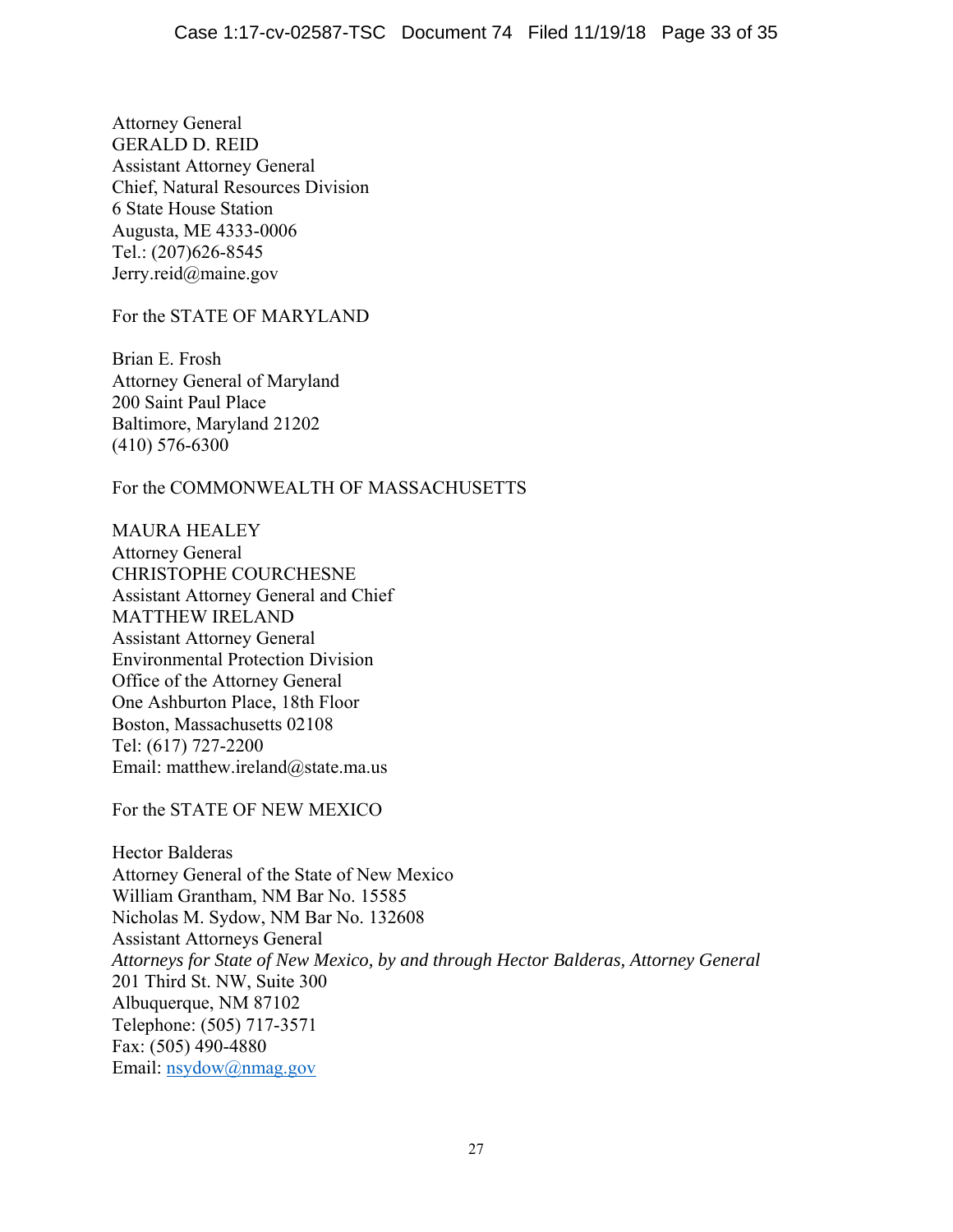Attorney General
GERALD D. REID
Assistant Attorney General
Chief, Natural Resources Division
6 State House Station
Augusta, ME 4333-0006
Tel.: (207)626-8545
Jerry.reid@maine.gov

For the STATE OF MARYLAND

Brian E. Frosh
Attorney General of Maryland
200 Saint Paul Place
Baltimore, Maryland 21202
(410) 576-6300

For the COMMONWEALTH OF MASSACHUSETTS

MAURA HEALEY
Attorney General
CHRISTOPHE COURCHESNE
Assistant Attorney General and Chief
MATTHEW IRELAND
Assistant Attorney General
Environmental Protection Division
Office of the Attorney General
One Ashburton Place, 18th Floor
Boston, Massachusetts 02108
Tel: (617) 727-2200
Email: matthew.ireland@state.ma.us

For the STATE OF NEW MEXICO

Hector Balderas
Attorney General of the State of New Mexico
William Grantham, NM Bar No. 15585
Nicholas M. Sydow, NM Bar No. 132608
Assistant Attorneys General
*Attorneys for State of New Mexico, by and through Hector Balderas, Attorney General*
201 Third St. NW, Suite 300
Albuquerque, NM 87102
Telephone: (505) 717-3571
Fax: (505) 490-4880
Email: nsydow@nmag.gov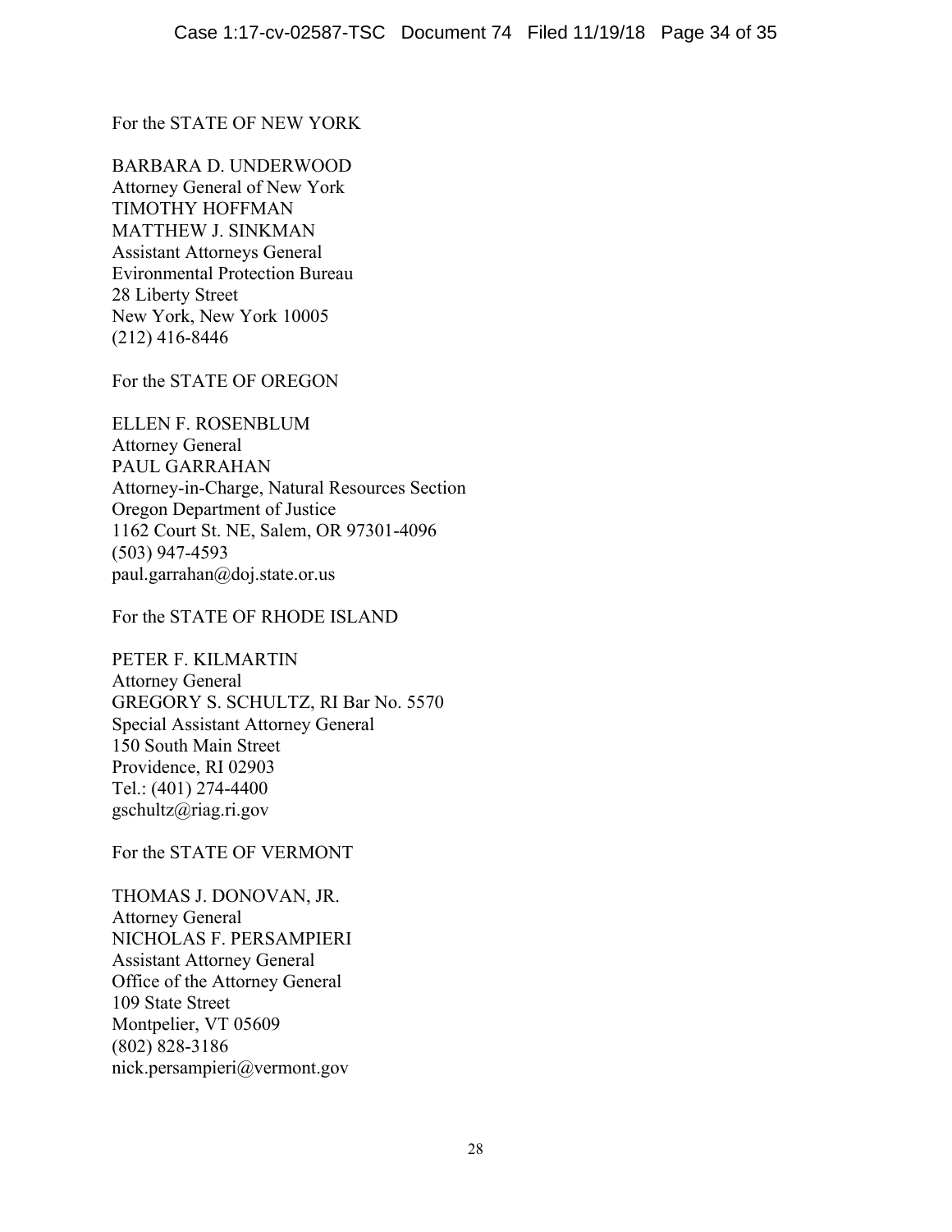For the STATE OF NEW YORK

BARBARA D. UNDERWOOD
Attorney General of New York
TIMOTHY HOFFMAN
MATTHEW J. SINKMAN
Assistant Attorneys General
Evironmental Protection Bureau
28 Liberty Street
New York, New York 10005
(212) 416-8446

For the STATE OF OREGON

ELLEN F. ROSENBLUM
Attorney General
PAUL GARRAHAN
Attorney-in-Charge, Natural Resources Section
Oregon Department of Justice
1162 Court St. NE, Salem, OR 97301-4096
(503) 947-4593
paul.garrahan@doj.state.or.us

For the STATE OF RHODE ISLAND

PETER F. KILMARTIN
Attorney General
GREGORY S. SCHULTZ, RI Bar No. 5570
Special Assistant Attorney General
150 South Main Street
Providence, RI 02903
Tel.: (401) 274-4400
gschultz@riag.ri.gov

For the STATE OF VERMONT

THOMAS J. DONOVAN, JR.
Attorney General
NICHOLAS F. PERSAMPIERI
Assistant Attorney General
Office of the Attorney General
109 State Street
Montpelier, VT 05609
(802) 828-3186
nick.persampieri@vermont.gov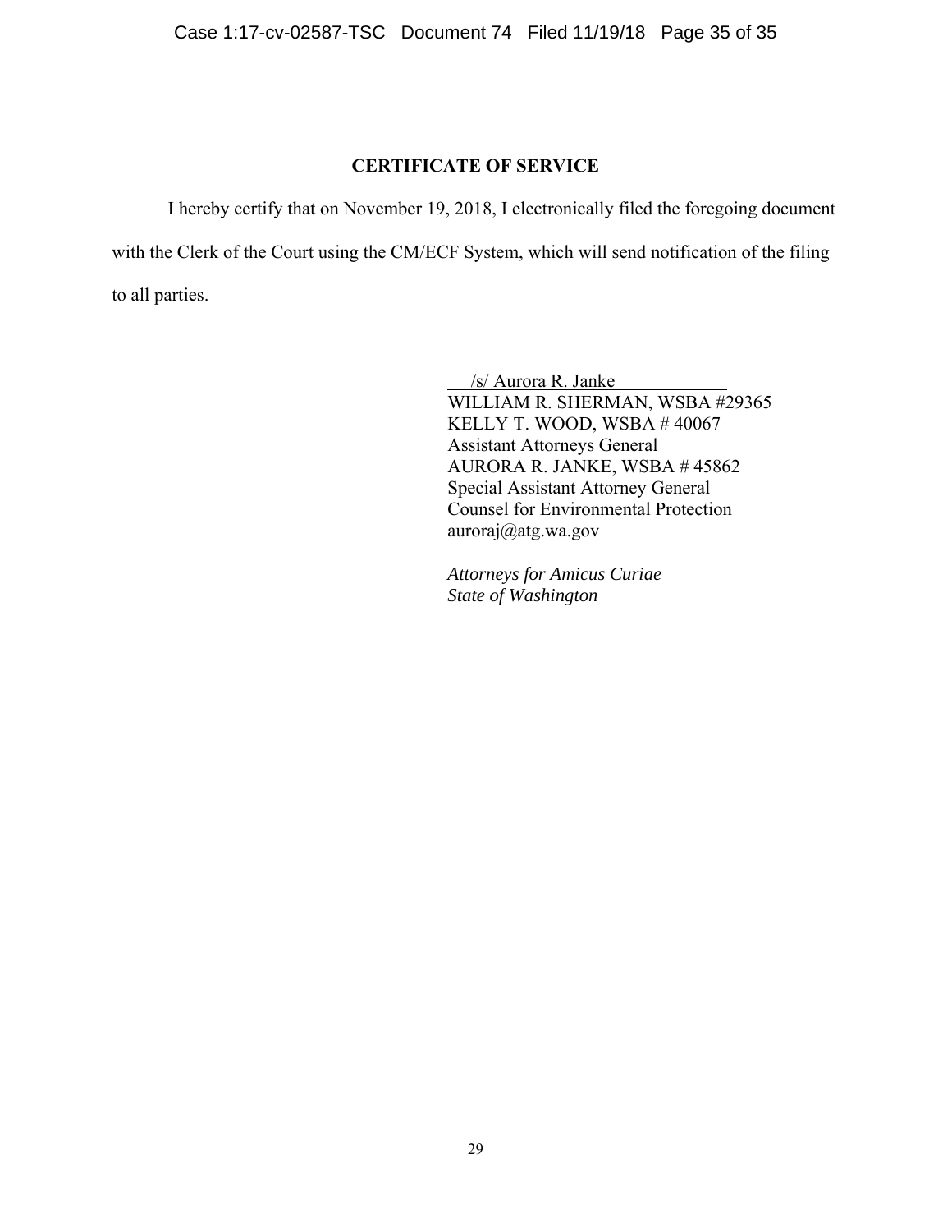## CERTIFICATE OF SERVICE

I hereby certify that on November 19, 2018, I electronically filed the foregoing document with the Clerk of the Court using the CM/ECF System, which will send notification of the filing to all parties.

/s/ Aurora R. Janke
WILLIAM R. SHERMAN, WSBA #29365
KELLY T. WOOD, WSBA # 40067
Assistant Attorneys General
AURORA R. JANKE, WSBA # 45862
Special Assistant Attorney General
Counsel for Environmental Protection
auroraj@atg.wa.gov

*Attorneys for Amicus Curiae*
*State of Washington*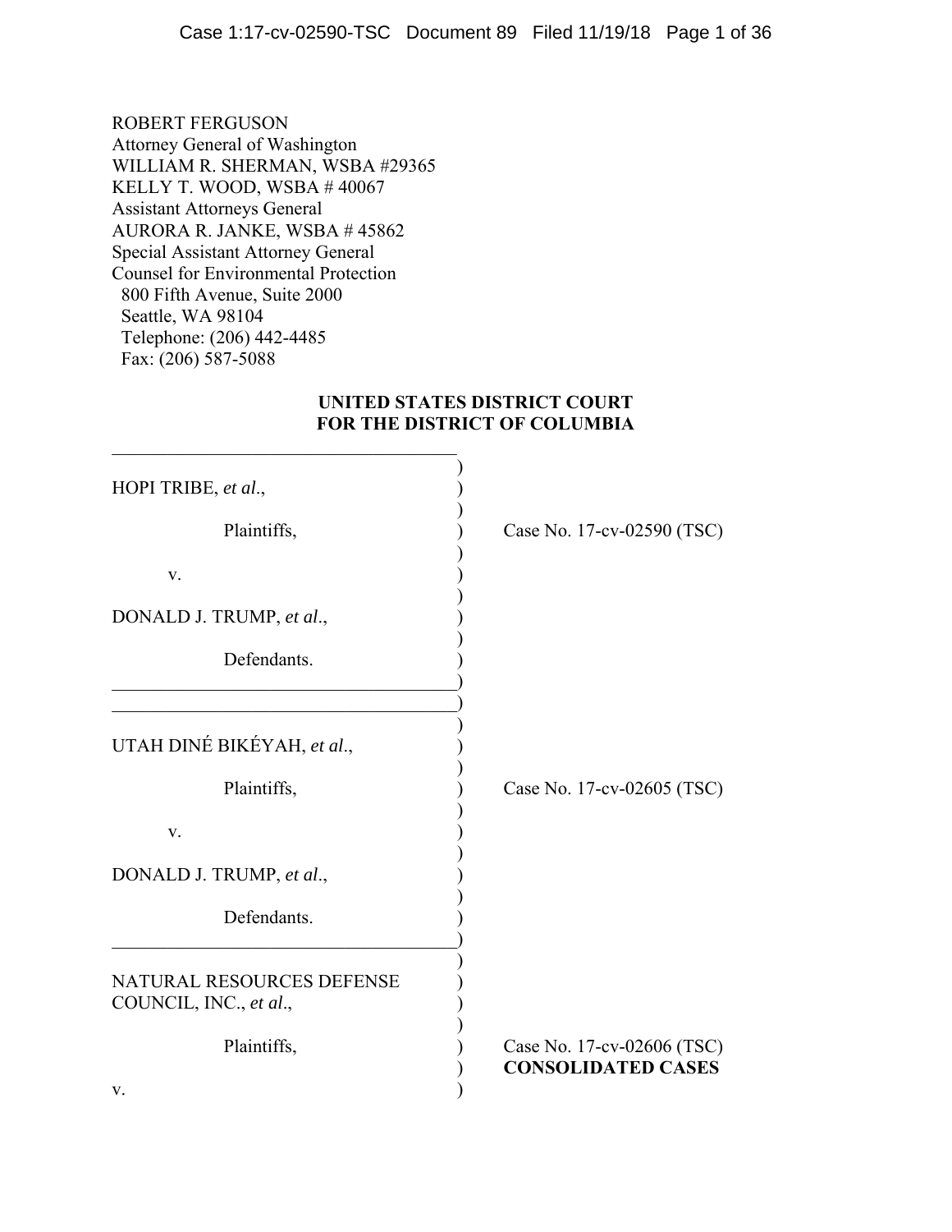ROBERT FERGUSON
Attorney General of Washington
WILLIAM R. SHERMAN, WSBA #29365
KELLY T. WOOD, WSBA # 40067
Assistant Attorneys General
AURORA R. JANKE, WSBA # 45862
Special Assistant Attorney General
Counsel for Environmental Protection
800 Fifth Avenue, Suite 2000
Seattle, WA 98104
Telephone: (206) 442-4485
Fax: (206) 587-5088

**UNITED STATES DISTRICT COURT**
**FOR THE DISTRICT OF COLUMBIA**

| | |
|---|---|
| HOPI TRIBE, *et al*.,<br><br>Plaintiffs,<br><br>v.<br><br>DONALD J. TRUMP, *et al*.,<br><br>Defendants. | Case No. 17-cv-02590 (TSC) |
| UTAH DINÉ BIKÉYAH, *et al*.,<br><br>Plaintiffs,<br><br>v.<br><br>DONALD J. TRUMP, *et al*.,<br><br>Defendants. | Case No. 17-cv-02605 (TSC) |
| NATURAL RESOURCES DEFENSE COUNCIL, INC., *et al*.,<br><br>Plaintiffs,<br><br>v. | Case No. 17-cv-02606 (TSC)<br>**CONSOLIDATED CASES** |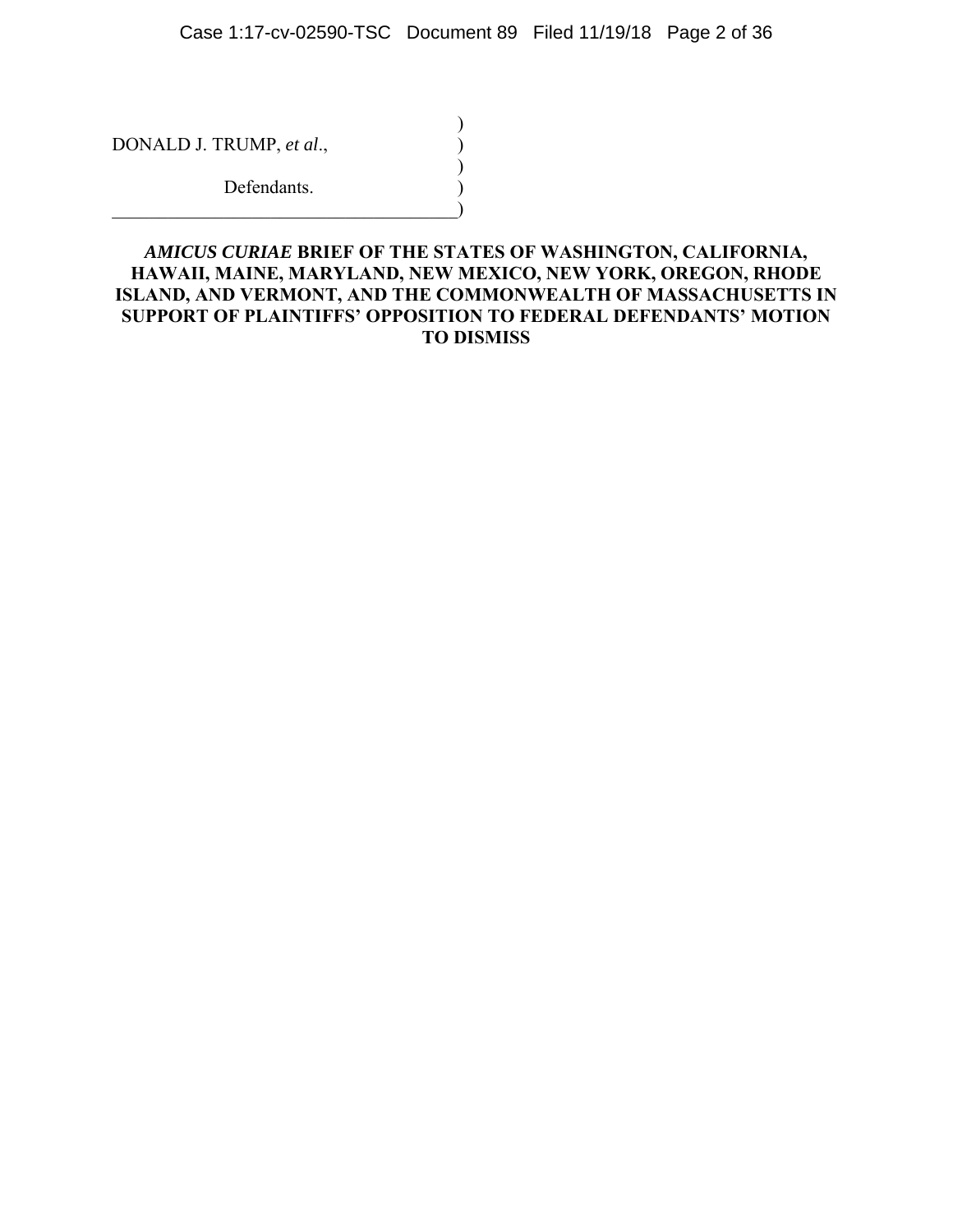DONALD J. TRUMP, *et al*.,

Defendants.

**_AMICUS CURIAE_ BRIEF OF THE STATES OF WASHINGTON, CALIFORNIA, HAWAII, MAINE, MARYLAND, NEW MEXICO, NEW YORK, OREGON, RHODE ISLAND, AND VERMONT, AND THE COMMONWEALTH OF MASSACHUSETTS IN SUPPORT OF PLAINTIFFS' OPPOSITION TO FEDERAL DEFENDANTS' MOTION TO DISMISS**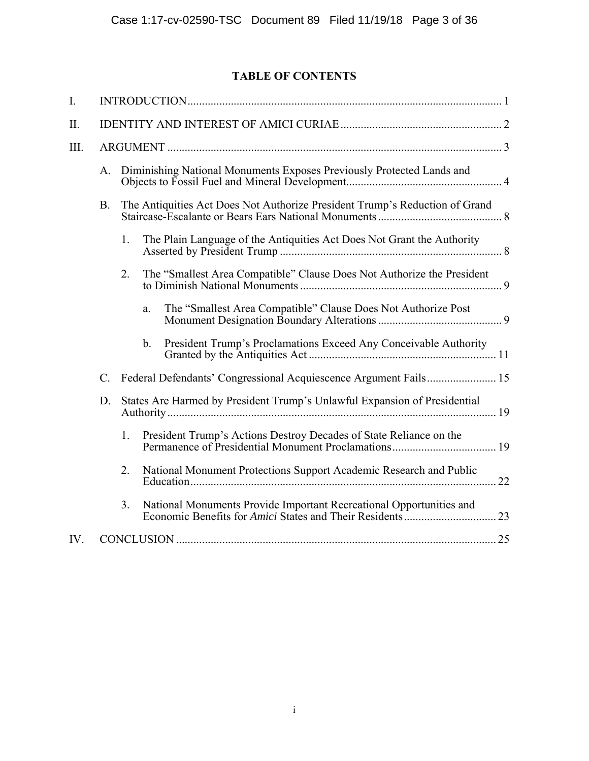# TABLE OF CONTENTS

I. INTRODUCTION ............................................................................................................ 1

II. IDENTITY AND INTEREST OF AMICI CURIAE ........................................................ 2

III. ARGUMENT .................................................................................................................. 3

- A. Diminishing National Monuments Exposes Previously Protected Lands and Objects to Fossil Fuel and Mineral Development ...................................................... 4
- B. The Antiquities Act Does Not Authorize President Trump's Reduction of Grand Staircase-Escalante or Bears Ears National Monuments ........................................... 8
  - 1. The Plain Language of the Antiquities Act Does Not Grant the Authority Asserted by President Trump ............................................................................ 8
  - 2. The "Smallest Area Compatible" Clause Does Not Authorize the President to Diminish National Monuments ...................................................................... 9
    - a. The "Smallest Area Compatible" Clause Does Not Authorize Post Monument Designation Boundary Alterations ........................................... 9
    - b. President Trump's Proclamations Exceed Any Conceivable Authority Granted by the Antiquities Act ................................................................. 11
- C. Federal Defendants' Congressional Acquiescence Argument Fails ........................ 15
- D. States Are Harmed by President Trump's Unlawful Expansion of Presidential Authority ................................................................................................................ 19
  - 1. President Trump's Actions Destroy Decades of State Reliance on the Permanence of Presidential Monument Proclamations .................................... 19
  - 2. National Monument Protections Support Academic Research and Public Education ......................................................................................................... 22
  - 3. National Monuments Provide Important Recreational Opportunities and Economic Benefits for *Amici* States and Their Residents ................................ 23

IV. CONCLUSION ............................................................................................................... 25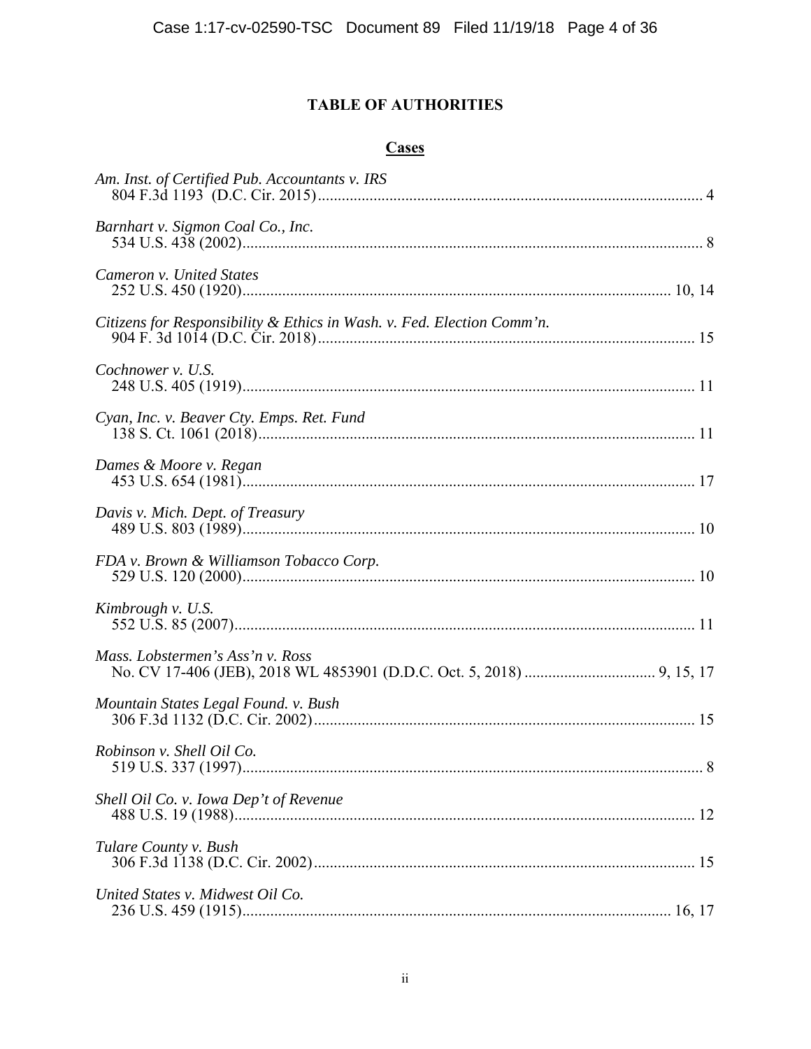# TABLE OF AUTHORITIES

## Cases

*Am. Inst. of Certified Pub. Accountants v. IRS*
804 F.3d 1193 (D.C. Cir. 2015) .................................................................................. 4

*Barnhart v. Sigmon Coal Co., Inc.*
534 U.S. 438 (2002) .................................................................................................. 8

*Cameron v. United States*
252 U.S. 450 (1920) .......................................................................................... 10, 14

*Citizens for Responsibility & Ethics in Wash. v. Fed. Election Comm'n.*
904 F. 3d 1014 (D.C. Cir. 2018) ............................................................................... 15

*Cochnower v. U.S.*
248 U.S. 405 (1919) ................................................................................................. 11

*Cyan, Inc. v. Beaver Cty. Emps. Ret. Fund*
138 S. Ct. 1061 (2018) ............................................................................................. 11

*Dames & Moore v. Regan*
453 U.S. 654 (1981) ................................................................................................. 17

*Davis v. Mich. Dept. of Treasury*
489 U.S. 803 (1989) ................................................................................................. 10

*FDA v. Brown & Williamson Tobacco Corp.*
529 U.S. 120 (2000) ................................................................................................. 10

*Kimbrough v. U.S.*
552 U.S. 85 (2007) ................................................................................................... 11

*Mass. Lobstermen's Ass'n v. Ross*
No. CV 17-406 (JEB), 2018 WL 4853901 (D.D.C. Oct. 5, 2018) ................................ 9, 15, 17

*Mountain States Legal Found. v. Bush*
306 F.3d 1132 (D.C. Cir. 2002) ................................................................................ 15

*Robinson v. Shell Oil Co.*
519 U.S. 337 (1997) ................................................................................................... 8

*Shell Oil Co. v. Iowa Dep't of Revenue*
488 U.S. 19 (1988) ................................................................................................... 12

*Tulare County v. Bush*
306 F.3d 1138 (D.C. Cir. 2002) ................................................................................ 15

*United States v. Midwest Oil Co.*
236 U.S. 459 (1915) ........................................................................................... 16, 17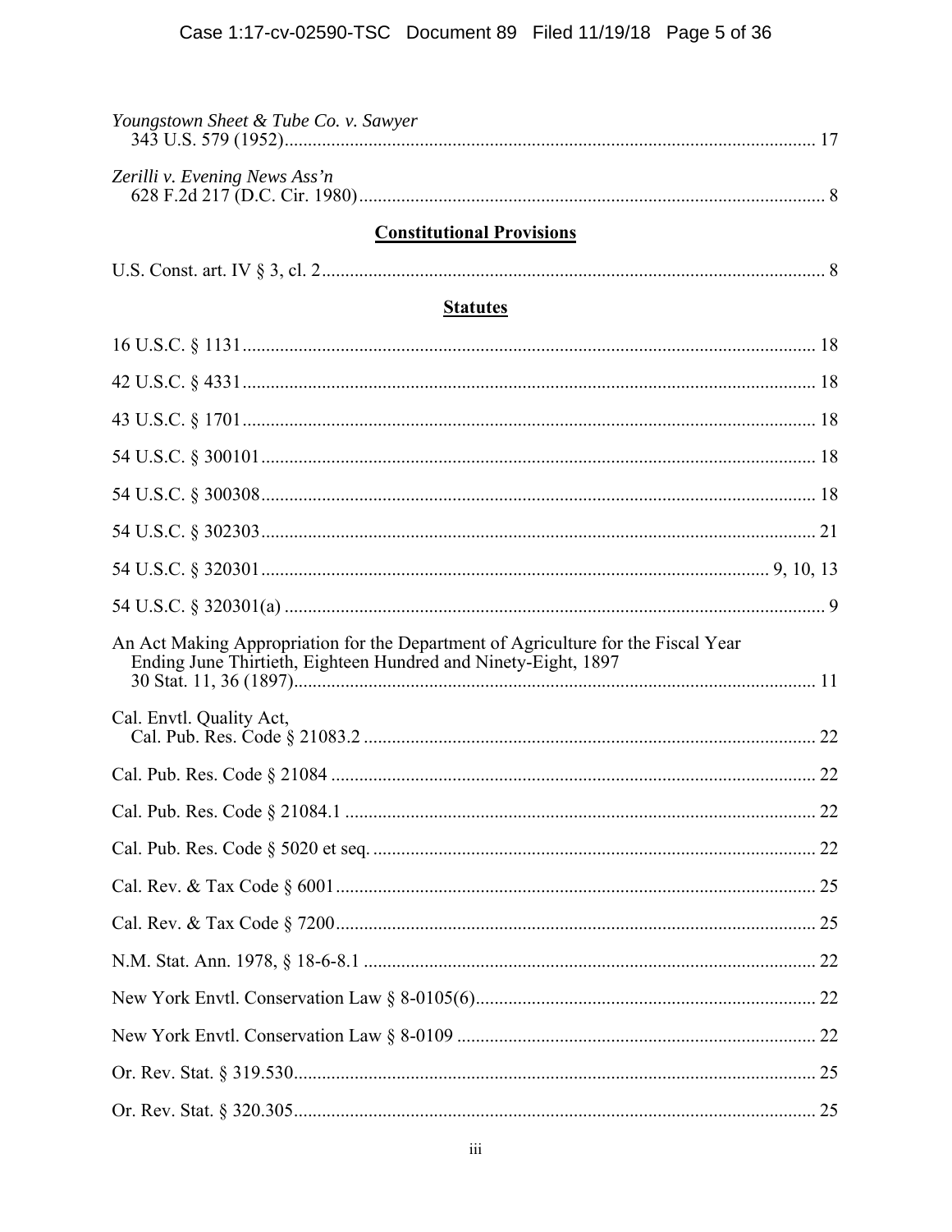*Youngstown Sheet & Tube Co. v. Sawyer*
343 U.S. 579 (1952) ........................................................................................................ 17

*Zerilli v. Evening News Ass'n*
628 F.2d 217 (D.C. Cir. 1980) ........................................................................................... 8

## Constitutional Provisions

U.S. Const. art. IV § 3, cl. 2 ................................................................................................. 8

## Statutes

16 U.S.C. § 1131 ................................................................................................................ 18

42 U.S.C. § 4331 ................................................................................................................ 18

43 U.S.C. § 1701 ................................................................................................................ 18

54 U.S.C. § 300101 ............................................................................................................ 18

54 U.S.C. § 300308 ............................................................................................................ 18

54 U.S.C. § 302303 ............................................................................................................ 21

54 U.S.C. § 320301 ............................................................................................... 9, 10, 13

54 U.S.C. § 320301(a) ........................................................................................................ 9

An Act Making Appropriation for the Department of Agriculture for the Fiscal Year Ending June Thirtieth, Eighteen Hundred and Ninety-Eight, 1897
30 Stat. 11, 36 (1897) ....................................................................................................... 11

Cal. Envtl. Quality Act,
Cal. Pub. Res. Code § 21083.2 ........................................................................................ 22

Cal. Pub. Res. Code § 21084 ............................................................................................. 22

Cal. Pub. Res. Code § 21084.1 .......................................................................................... 22

Cal. Pub. Res. Code § 5020 et seq. .................................................................................... 22

Cal. Rev. & Tax Code § 6001 ............................................................................................ 25

Cal. Rev. & Tax Code § 7200 ............................................................................................ 25

N.M. Stat. Ann. 1978, § 18-6-8.1 ...................................................................................... 22

New York Envtl. Conservation Law § 8-0105(6) .............................................................. 22

New York Envtl. Conservation Law § 8-0109 .................................................................. 22

Or. Rev. Stat. § 319.530 ..................................................................................................... 25

Or. Rev. Stat. § 320.305 ..................................................................................................... 25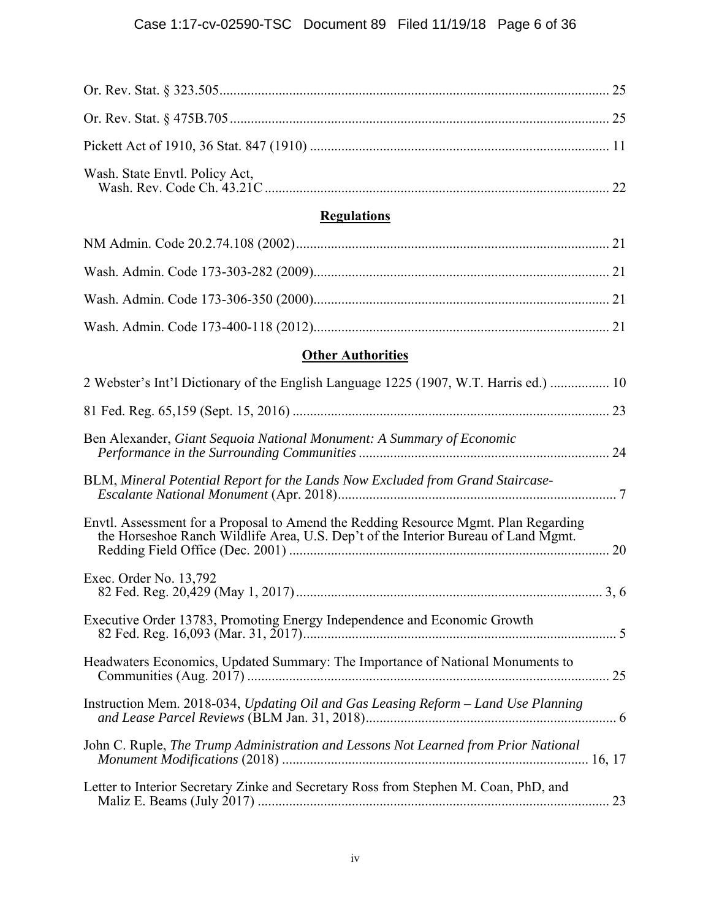Or. Rev. Stat. § 323.505 ........................................................................................................ 25

Or. Rev. Stat. § 475B.705 ...................................................................................................... 25

Pickett Act of 1910, 36 Stat. 847 (1910) ................................................................................ 11

Wash. State Envtl. Policy Act,
Wash. Rev. Code Ch. 43.21C ............................................................................................... 22

**Regulations**

NM Admin. Code 20.2.74.108 (2002) .................................................................................... 21

Wash. Admin. Code 173-303-282 (2009) ............................................................................... 21

Wash. Admin. Code 173-306-350 (2000) ............................................................................... 21

Wash. Admin. Code 173-400-118 (2012) ............................................................................... 21

**Other Authorities**

2 Webster's Int'l Dictionary of the English Language 1225 (1907, W.T. Harris ed.) ................. 10

81 Fed. Reg. 65,159 (Sept. 15, 2016) ..................................................................................... 23

Ben Alexander, *Giant Sequoia National Monument: A Summary of Economic Performance in the Surrounding Communities* ...................................................................... 24

BLM, *Mineral Potential Report for the Lands Now Excluded from Grand Staircase-Escalante National Monument* (Apr. 2018) ............................................................................... 7

Envtl. Assessment for a Proposal to Amend the Redding Resource Mgmt. Plan Regarding the Horseshoe Ranch Wildlife Area, U.S. Dep't of the Interior Bureau of Land Mgmt. Redding Field Office (Dec. 2001) ......................................................................................... 20

Exec. Order No. 13,792
82 Fed. Reg. 20,429 (May 1, 2017) ..................................................................................... 3, 6

Executive Order 13783, Promoting Energy Independence and Economic Growth
82 Fed. Reg. 16,093 (Mar. 31, 2017) ........................................................................................ 5

Headwaters Economics, Updated Summary: The Importance of National Monuments to Communities (Aug. 2017) ...................................................................................................... 25

Instruction Mem. 2018-034, *Updating Oil and Gas Leasing Reform – Land Use Planning and Lease Parcel Reviews* (BLM Jan. 31, 2018) ....................................................................... 6

John C. Ruple, *The Trump Administration and Lessons Not Learned from Prior National Monument Modifications* (2018) ....................................................................................... 16, 17

Letter to Interior Secretary Zinke and Secretary Ross from Stephen M. Coan, PhD, and Maliz E. Beams (July 2017) .................................................................................................. 23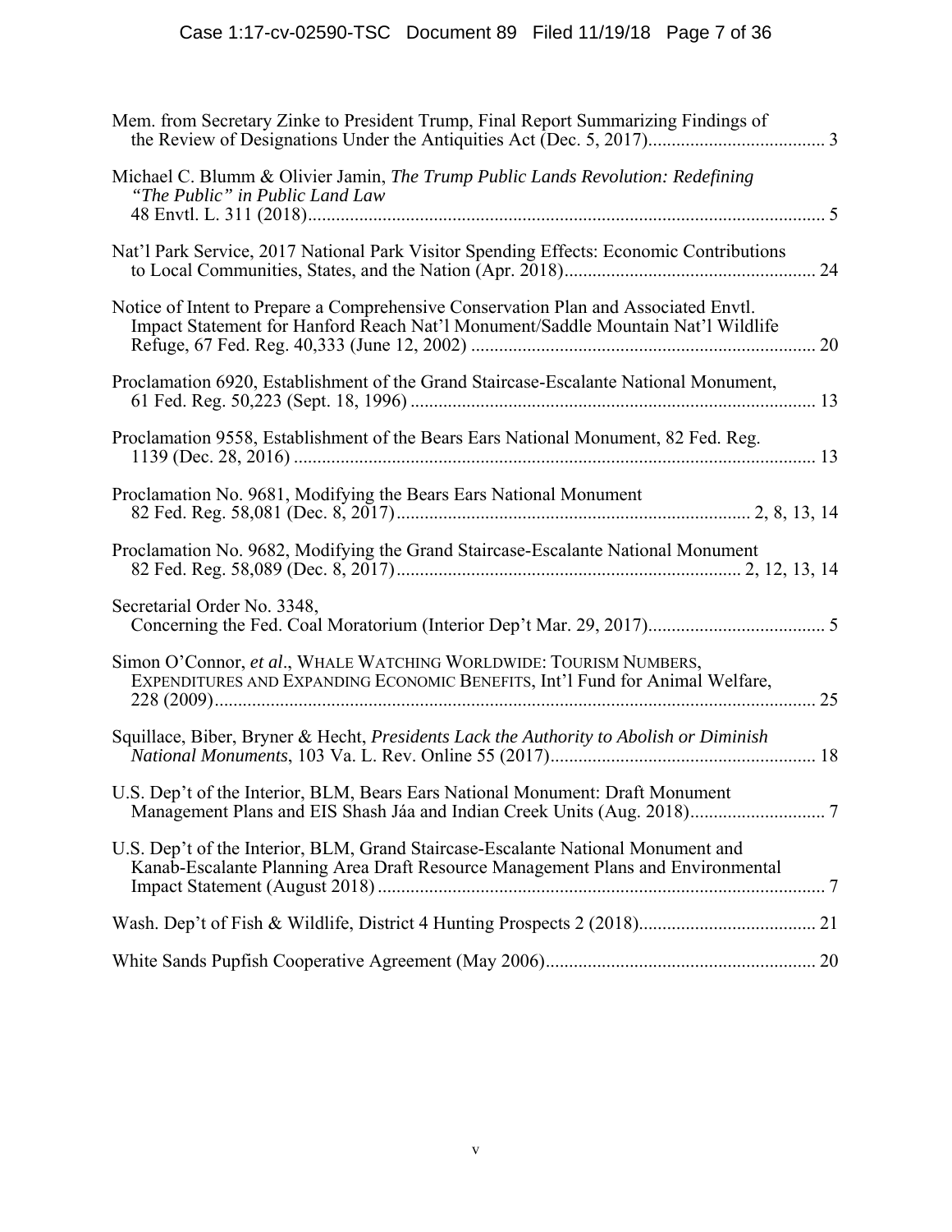Mem. from Secretary Zinke to President Trump, Final Report Summarizing Findings of the Review of Designations Under the Antiquities Act (Dec. 5, 2017)...................................... 3

Michael C. Blumm & Olivier Jamin, *The Trump Public Lands Revolution: Redefining "The Public" in Public Land Law* 48 Envtl. L. 311 (2018)............................................................................................................... 5

Nat'l Park Service, 2017 National Park Visitor Spending Effects: Economic Contributions to Local Communities, States, and the Nation (Apr. 2018)...................................................... 24

Notice of Intent to Prepare a Comprehensive Conservation Plan and Associated Envtl. Impact Statement for Hanford Reach Nat'l Monument/Saddle Mountain Nat'l Wildlife Refuge, 67 Fed. Reg. 40,333 (June 12, 2002) ......................................................................... 20

Proclamation 6920, Establishment of the Grand Staircase-Escalante National Monument, 61 Fed. Reg. 50,223 (Sept. 18, 1996) ...................................................................................... 13

Proclamation 9558, Establishment of the Bears Ears National Monument, 82 Fed. Reg. 1139 (Dec. 28, 2016) ............................................................................................................... 13

Proclamation No. 9681, Modifying the Bears Ears National Monument 82 Fed. Reg. 58,081 (Dec. 8, 2017)........................................................................... 2, 8, 13, 14

Proclamation No. 9682, Modifying the Grand Staircase-Escalante National Monument 82 Fed. Reg. 58,089 (Dec. 8, 2017)......................................................................... 2, 12, 13, 14

Secretarial Order No. 3348, Concerning the Fed. Coal Moratorium (Interior Dep't Mar. 29, 2017)...................................... 5

Simon O'Connor, *et al*., WHALE WATCHING WORLDWIDE: TOURISM NUMBERS, EXPENDITURES AND EXPANDING ECONOMIC BENEFITS, Int'l Fund for Animal Welfare, 228 (2009)................................................................................................................................ 25

Squillace, Biber, Bryner & Hecht, *Presidents Lack the Authority to Abolish or Diminish National Monuments*, 103 Va. L. Rev. Online 55 (2017)......................................................... 18

U.S. Dep't of the Interior, BLM, Bears Ears National Monument: Draft Monument Management Plans and EIS Shash Jáa and Indian Creek Units (Aug. 2018)............................. 7

U.S. Dep't of the Interior, BLM, Grand Staircase-Escalante National Monument and Kanab-Escalante Planning Area Draft Resource Management Plans and Environmental Impact Statement (August 2018) ............................................................................................... 7

Wash. Dep't of Fish & Wildlife, District 4 Hunting Prospects 2 (2018)...................................... 21

White Sands Pupfish Cooperative Agreement (May 2006).......................................................... 20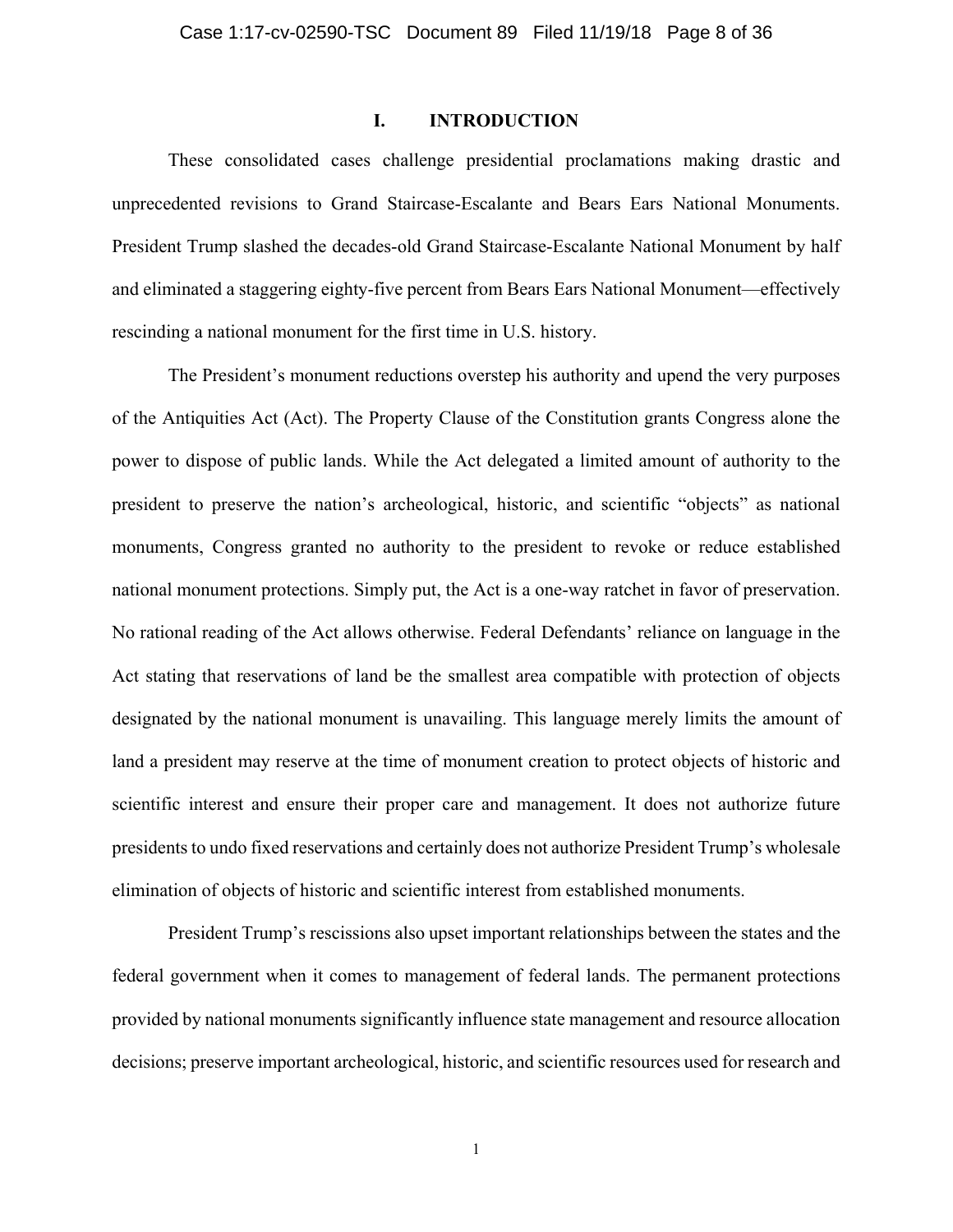## I. INTRODUCTION

These consolidated cases challenge presidential proclamations making drastic and unprecedented revisions to Grand Staircase-Escalante and Bears Ears National Monuments. President Trump slashed the decades-old Grand Staircase-Escalante National Monument by half and eliminated a staggering eighty-five percent from Bears Ears National Monument—effectively rescinding a national monument for the first time in U.S. history.

The President's monument reductions overstep his authority and upend the very purposes of the Antiquities Act (Act). The Property Clause of the Constitution grants Congress alone the power to dispose of public lands. While the Act delegated a limited amount of authority to the president to preserve the nation's archeological, historic, and scientific "objects" as national monuments, Congress granted no authority to the president to revoke or reduce established national monument protections. Simply put, the Act is a one-way ratchet in favor of preservation. No rational reading of the Act allows otherwise. Federal Defendants' reliance on language in the Act stating that reservations of land be the smallest area compatible with protection of objects designated by the national monument is unavailing. This language merely limits the amount of land a president may reserve at the time of monument creation to protect objects of historic and scientific interest and ensure their proper care and management. It does not authorize future presidents to undo fixed reservations and certainly does not authorize President Trump's wholesale elimination of objects of historic and scientific interest from established monuments.

President Trump's rescissions also upset important relationships between the states and the federal government when it comes to management of federal lands. The permanent protections provided by national monuments significantly influence state management and resource allocation decisions; preserve important archeological, historic, and scientific resources used for research and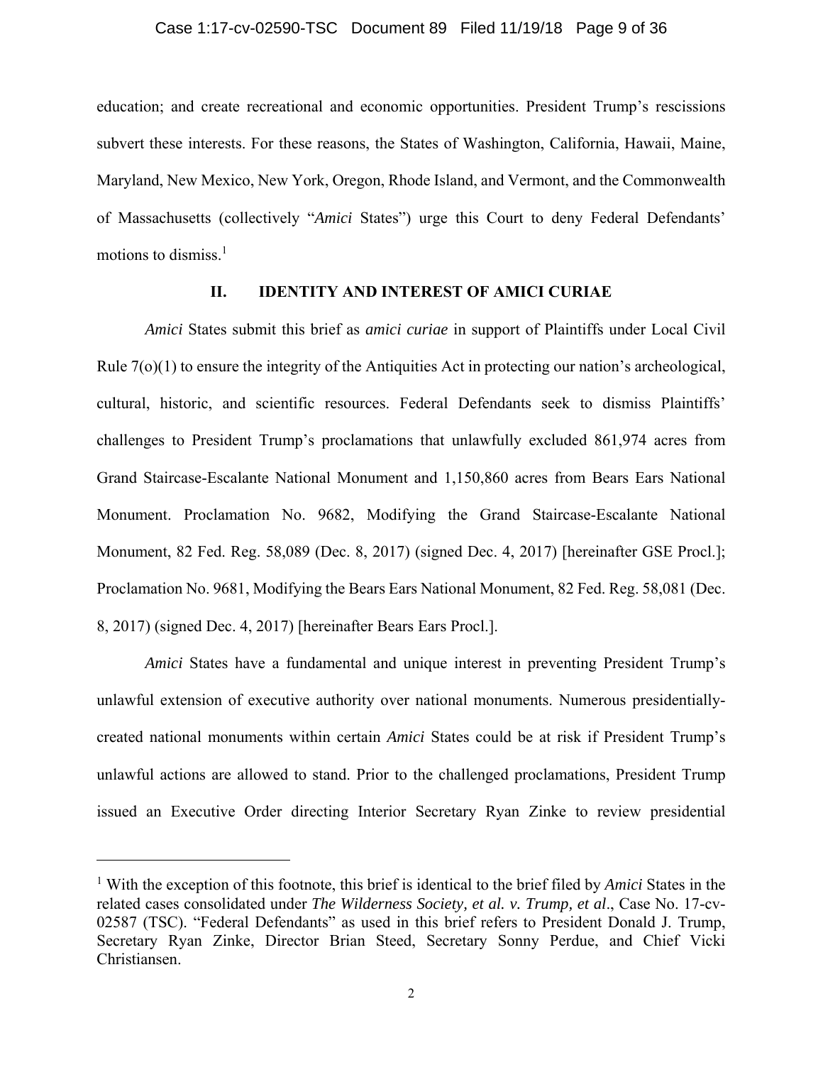education; and create recreational and economic opportunities. President Trump's rescissions subvert these interests. For these reasons, the States of Washington, California, Hawaii, Maine, Maryland, New Mexico, New York, Oregon, Rhode Island, and Vermont, and the Commonwealth of Massachusetts (collectively "*Amici* States") urge this Court to deny Federal Defendants' motions to dismiss.[1]

## II. IDENTITY AND INTEREST OF AMICI CURIAE

*Amici* States submit this brief as *amici curiae* in support of Plaintiffs under Local Civil Rule 7(o)(1) to ensure the integrity of the Antiquities Act in protecting our nation's archeological, cultural, historic, and scientific resources. Federal Defendants seek to dismiss Plaintiffs' challenges to President Trump's proclamations that unlawfully excluded 861,974 acres from Grand Staircase-Escalante National Monument and 1,150,860 acres from Bears Ears National Monument. Proclamation No. 9682, Modifying the Grand Staircase-Escalante National Monument, 82 Fed. Reg. 58,089 (Dec. 8, 2017) (signed Dec. 4, 2017) [hereinafter GSE Procl.]; Proclamation No. 9681, Modifying the Bears Ears National Monument, 82 Fed. Reg. 58,081 (Dec. 8, 2017) (signed Dec. 4, 2017) [hereinafter Bears Ears Procl.].

*Amici* States have a fundamental and unique interest in preventing President Trump's unlawful extension of executive authority over national monuments. Numerous presidentially-created national monuments within certain *Amici* States could be at risk if President Trump's unlawful actions are allowed to stand. Prior to the challenged proclamations, President Trump issued an Executive Order directing Interior Secretary Ryan Zinke to review presidential

---

[1] With the exception of this footnote, this brief is identical to the brief filed by *Amici* States in the related cases consolidated under *The Wilderness Society, et al. v. Trump, et al*., Case No. 17-cv-02587 (TSC). "Federal Defendants" as used in this brief refers to President Donald J. Trump, Secretary Ryan Zinke, Director Brian Steed, Secretary Sonny Perdue, and Chief Vicki Christiansen.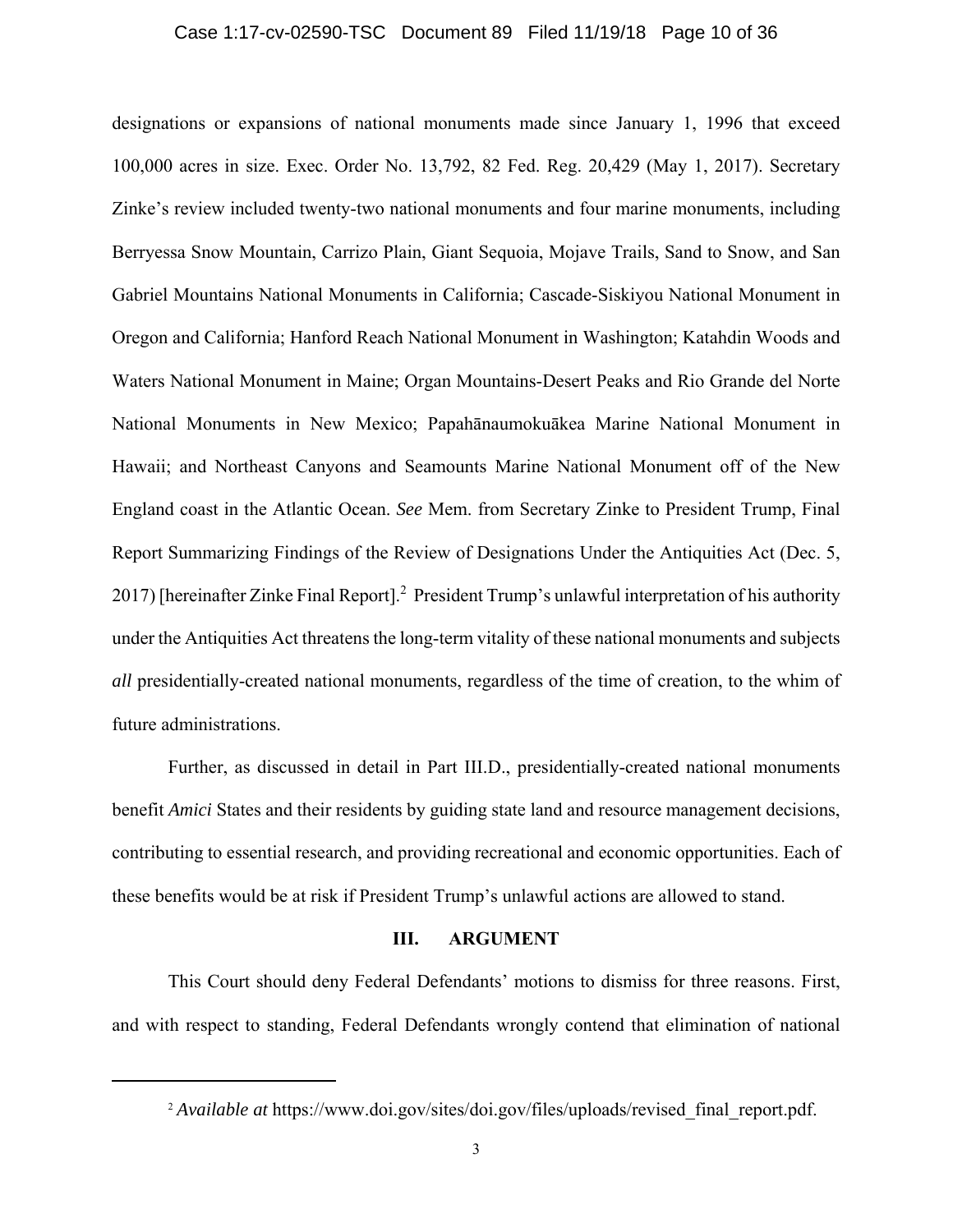designations or expansions of national monuments made since January 1, 1996 that exceed 100,000 acres in size. Exec. Order No. 13,792, 82 Fed. Reg. 20,429 (May 1, 2017). Secretary Zinke's review included twenty-two national monuments and four marine monuments, including Berryessa Snow Mountain, Carrizo Plain, Giant Sequoia, Mojave Trails, Sand to Snow, and San Gabriel Mountains National Monuments in California; Cascade-Siskiyou National Monument in Oregon and California; Hanford Reach National Monument in Washington; Katahdin Woods and Waters National Monument in Maine; Organ Mountains-Desert Peaks and Rio Grande del Norte National Monuments in New Mexico; Papahānaumokuākea Marine National Monument in Hawaii; and Northeast Canyons and Seamounts Marine National Monument off of the New England coast in the Atlantic Ocean. *See* Mem. from Secretary Zinke to President Trump, Final Report Summarizing Findings of the Review of Designations Under the Antiquities Act (Dec. 5, 2017) [hereinafter Zinke Final Report].[2] President Trump's unlawful interpretation of his authority under the Antiquities Act threatens the long-term vitality of these national monuments and subjects *all* presidentially-created national monuments, regardless of the time of creation, to the whim of future administrations.

Further, as discussed in detail in Part III.D., presidentially-created national monuments benefit *Amici* States and their residents by guiding state land and resource management decisions, contributing to essential research, and providing recreational and economic opportunities. Each of these benefits would be at risk if President Trump's unlawful actions are allowed to stand.

## III. ARGUMENT

This Court should deny Federal Defendants' motions to dismiss for three reasons. First, and with respect to standing, Federal Defendants wrongly contend that elimination of national

---

[2] *Available at* https://www.doi.gov/sites/doi.gov/files/uploads/revised_final_report.pdf.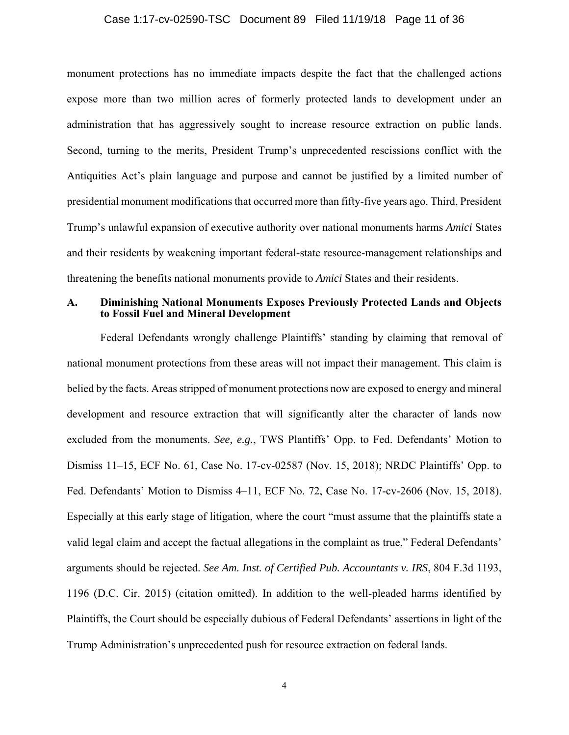monument protections has no immediate impacts despite the fact that the challenged actions expose more than two million acres of formerly protected lands to development under an administration that has aggressively sought to increase resource extraction on public lands. Second, turning to the merits, President Trump's unprecedented rescissions conflict with the Antiquities Act's plain language and purpose and cannot be justified by a limited number of presidential monument modifications that occurred more than fifty-five years ago. Third, President Trump's unlawful expansion of executive authority over national monuments harms *Amici* States and their residents by weakening important federal-state resource-management relationships and threatening the benefits national monuments provide to *Amici* States and their residents.

### A. Diminishing National Monuments Exposes Previously Protected Lands and Objects to Fossil Fuel and Mineral Development

Federal Defendants wrongly challenge Plaintiffs' standing by claiming that removal of national monument protections from these areas will not impact their management. This claim is belied by the facts. Areas stripped of monument protections now are exposed to energy and mineral development and resource extraction that will significantly alter the character of lands now excluded from the monuments. *See, e.g.*, TWS Plantiffs' Opp. to Fed. Defendants' Motion to Dismiss 11–15, ECF No. 61, Case No. 17-cv-02587 (Nov. 15, 2018); NRDC Plaintiffs' Opp. to Fed. Defendants' Motion to Dismiss 4–11, ECF No. 72, Case No. 17-cv-2606 (Nov. 15, 2018). Especially at this early stage of litigation, where the court "must assume that the plaintiffs state a valid legal claim and accept the factual allegations in the complaint as true," Federal Defendants' arguments should be rejected. *See Am. Inst. of Certified Pub. Accountants v. IRS*, 804 F.3d 1193, 1196 (D.C. Cir. 2015) (citation omitted). In addition to the well-pleaded harms identified by Plaintiffs, the Court should be especially dubious of Federal Defendants' assertions in light of the Trump Administration's unprecedented push for resource extraction on federal lands.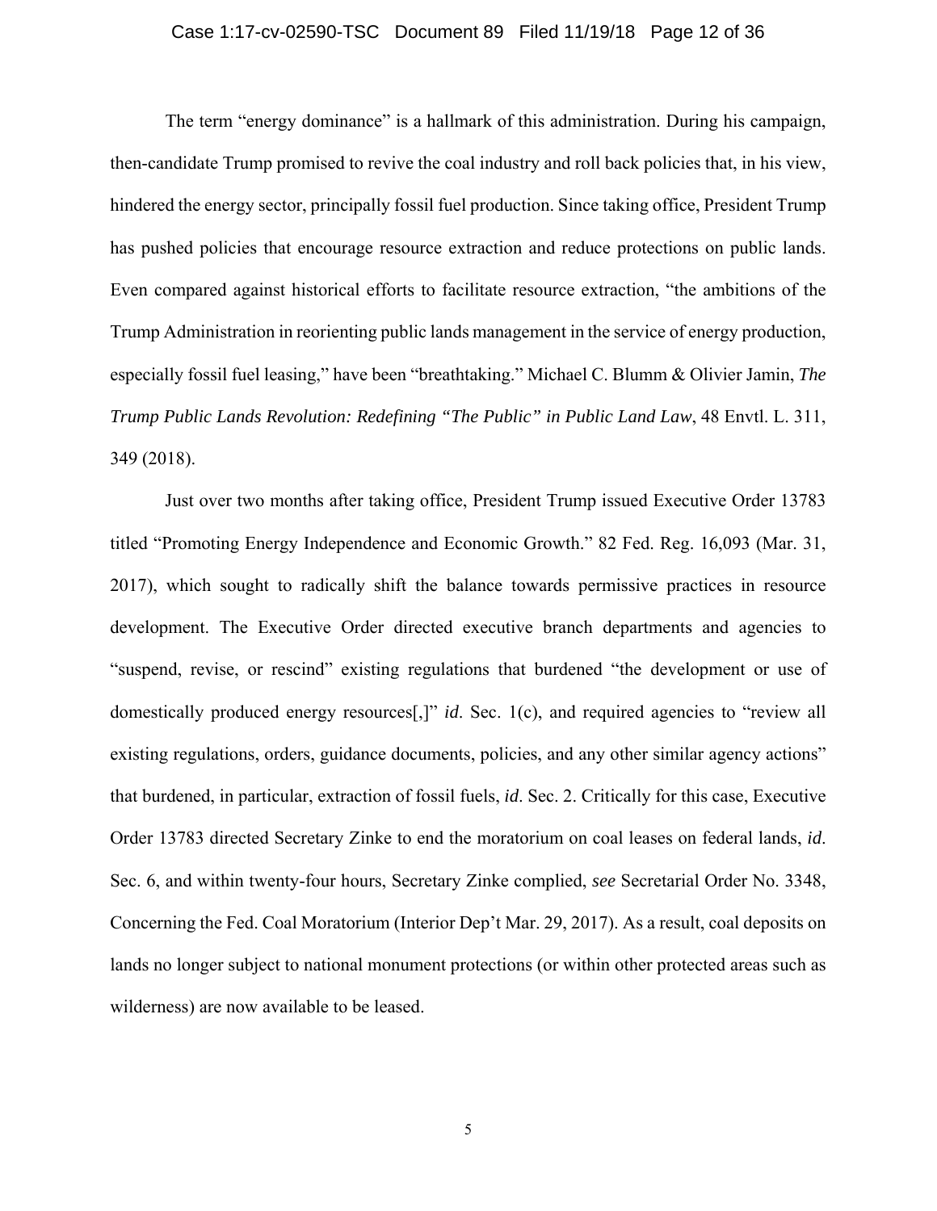The term "energy dominance" is a hallmark of this administration. During his campaign, then-candidate Trump promised to revive the coal industry and roll back policies that, in his view, hindered the energy sector, principally fossil fuel production. Since taking office, President Trump has pushed policies that encourage resource extraction and reduce protections on public lands. Even compared against historical efforts to facilitate resource extraction, "the ambitions of the Trump Administration in reorienting public lands management in the service of energy production, especially fossil fuel leasing," have been "breathtaking." Michael C. Blumm & Olivier Jamin, *The Trump Public Lands Revolution: Redefining "The Public" in Public Land Law*, 48 Envtl. L. 311, 349 (2018).

Just over two months after taking office, President Trump issued Executive Order 13783 titled "Promoting Energy Independence and Economic Growth." 82 Fed. Reg. 16,093 (Mar. 31, 2017), which sought to radically shift the balance towards permissive practices in resource development. The Executive Order directed executive branch departments and agencies to "suspend, revise, or rescind" existing regulations that burdened "the development or use of domestically produced energy resources[,]" *id*. Sec. 1(c), and required agencies to "review all existing regulations, orders, guidance documents, policies, and any other similar agency actions" that burdened, in particular, extraction of fossil fuels, *id*. Sec. 2. Critically for this case, Executive Order 13783 directed Secretary Zinke to end the moratorium on coal leases on federal lands, *id*. Sec. 6, and within twenty-four hours, Secretary Zinke complied, *see* Secretarial Order No. 3348, Concerning the Fed. Coal Moratorium (Interior Dep't Mar. 29, 2017). As a result, coal deposits on lands no longer subject to national monument protections (or within other protected areas such as wilderness) are now available to be leased.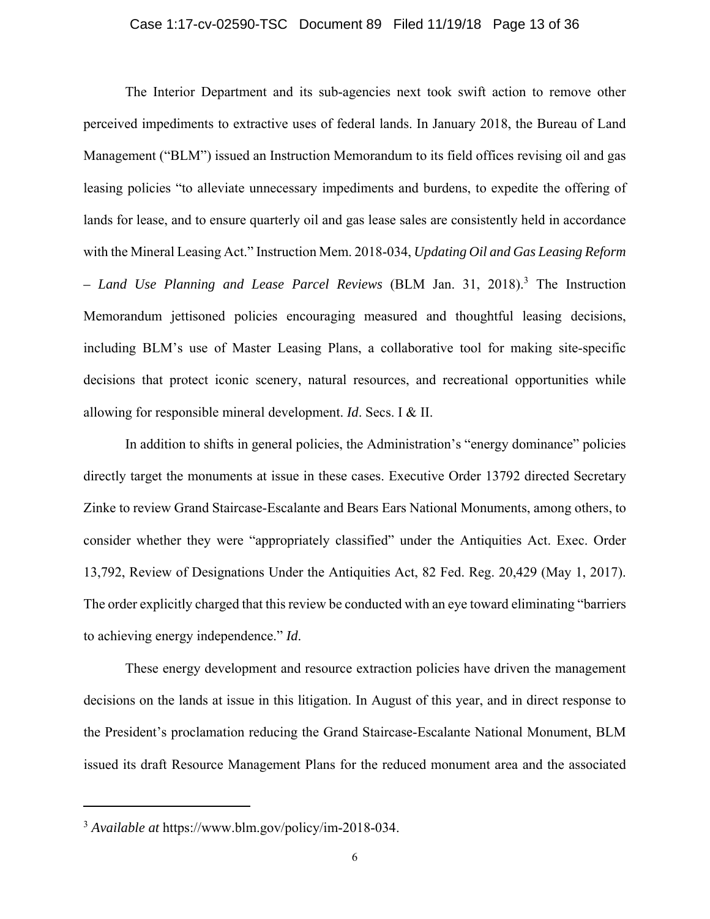The Interior Department and its sub-agencies next took swift action to remove other perceived impediments to extractive uses of federal lands. In January 2018, the Bureau of Land Management ("BLM") issued an Instruction Memorandum to its field offices revising oil and gas leasing policies "to alleviate unnecessary impediments and burdens, to expedite the offering of lands for lease, and to ensure quarterly oil and gas lease sales are consistently held in accordance with the Mineral Leasing Act." Instruction Mem. 2018-034, *Updating Oil and Gas Leasing Reform – Land Use Planning and Lease Parcel Reviews* (BLM Jan. 31, 2018).[3] The Instruction Memorandum jettisoned policies encouraging measured and thoughtful leasing decisions, including BLM's use of Master Leasing Plans, a collaborative tool for making site-specific decisions that protect iconic scenery, natural resources, and recreational opportunities while allowing for responsible mineral development. *Id*. Secs. I & II.

In addition to shifts in general policies, the Administration's "energy dominance" policies directly target the monuments at issue in these cases. Executive Order 13792 directed Secretary Zinke to review Grand Staircase-Escalante and Bears Ears National Monuments, among others, to consider whether they were "appropriately classified" under the Antiquities Act. Exec. Order 13,792, Review of Designations Under the Antiquities Act, 82 Fed. Reg. 20,429 (May 1, 2017). The order explicitly charged that this review be conducted with an eye toward eliminating "barriers to achieving energy independence." *Id*.

These energy development and resource extraction policies have driven the management decisions on the lands at issue in this litigation. In August of this year, and in direct response to the President's proclamation reducing the Grand Staircase-Escalante National Monument, BLM issued its draft Resource Management Plans for the reduced monument area and the associated

[3] *Available at* https://www.blm.gov/policy/im-2018-034.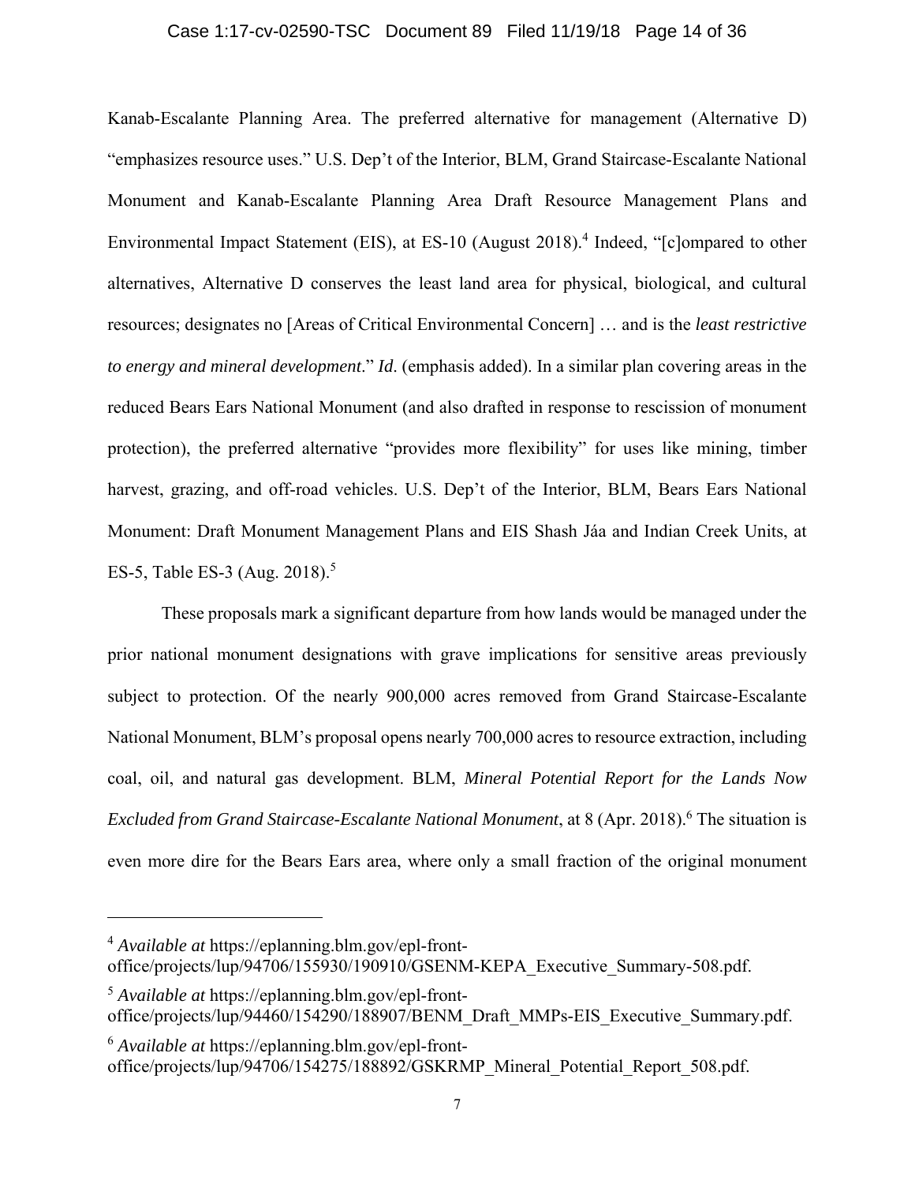Kanab-Escalante Planning Area. The preferred alternative for management (Alternative D) "emphasizes resource uses." U.S. Dep't of the Interior, BLM, Grand Staircase-Escalante National Monument and Kanab-Escalante Planning Area Draft Resource Management Plans and Environmental Impact Statement (EIS), at ES-10 (August 2018).[4] Indeed, "[c]ompared to other alternatives, Alternative D conserves the least land area for physical, biological, and cultural resources; designates no [Areas of Critical Environmental Concern] … and is the *least restrictive to energy and mineral development*." *Id*. (emphasis added). In a similar plan covering areas in the reduced Bears Ears National Monument (and also drafted in response to rescission of monument protection), the preferred alternative "provides more flexibility" for uses like mining, timber harvest, grazing, and off-road vehicles. U.S. Dep't of the Interior, BLM, Bears Ears National Monument: Draft Monument Management Plans and EIS Shash Jáa and Indian Creek Units, at ES-5, Table ES-3 (Aug. 2018).[5]

These proposals mark a significant departure from how lands would be managed under the prior national monument designations with grave implications for sensitive areas previously subject to protection. Of the nearly 900,000 acres removed from Grand Staircase-Escalante National Monument, BLM's proposal opens nearly 700,000 acres to resource extraction, including coal, oil, and natural gas development. BLM, *Mineral Potential Report for the Lands Now Excluded from Grand Staircase-Escalante National Monument*, at 8 (Apr. 2018).[6] The situation is even more dire for the Bears Ears area, where only a small fraction of the original monument

---

[4] *Available at* https://eplanning.blm.gov/epl-front-office/projects/lup/94706/155930/190910/GSENM-KEPA_Executive_Summary-508.pdf.

[5] *Available at* https://eplanning.blm.gov/epl-front-office/projects/lup/94460/154290/188907/BENM_Draft_MMPs-EIS_Executive_Summary.pdf.

[6] *Available at* https://eplanning.blm.gov/epl-front-office/projects/lup/94706/154275/188892/GSKRMP_Mineral_Potential_Report_508.pdf.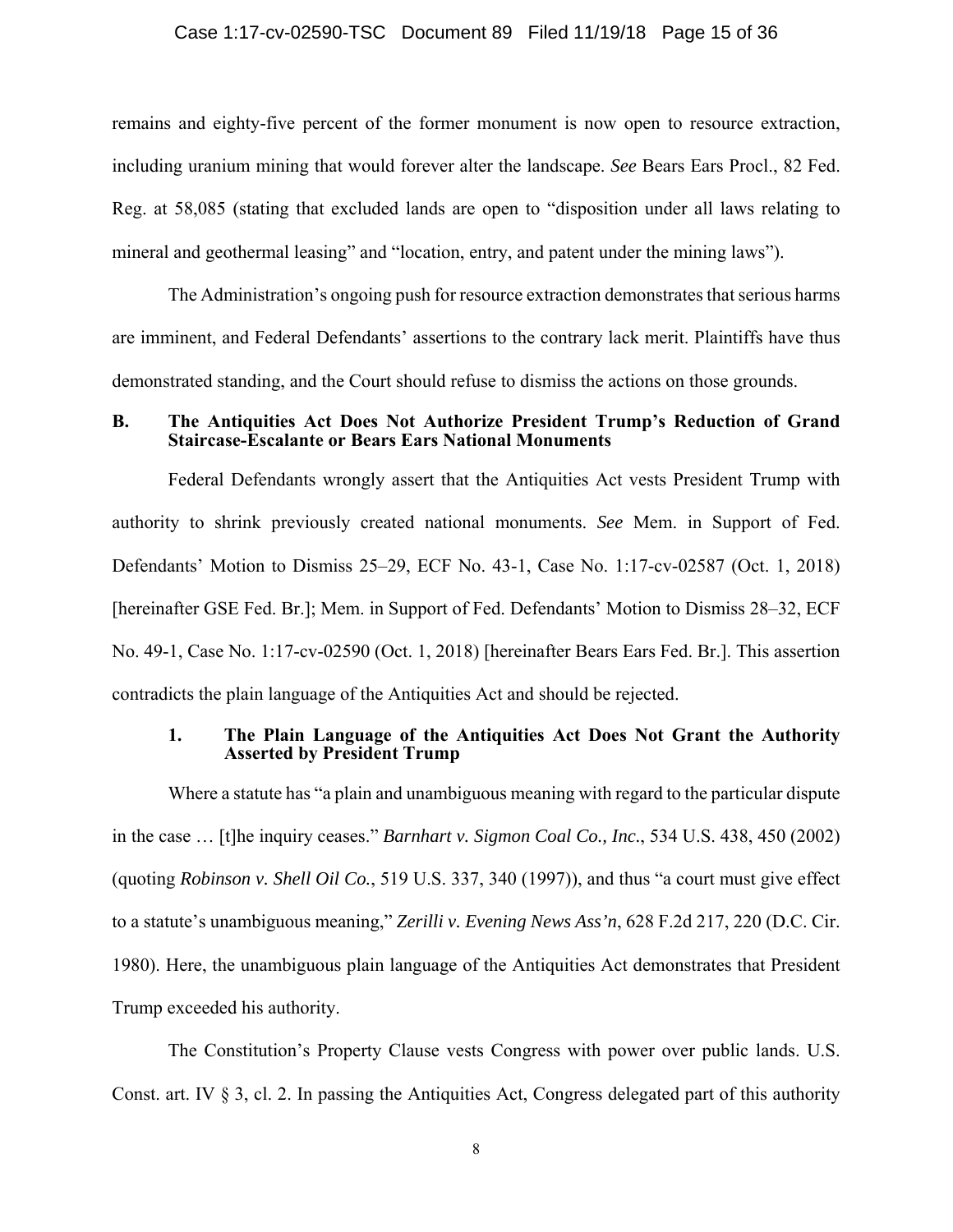remains and eighty-five percent of the former monument is now open to resource extraction, including uranium mining that would forever alter the landscape. *See* Bears Ears Procl., 82 Fed. Reg. at 58,085 (stating that excluded lands are open to "disposition under all laws relating to mineral and geothermal leasing" and "location, entry, and patent under the mining laws").

The Administration's ongoing push for resource extraction demonstrates that serious harms are imminent, and Federal Defendants' assertions to the contrary lack merit. Plaintiffs have thus demonstrated standing, and the Court should refuse to dismiss the actions on those grounds.

### B. The Antiquities Act Does Not Authorize President Trump's Reduction of Grand Staircase-Escalante or Bears Ears National Monuments

Federal Defendants wrongly assert that the Antiquities Act vests President Trump with authority to shrink previously created national monuments. *See* Mem. in Support of Fed. Defendants' Motion to Dismiss 25–29, ECF No. 43-1, Case No. 1:17-cv-02587 (Oct. 1, 2018) [hereinafter GSE Fed. Br.]; Mem. in Support of Fed. Defendants' Motion to Dismiss 28–32, ECF No. 49-1, Case No. 1:17-cv-02590 (Oct. 1, 2018) [hereinafter Bears Ears Fed. Br.]. This assertion contradicts the plain language of the Antiquities Act and should be rejected.

#### 1. The Plain Language of the Antiquities Act Does Not Grant the Authority Asserted by President Trump

Where a statute has "a plain and unambiguous meaning with regard to the particular dispute in the case … [t]he inquiry ceases." *Barnhart v. Sigmon Coal Co., Inc.*, 534 U.S. 438, 450 (2002) (quoting *Robinson v. Shell Oil Co.*, 519 U.S. 337, 340 (1997)), and thus "a court must give effect to a statute's unambiguous meaning," *Zerilli v. Evening News Ass'n*, 628 F.2d 217, 220 (D.C. Cir. 1980). Here, the unambiguous plain language of the Antiquities Act demonstrates that President Trump exceeded his authority.

The Constitution's Property Clause vests Congress with power over public lands. U.S. Const. art. IV § 3, cl. 2. In passing the Antiquities Act, Congress delegated part of this authority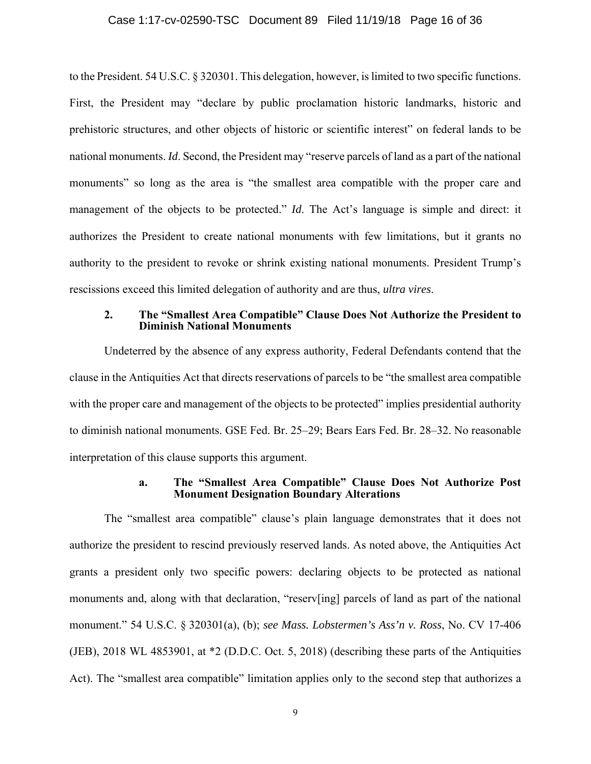to the President. 54 U.S.C. § 320301. This delegation, however, is limited to two specific functions. First, the President may "declare by public proclamation historic landmarks, historic and prehistoric structures, and other objects of historic or scientific interest" on federal lands to be national monuments. *Id*. Second, the President may "reserve parcels of land as a part of the national monuments" so long as the area is "the smallest area compatible with the proper care and management of the objects to be protected." *Id*. The Act's language is simple and direct: it authorizes the President to create national monuments with few limitations, but it grants no authority to the president to revoke or shrink existing national monuments. President Trump's rescissions exceed this limited delegation of authority and are thus, *ultra vires*.

### 2. The "Smallest Area Compatible" Clause Does Not Authorize the President to Diminish National Monuments

Undeterred by the absence of any express authority, Federal Defendants contend that the clause in the Antiquities Act that directs reservations of parcels to be "the smallest area compatible with the proper care and management of the objects to be protected" implies presidential authority to diminish national monuments. GSE Fed. Br. 25–29; Bears Ears Fed. Br. 28–32. No reasonable interpretation of this clause supports this argument.

#### a. The "Smallest Area Compatible" Clause Does Not Authorize Post Monument Designation Boundary Alterations

The "smallest area compatible" clause's plain language demonstrates that it does not authorize the president to rescind previously reserved lands. As noted above, the Antiquities Act grants a president only two specific powers: declaring objects to be protected as national monuments and, along with that declaration, "reserv[ing] parcels of land as part of the national monument." 54 U.S.C. § 320301(a), (b); *see Mass. Lobstermen's Ass'n v. Ross*, No. CV 17-406 (JEB), 2018 WL 4853901, at *2 (D.D.C. Oct. 5, 2018) (describing these parts of the Antiquities Act). The "smallest area compatible" limitation applies only to the second step that authorizes a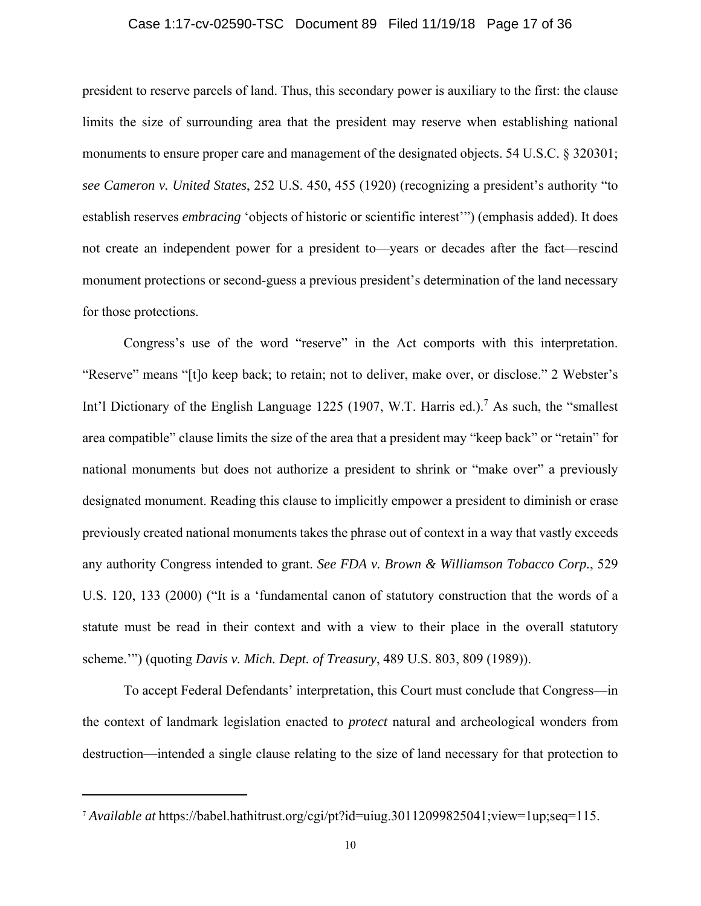president to reserve parcels of land. Thus, this secondary power is auxiliary to the first: the clause limits the size of surrounding area that the president may reserve when establishing national monuments to ensure proper care and management of the designated objects. 54 U.S.C. § 320301; *see Cameron v. United States*, 252 U.S. 450, 455 (1920) (recognizing a president's authority "to establish reserves *embracing* 'objects of historic or scientific interest'") (emphasis added). It does not create an independent power for a president to—years or decades after the fact—rescind monument protections or second-guess a previous president's determination of the land necessary for those protections.

Congress's use of the word "reserve" in the Act comports with this interpretation. "Reserve" means "[t]o keep back; to retain; not to deliver, make over, or disclose." 2 Webster's Int'l Dictionary of the English Language 1225 (1907, W.T. Harris ed.).[7] As such, the "smallest area compatible" clause limits the size of the area that a president may "keep back" or "retain" for national monuments but does not authorize a president to shrink or "make over" a previously designated monument. Reading this clause to implicitly empower a president to diminish or erase previously created national monuments takes the phrase out of context in a way that vastly exceeds any authority Congress intended to grant. *See FDA v. Brown & Williamson Tobacco Corp.*, 529 U.S. 120, 133 (2000) ("It is a 'fundamental canon of statutory construction that the words of a statute must be read in their context and with a view to their place in the overall statutory scheme.'") (quoting *Davis v. Mich. Dept. of Treasury*, 489 U.S. 803, 809 (1989)).

To accept Federal Defendants' interpretation, this Court must conclude that Congress—in the context of landmark legislation enacted to *protect* natural and archeological wonders from destruction—intended a single clause relating to the size of land necessary for that protection to

---

[7] *Available at* https://babel.hathitrust.org/cgi/pt?id=uiug.30112099825041;view=1up;seq=115.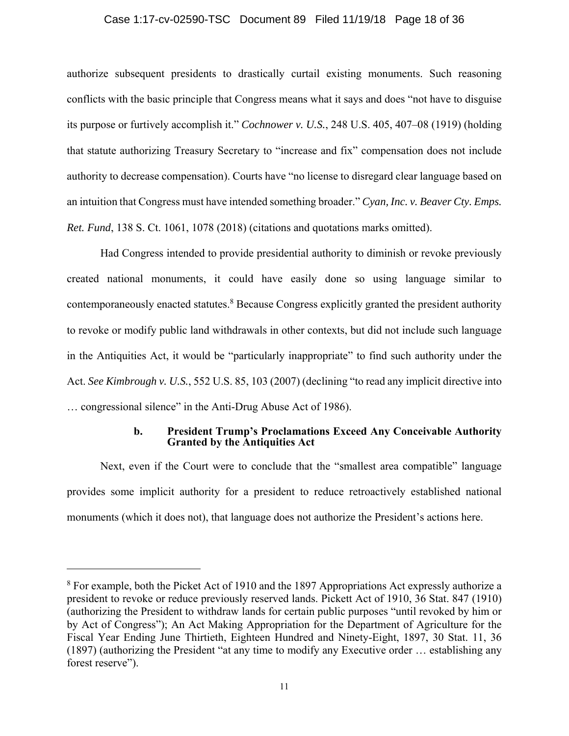authorize subsequent presidents to drastically curtail existing monuments. Such reasoning conflicts with the basic principle that Congress means what it says and does "not have to disguise its purpose or furtively accomplish it." *Cochnower v. U.S.*, 248 U.S. 405, 407–08 (1919) (holding that statute authorizing Treasury Secretary to "increase and fix" compensation does not include authority to decrease compensation). Courts have "no license to disregard clear language based on an intuition that Congress must have intended something broader." *Cyan, Inc. v. Beaver Cty. Emps. Ret. Fund*, 138 S. Ct. 1061, 1078 (2018) (citations and quotations marks omitted).

Had Congress intended to provide presidential authority to diminish or revoke previously created national monuments, it could have easily done so using language similar to contemporaneously enacted statutes.[8] Because Congress explicitly granted the president authority to revoke or modify public land withdrawals in other contexts, but did not include such language in the Antiquities Act, it would be "particularly inappropriate" to find such authority under the Act. *See Kimbrough v. U.S.*, 552 U.S. 85, 103 (2007) (declining "to read any implicit directive into … congressional silence" in the Anti-Drug Abuse Act of 1986).

#### b. President Trump's Proclamations Exceed Any Conceivable Authority Granted by the Antiquities Act

Next, even if the Court were to conclude that the "smallest area compatible" language provides some implicit authority for a president to reduce retroactively established national monuments (which it does not), that language does not authorize the President's actions here.

---

[8] For example, both the Picket Act of 1910 and the 1897 Appropriations Act expressly authorize a president to revoke or reduce previously reserved lands. Pickett Act of 1910, 36 Stat. 847 (1910) (authorizing the President to withdraw lands for certain public purposes "until revoked by him or by Act of Congress"); An Act Making Appropriation for the Department of Agriculture for the Fiscal Year Ending June Thirtieth, Eighteen Hundred and Ninety-Eight, 1897, 30 Stat. 11, 36 (1897) (authorizing the President "at any time to modify any Executive order … establishing any forest reserve").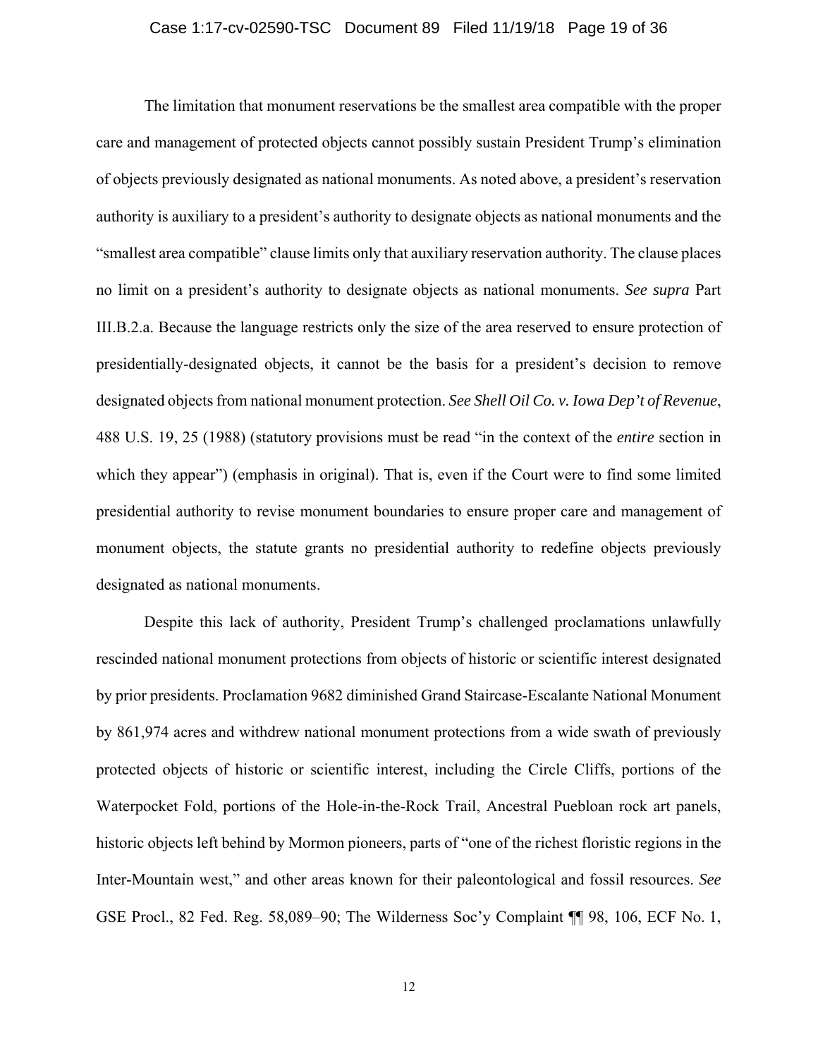The limitation that monument reservations be the smallest area compatible with the proper care and management of protected objects cannot possibly sustain President Trump's elimination of objects previously designated as national monuments. As noted above, a president's reservation authority is auxiliary to a president's authority to designate objects as national monuments and the "smallest area compatible" clause limits only that auxiliary reservation authority. The clause places no limit on a president's authority to designate objects as national monuments. *See supra* Part III.B.2.a. Because the language restricts only the size of the area reserved to ensure protection of presidentially-designated objects, it cannot be the basis for a president's decision to remove designated objects from national monument protection. *See Shell Oil Co. v. Iowa Dep't of Revenue*, 488 U.S. 19, 25 (1988) (statutory provisions must be read "in the context of the *entire* section in which they appear") (emphasis in original). That is, even if the Court were to find some limited presidential authority to revise monument boundaries to ensure proper care and management of monument objects, the statute grants no presidential authority to redefine objects previously designated as national monuments.

Despite this lack of authority, President Trump's challenged proclamations unlawfully rescinded national monument protections from objects of historic or scientific interest designated by prior presidents. Proclamation 9682 diminished Grand Staircase-Escalante National Monument by 861,974 acres and withdrew national monument protections from a wide swath of previously protected objects of historic or scientific interest, including the Circle Cliffs, portions of the Waterpocket Fold, portions of the Hole-in-the-Rock Trail, Ancestral Puebloan rock art panels, historic objects left behind by Mormon pioneers, parts of "one of the richest floristic regions in the Inter-Mountain west," and other areas known for their paleontological and fossil resources. *See* GSE Procl., 82 Fed. Reg. 58,089–90; The Wilderness Soc'y Complaint ¶¶ 98, 106, ECF No. 1,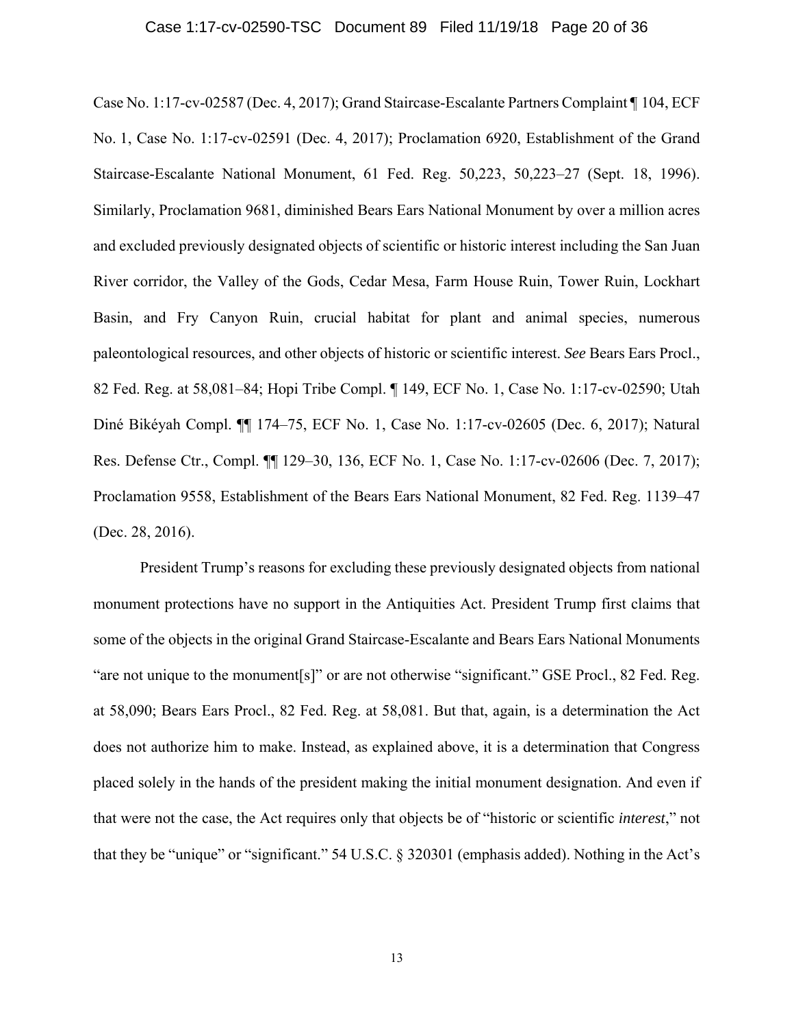Case No. 1:17-cv-02587 (Dec. 4, 2017); Grand Staircase-Escalante Partners Complaint ¶ 104, ECF No. 1, Case No. 1:17-cv-02591 (Dec. 4, 2017); Proclamation 6920, Establishment of the Grand Staircase-Escalante National Monument, 61 Fed. Reg. 50,223, 50,223–27 (Sept. 18, 1996). Similarly, Proclamation 9681, diminished Bears Ears National Monument by over a million acres and excluded previously designated objects of scientific or historic interest including the San Juan River corridor, the Valley of the Gods, Cedar Mesa, Farm House Ruin, Tower Ruin, Lockhart Basin, and Fry Canyon Ruin, crucial habitat for plant and animal species, numerous paleontological resources, and other objects of historic or scientific interest. *See* Bears Ears Procl., 82 Fed. Reg. at 58,081–84; Hopi Tribe Compl. ¶ 149, ECF No. 1, Case No. 1:17-cv-02590; Utah Diné Bikéyah Compl. ¶¶ 174–75, ECF No. 1, Case No. 1:17-cv-02605 (Dec. 6, 2017); Natural Res. Defense Ctr., Compl. ¶¶ 129–30, 136, ECF No. 1, Case No. 1:17-cv-02606 (Dec. 7, 2017); Proclamation 9558, Establishment of the Bears Ears National Monument, 82 Fed. Reg. 1139–47 (Dec. 28, 2016).

President Trump's reasons for excluding these previously designated objects from national monument protections have no support in the Antiquities Act. President Trump first claims that some of the objects in the original Grand Staircase-Escalante and Bears Ears National Monuments "are not unique to the monument[s]" or are not otherwise "significant." GSE Procl., 82 Fed. Reg. at 58,090; Bears Ears Procl., 82 Fed. Reg. at 58,081. But that, again, is a determination the Act does not authorize him to make. Instead, as explained above, it is a determination that Congress placed solely in the hands of the president making the initial monument designation. And even if that were not the case, the Act requires only that objects be of "historic or scientific *interest*," not that they be "unique" or "significant." 54 U.S.C. § 320301 (emphasis added). Nothing in the Act's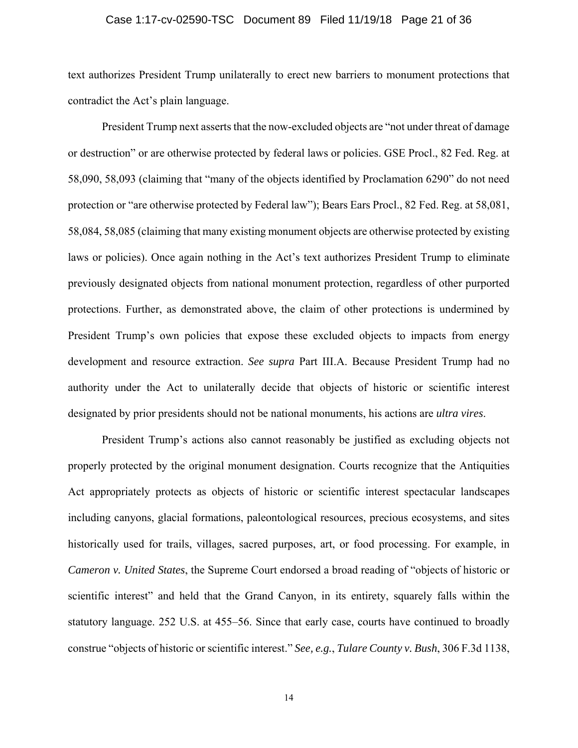text authorizes President Trump unilaterally to erect new barriers to monument protections that contradict the Act's plain language.

President Trump next asserts that the now-excluded objects are "not under threat of damage or destruction" or are otherwise protected by federal laws or policies. GSE Procl., 82 Fed. Reg. at 58,090, 58,093 (claiming that "many of the objects identified by Proclamation 6290" do not need protection or "are otherwise protected by Federal law"); Bears Ears Procl., 82 Fed. Reg. at 58,081, 58,084, 58,085 (claiming that many existing monument objects are otherwise protected by existing laws or policies). Once again nothing in the Act's text authorizes President Trump to eliminate previously designated objects from national monument protection, regardless of other purported protections. Further, as demonstrated above, the claim of other protections is undermined by President Trump's own policies that expose these excluded objects to impacts from energy development and resource extraction. *See supra* Part III.A. Because President Trump had no authority under the Act to unilaterally decide that objects of historic or scientific interest designated by prior presidents should not be national monuments, his actions are *ultra vires*.

President Trump's actions also cannot reasonably be justified as excluding objects not properly protected by the original monument designation. Courts recognize that the Antiquities Act appropriately protects as objects of historic or scientific interest spectacular landscapes including canyons, glacial formations, paleontological resources, precious ecosystems, and sites historically used for trails, villages, sacred purposes, art, or food processing. For example, in *Cameron v. United States*, the Supreme Court endorsed a broad reading of "objects of historic or scientific interest" and held that the Grand Canyon, in its entirety, squarely falls within the statutory language. 252 U.S. at 455–56. Since that early case, courts have continued to broadly construe "objects of historic or scientific interest." *See, e.g.*, *Tulare County v. Bush*, 306 F.3d 1138,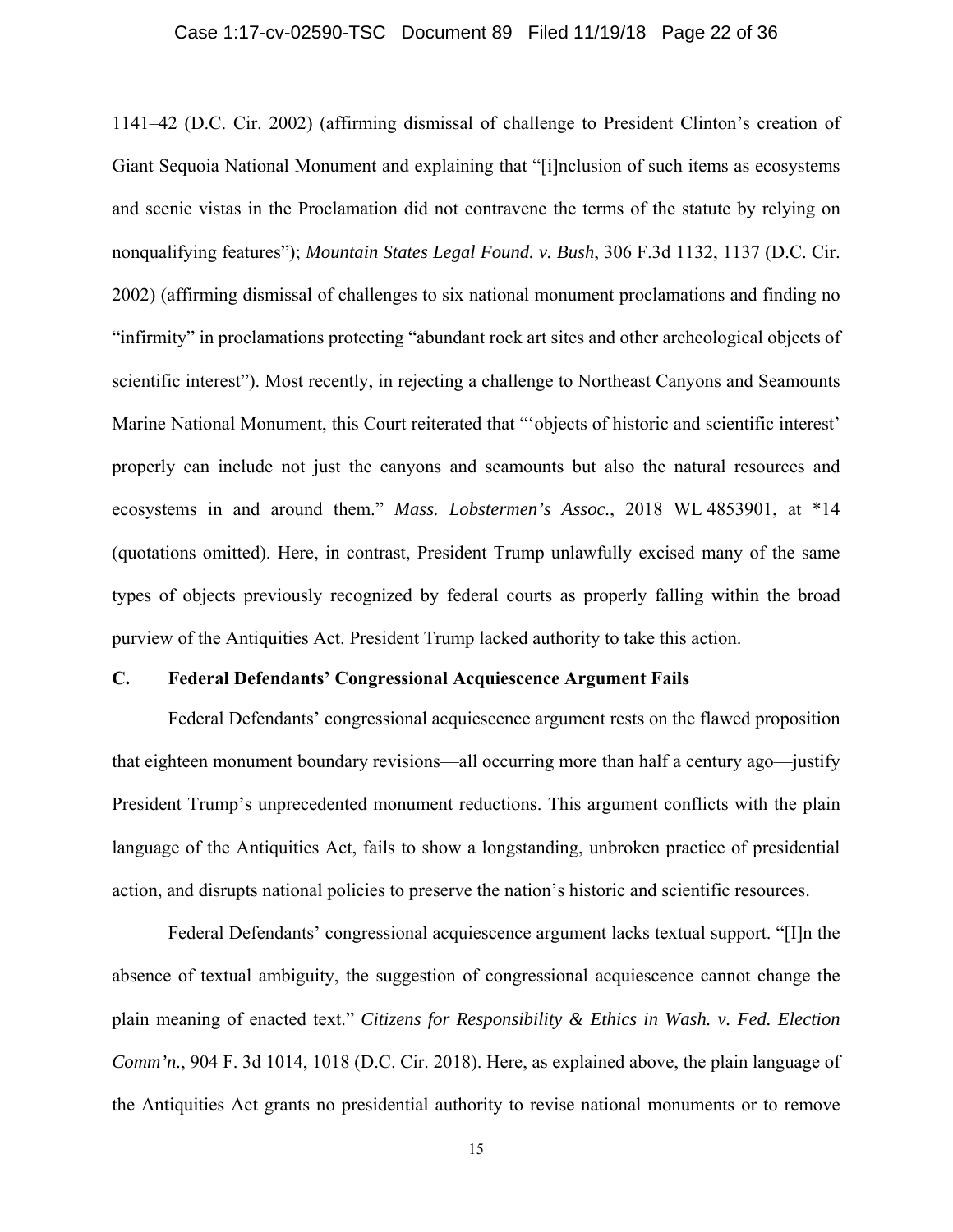1141–42 (D.C. Cir. 2002) (affirming dismissal of challenge to President Clinton's creation of Giant Sequoia National Monument and explaining that "[i]nclusion of such items as ecosystems and scenic vistas in the Proclamation did not contravene the terms of the statute by relying on nonqualifying features"); *Mountain States Legal Found. v. Bush*, 306 F.3d 1132, 1137 (D.C. Cir. 2002) (affirming dismissal of challenges to six national monument proclamations and finding no "infirmity" in proclamations protecting "abundant rock art sites and other archeological objects of scientific interest"). Most recently, in rejecting a challenge to Northeast Canyons and Seamounts Marine National Monument, this Court reiterated that "'objects of historic and scientific interest' properly can include not just the canyons and seamounts but also the natural resources and ecosystems in and around them." *Mass. Lobstermen's Assoc.*, 2018 WL 4853901, at *14 (quotations omitted). Here, in contrast, President Trump unlawfully excised many of the same types of objects previously recognized by federal courts as properly falling within the broad purview of the Antiquities Act. President Trump lacked authority to take this action.

### C. Federal Defendants' Congressional Acquiescence Argument Fails

Federal Defendants' congressional acquiescence argument rests on the flawed proposition that eighteen monument boundary revisions—all occurring more than half a century ago—justify President Trump's unprecedented monument reductions. This argument conflicts with the plain language of the Antiquities Act, fails to show a longstanding, unbroken practice of presidential action, and disrupts national policies to preserve the nation's historic and scientific resources.

Federal Defendants' congressional acquiescence argument lacks textual support. "[I]n the absence of textual ambiguity, the suggestion of congressional acquiescence cannot change the plain meaning of enacted text." *Citizens for Responsibility & Ethics in Wash. v. Fed. Election Comm'n.*, 904 F. 3d 1014, 1018 (D.C. Cir. 2018). Here, as explained above, the plain language of the Antiquities Act grants no presidential authority to revise national monuments or to remove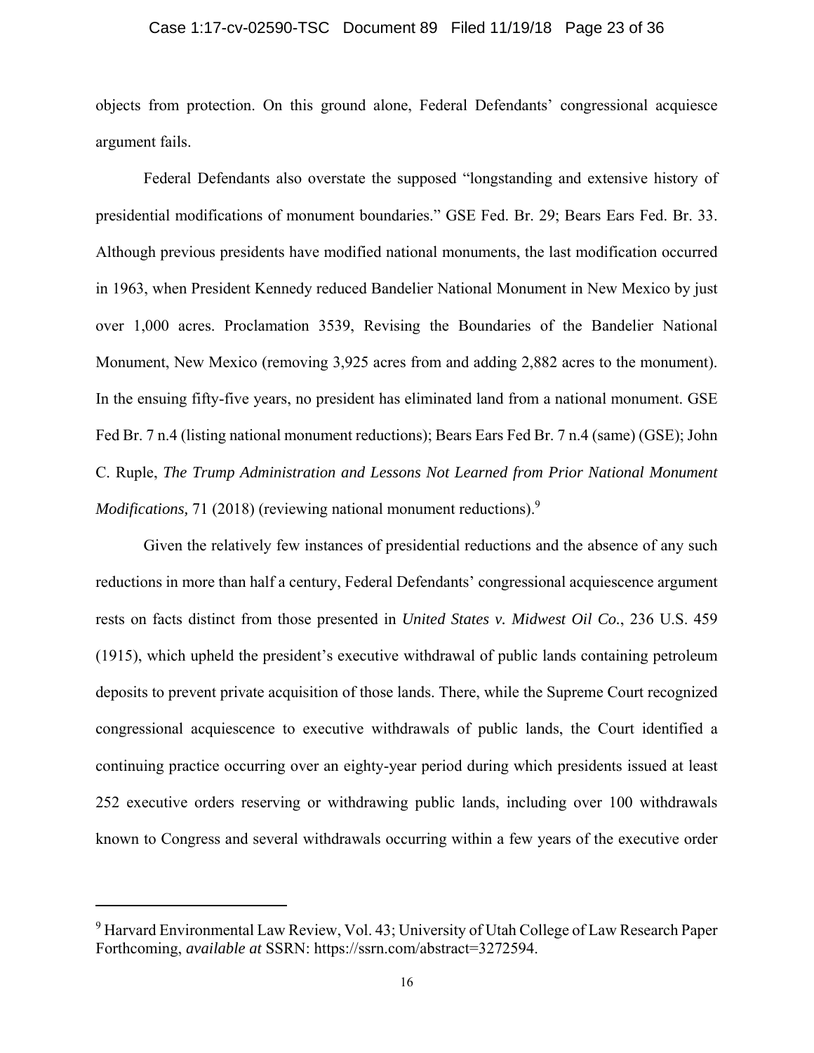objects from protection. On this ground alone, Federal Defendants' congressional acquiesce argument fails.

Federal Defendants also overstate the supposed "longstanding and extensive history of presidential modifications of monument boundaries." GSE Fed. Br. 29; Bears Ears Fed. Br. 33. Although previous presidents have modified national monuments, the last modification occurred in 1963, when President Kennedy reduced Bandelier National Monument in New Mexico by just over 1,000 acres. Proclamation 3539, Revising the Boundaries of the Bandelier National Monument, New Mexico (removing 3,925 acres from and adding 2,882 acres to the monument). In the ensuing fifty-five years, no president has eliminated land from a national monument. GSE Fed Br. 7 n.4 (listing national monument reductions); Bears Ears Fed Br. 7 n.4 (same) (GSE); John C. Ruple, *The Trump Administration and Lessons Not Learned from Prior National Monument Modifications,* 71 (2018) (reviewing national monument reductions).[9]

Given the relatively few instances of presidential reductions and the absence of any such reductions in more than half a century, Federal Defendants' congressional acquiescence argument rests on facts distinct from those presented in *United States v. Midwest Oil Co.*, 236 U.S. 459 (1915), which upheld the president's executive withdrawal of public lands containing petroleum deposits to prevent private acquisition of those lands. There, while the Supreme Court recognized congressional acquiescence to executive withdrawals of public lands, the Court identified a continuing practice occurring over an eighty-year period during which presidents issued at least 252 executive orders reserving or withdrawing public lands, including over 100 withdrawals known to Congress and several withdrawals occurring within a few years of the executive order

---

[9] Harvard Environmental Law Review, Vol. 43; University of Utah College of Law Research Paper Forthcoming, *available at* SSRN: https://ssrn.com/abstract=3272594.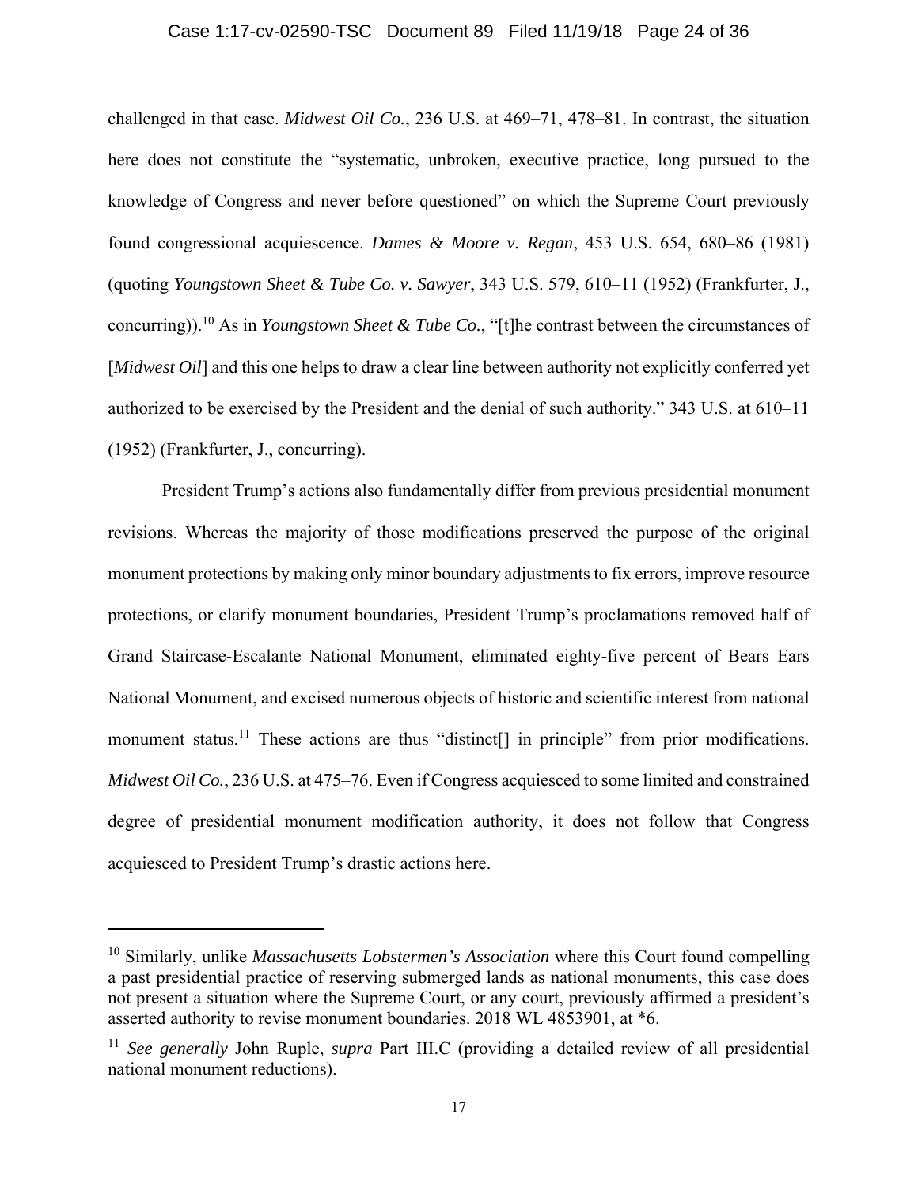challenged in that case. *Midwest Oil Co.*, 236 U.S. at 469–71, 478–81. In contrast, the situation here does not constitute the "systematic, unbroken, executive practice, long pursued to the knowledge of Congress and never before questioned" on which the Supreme Court previously found congressional acquiescence. *Dames & Moore v. Regan*, 453 U.S. 654, 680–86 (1981) (quoting *Youngstown Sheet & Tube Co. v. Sawyer*, 343 U.S. 579, 610–11 (1952) (Frankfurter, J., concurring)).[10] As in *Youngstown Sheet & Tube Co.*, "[t]he contrast between the circumstances of [*Midwest Oil*] and this one helps to draw a clear line between authority not explicitly conferred yet authorized to be exercised by the President and the denial of such authority." 343 U.S. at 610–11 (1952) (Frankfurter, J., concurring).

President Trump's actions also fundamentally differ from previous presidential monument revisions. Whereas the majority of those modifications preserved the purpose of the original monument protections by making only minor boundary adjustments to fix errors, improve resource protections, or clarify monument boundaries, President Trump's proclamations removed half of Grand Staircase-Escalante National Monument, eliminated eighty-five percent of Bears Ears National Monument, and excised numerous objects of historic and scientific interest from national monument status.[11] These actions are thus "distinct[] in principle" from prior modifications. *Midwest Oil Co.*, 236 U.S. at 475–76. Even if Congress acquiesced to some limited and constrained degree of presidential monument modification authority, it does not follow that Congress acquiesced to President Trump's drastic actions here.

---

[10] Similarly, unlike *Massachusetts Lobstermen's Association* where this Court found compelling a past presidential practice of reserving submerged lands as national monuments, this case does not present a situation where the Supreme Court, or any court, previously affirmed a president's asserted authority to revise monument boundaries. 2018 WL 4853901, at *6.

[11] *See generally* John Ruple, *supra* Part III.C (providing a detailed review of all presidential national monument reductions).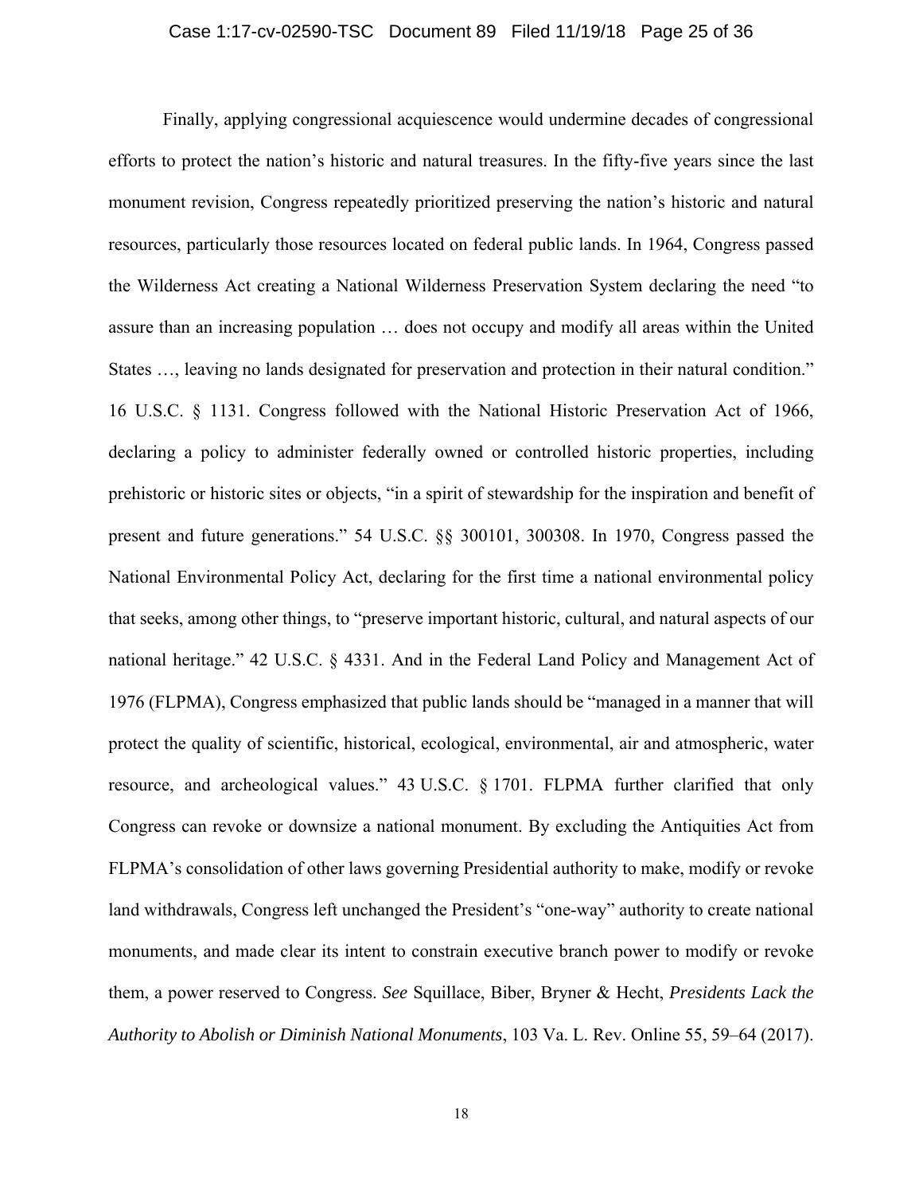Finally, applying congressional acquiescence would undermine decades of congressional efforts to protect the nation's historic and natural treasures. In the fifty-five years since the last monument revision, Congress repeatedly prioritized preserving the nation's historic and natural resources, particularly those resources located on federal public lands. In 1964, Congress passed the Wilderness Act creating a National Wilderness Preservation System declaring the need "to assure than an increasing population … does not occupy and modify all areas within the United States …, leaving no lands designated for preservation and protection in their natural condition." 16 U.S.C. § 1131. Congress followed with the National Historic Preservation Act of 1966, declaring a policy to administer federally owned or controlled historic properties, including prehistoric or historic sites or objects, "in a spirit of stewardship for the inspiration and benefit of present and future generations." 54 U.S.C. §§ 300101, 300308. In 1970, Congress passed the National Environmental Policy Act, declaring for the first time a national environmental policy that seeks, among other things, to "preserve important historic, cultural, and natural aspects of our national heritage." 42 U.S.C. § 4331. And in the Federal Land Policy and Management Act of 1976 (FLPMA), Congress emphasized that public lands should be "managed in a manner that will protect the quality of scientific, historical, ecological, environmental, air and atmospheric, water resource, and archeological values." 43 U.S.C. § 1701. FLPMA further clarified that only Congress can revoke or downsize a national monument. By excluding the Antiquities Act from FLPMA's consolidation of other laws governing Presidential authority to make, modify or revoke land withdrawals, Congress left unchanged the President's "one-way" authority to create national monuments, and made clear its intent to constrain executive branch power to modify or revoke them, a power reserved to Congress. *See* Squillace, Biber, Bryner & Hecht, *Presidents Lack the Authority to Abolish or Diminish National Monuments*, 103 Va. L. Rev. Online 55, 59–64 (2017).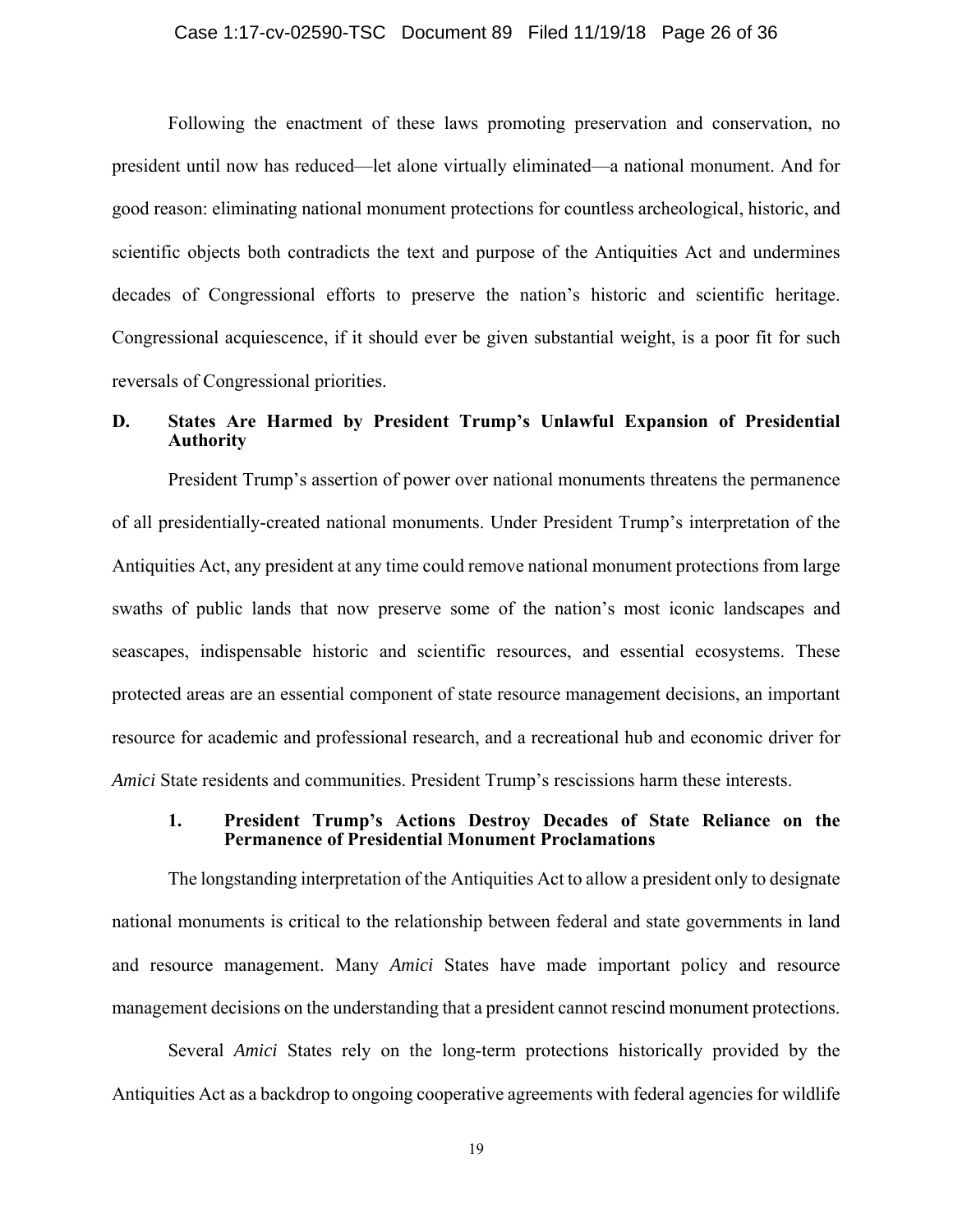Following the enactment of these laws promoting preservation and conservation, no president until now has reduced—let alone virtually eliminated—a national monument. And for good reason: eliminating national monument protections for countless archeological, historic, and scientific objects both contradicts the text and purpose of the Antiquities Act and undermines decades of Congressional efforts to preserve the nation's historic and scientific heritage. Congressional acquiescence, if it should ever be given substantial weight, is a poor fit for such reversals of Congressional priorities.

### D. States Are Harmed by President Trump's Unlawful Expansion of Presidential Authority

President Trump's assertion of power over national monuments threatens the permanence of all presidentially-created national monuments. Under President Trump's interpretation of the Antiquities Act, any president at any time could remove national monument protections from large swaths of public lands that now preserve some of the nation's most iconic landscapes and seascapes, indispensable historic and scientific resources, and essential ecosystems. These protected areas are an essential component of state resource management decisions, an important resource for academic and professional research, and a recreational hub and economic driver for *Amici* State residents and communities. President Trump's rescissions harm these interests.

#### 1. President Trump's Actions Destroy Decades of State Reliance on the Permanence of Presidential Monument Proclamations

The longstanding interpretation of the Antiquities Act to allow a president only to designate national monuments is critical to the relationship between federal and state governments in land and resource management. Many *Amici* States have made important policy and resource management decisions on the understanding that a president cannot rescind monument protections.

Several *Amici* States rely on the long-term protections historically provided by the Antiquities Act as a backdrop to ongoing cooperative agreements with federal agencies for wildlife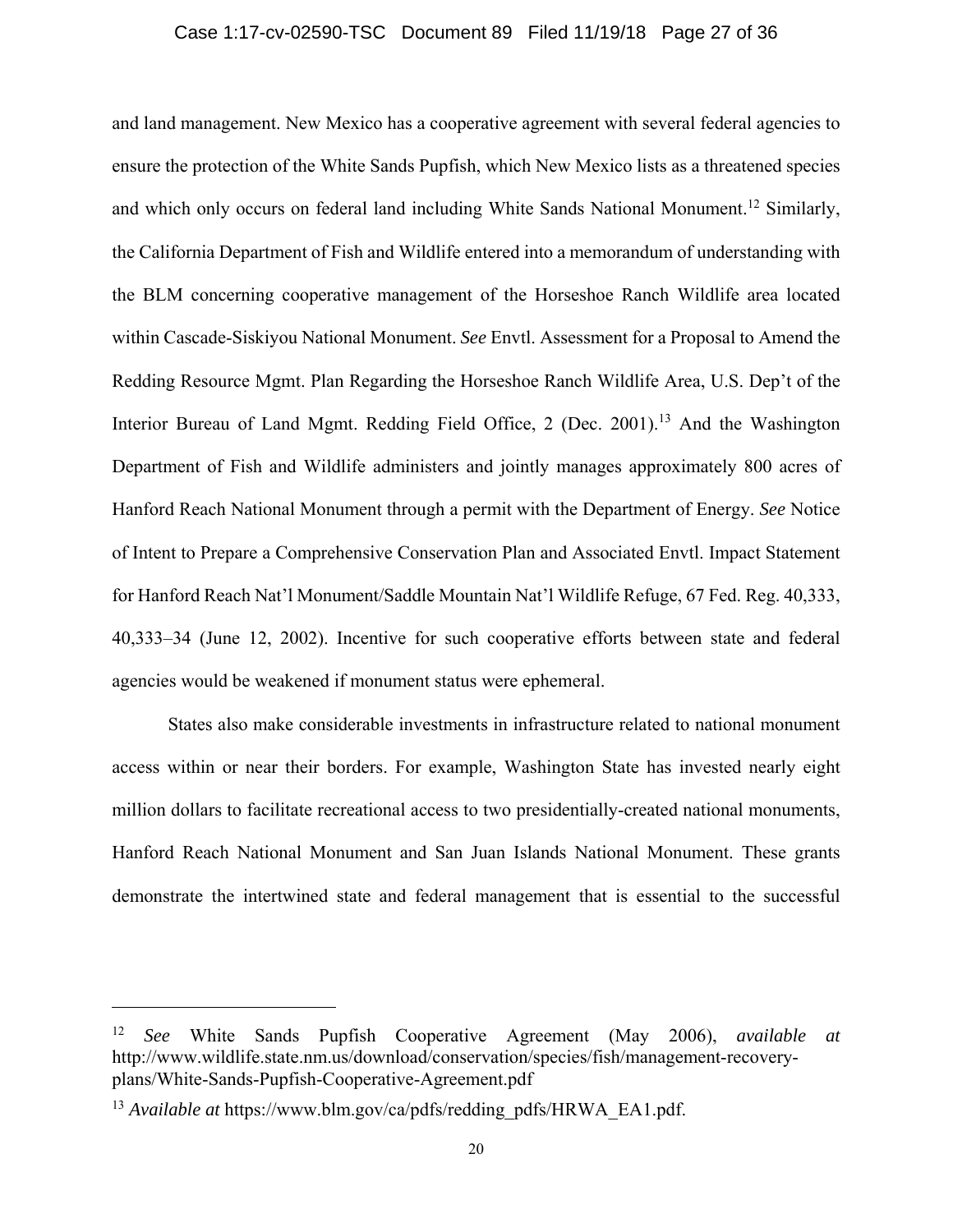and land management. New Mexico has a cooperative agreement with several federal agencies to ensure the protection of the White Sands Pupfish, which New Mexico lists as a threatened species and which only occurs on federal land including White Sands National Monument.[12] Similarly, the California Department of Fish and Wildlife entered into a memorandum of understanding with the BLM concerning cooperative management of the Horseshoe Ranch Wildlife area located within Cascade-Siskiyou National Monument. *See* Envtl. Assessment for a Proposal to Amend the Redding Resource Mgmt. Plan Regarding the Horseshoe Ranch Wildlife Area, U.S. Dep't of the Interior Bureau of Land Mgmt. Redding Field Office, 2 (Dec. 2001).[13] And the Washington Department of Fish and Wildlife administers and jointly manages approximately 800 acres of Hanford Reach National Monument through a permit with the Department of Energy. *See* Notice of Intent to Prepare a Comprehensive Conservation Plan and Associated Envtl. Impact Statement for Hanford Reach Nat'l Monument/Saddle Mountain Nat'l Wildlife Refuge, 67 Fed. Reg. 40,333, 40,333–34 (June 12, 2002). Incentive for such cooperative efforts between state and federal agencies would be weakened if monument status were ephemeral.

States also make considerable investments in infrastructure related to national monument access within or near their borders. For example, Washington State has invested nearly eight million dollars to facilitate recreational access to two presidentially-created national monuments, Hanford Reach National Monument and San Juan Islands National Monument. These grants demonstrate the intertwined state and federal management that is essential to the successful

---

[12] *See* White Sands Pupfish Cooperative Agreement (May 2006), *available at* http://www.wildlife.state.nm.us/download/conservation/species/fish/management-recovery-plans/White-Sands-Pupfish-Cooperative-Agreement.pdf

[13] *Available at* https://www.blm.gov/ca/pdfs/redding_pdfs/HRWA_EA1.pdf.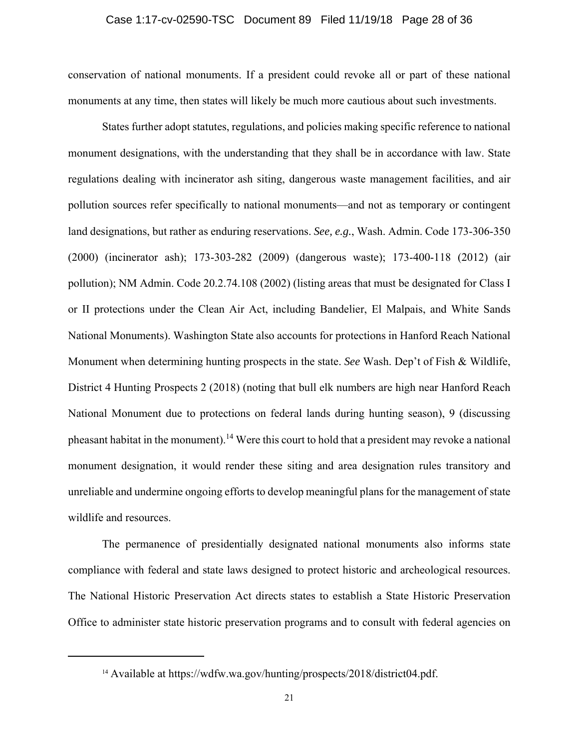conservation of national monuments. If a president could revoke all or part of these national monuments at any time, then states will likely be much more cautious about such investments.

States further adopt statutes, regulations, and policies making specific reference to national monument designations, with the understanding that they shall be in accordance with law. State regulations dealing with incinerator ash siting, dangerous waste management facilities, and air pollution sources refer specifically to national monuments—and not as temporary or contingent land designations, but rather as enduring reservations. *See, e.g.*, Wash. Admin. Code 173-306-350 (2000) (incinerator ash); 173-303-282 (2009) (dangerous waste); 173-400-118 (2012) (air pollution); NM Admin. Code 20.2.74.108 (2002) (listing areas that must be designated for Class I or II protections under the Clean Air Act, including Bandelier, El Malpais, and White Sands National Monuments). Washington State also accounts for protections in Hanford Reach National Monument when determining hunting prospects in the state. *See* Wash. Dep't of Fish & Wildlife, District 4 Hunting Prospects 2 (2018) (noting that bull elk numbers are high near Hanford Reach National Monument due to protections on federal lands during hunting season), 9 (discussing pheasant habitat in the monument).[14] Were this court to hold that a president may revoke a national monument designation, it would render these siting and area designation rules transitory and unreliable and undermine ongoing efforts to develop meaningful plans for the management of state wildlife and resources.

The permanence of presidentially designated national monuments also informs state compliance with federal and state laws designed to protect historic and archeological resources. The National Historic Preservation Act directs states to establish a State Historic Preservation Office to administer state historic preservation programs and to consult with federal agencies on

[14] Available at https://wdfw.wa.gov/hunting/prospects/2018/district04.pdf.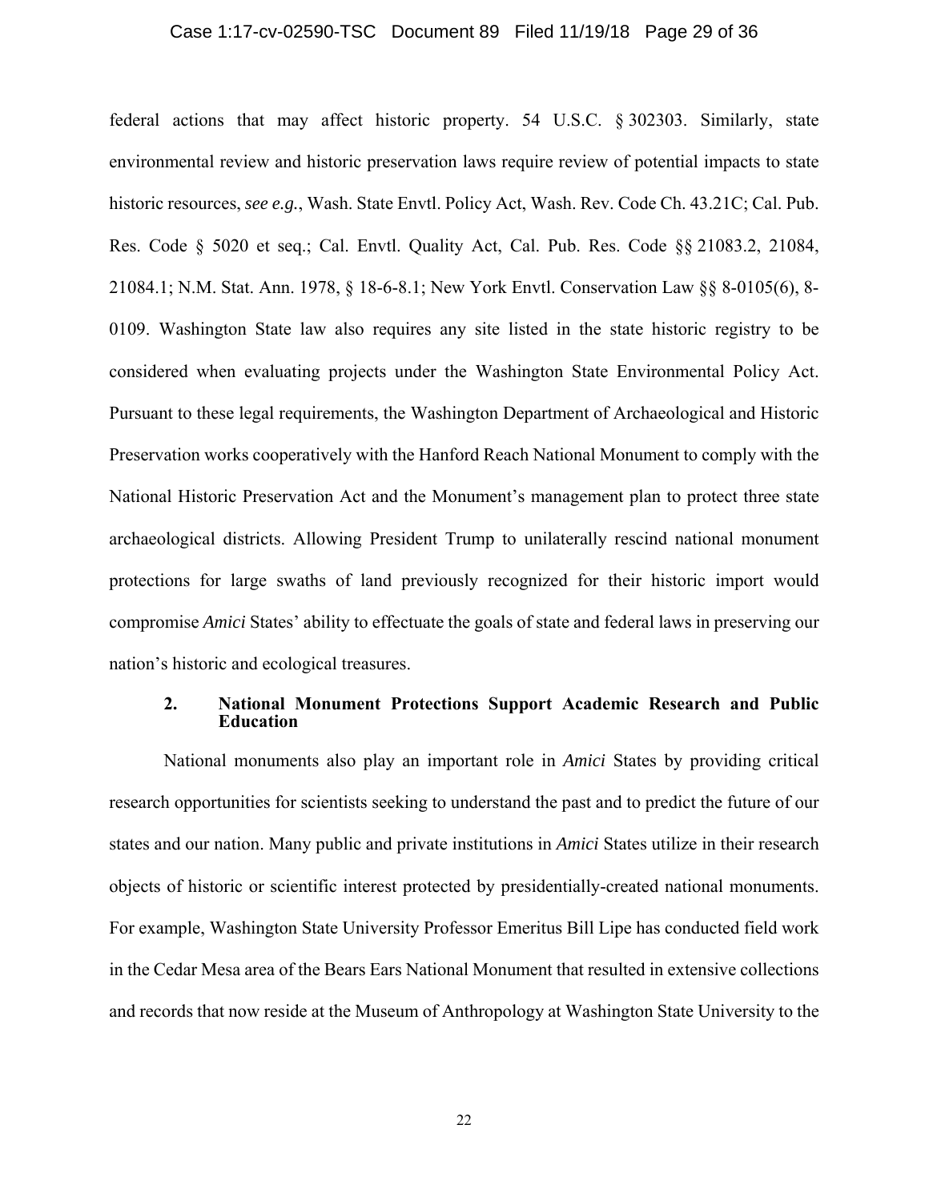federal actions that may affect historic property. 54 U.S.C. § 302303. Similarly, state environmental review and historic preservation laws require review of potential impacts to state historic resources, *see e.g.*, Wash. State Envtl. Policy Act, Wash. Rev. Code Ch. 43.21C; Cal. Pub. Res. Code § 5020 et seq.; Cal. Envtl. Quality Act, Cal. Pub. Res. Code §§ 21083.2, 21084, 21084.1; N.M. Stat. Ann. 1978, § 18-6-8.1; New York Envtl. Conservation Law §§ 8-0105(6), 8-0109. Washington State law also requires any site listed in the state historic registry to be considered when evaluating projects under the Washington State Environmental Policy Act. Pursuant to these legal requirements, the Washington Department of Archaeological and Historic Preservation works cooperatively with the Hanford Reach National Monument to comply with the National Historic Preservation Act and the Monument's management plan to protect three state archaeological districts. Allowing President Trump to unilaterally rescind national monument protections for large swaths of land previously recognized for their historic import would compromise *Amici* States' ability to effectuate the goals of state and federal laws in preserving our nation's historic and ecological treasures.

#### 2. National Monument Protections Support Academic Research and Public Education

National monuments also play an important role in *Amici* States by providing critical research opportunities for scientists seeking to understand the past and to predict the future of our states and our nation. Many public and private institutions in *Amici* States utilize in their research objects of historic or scientific interest protected by presidentially-created national monuments. For example, Washington State University Professor Emeritus Bill Lipe has conducted field work in the Cedar Mesa area of the Bears Ears National Monument that resulted in extensive collections and records that now reside at the Museum of Anthropology at Washington State University to the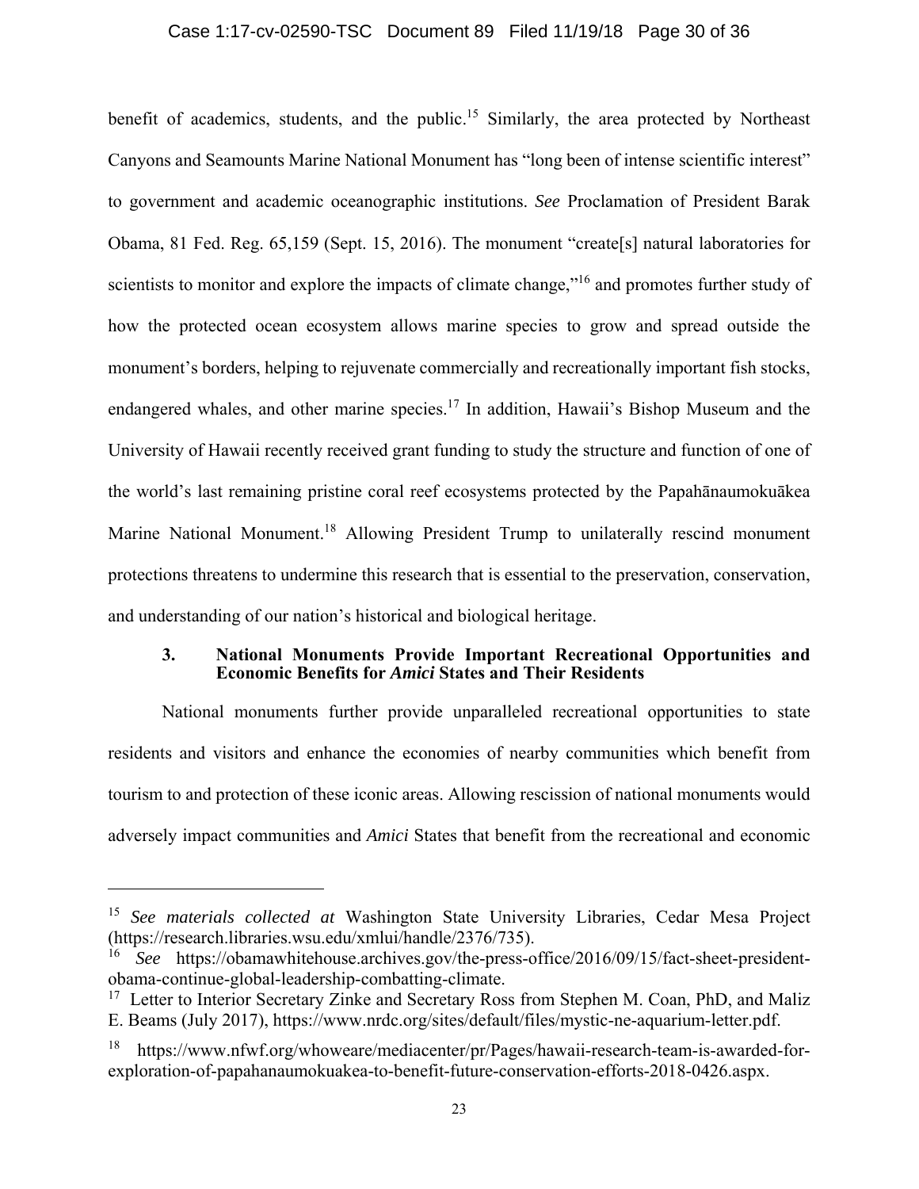benefit of academics, students, and the public.[15] Similarly, the area protected by Northeast Canyons and Seamounts Marine National Monument has "long been of intense scientific interest" to government and academic oceanographic institutions. *See* Proclamation of President Barak Obama, 81 Fed. Reg. 65,159 (Sept. 15, 2016). The monument "create[s] natural laboratories for scientists to monitor and explore the impacts of climate change,"[16] and promotes further study of how the protected ocean ecosystem allows marine species to grow and spread outside the monument's borders, helping to rejuvenate commercially and recreationally important fish stocks, endangered whales, and other marine species.[17] In addition, Hawaii's Bishop Museum and the University of Hawaii recently received grant funding to study the structure and function of one of the world's last remaining pristine coral reef ecosystems protected by the Papahānaumokuākea Marine National Monument.[18] Allowing President Trump to unilaterally rescind monument protections threatens to undermine this research that is essential to the preservation, conservation, and understanding of our nation's historical and biological heritage.

### 3. National Monuments Provide Important Recreational Opportunities and Economic Benefits for *Amici* States and Their Residents

National monuments further provide unparalleled recreational opportunities to state residents and visitors and enhance the economies of nearby communities which benefit from tourism to and protection of these iconic areas. Allowing rescission of national monuments would adversely impact communities and *Amici* States that benefit from the recreational and economic

---

[15] *See materials collected at* Washington State University Libraries, Cedar Mesa Project (https://research.libraries.wsu.edu/xmlui/handle/2376/735).

[16] *See* https://obamawhitehouse.archives.gov/the-press-office/2016/09/15/fact-sheet-president-obama-continue-global-leadership-combatting-climate.

[17] Letter to Interior Secretary Zinke and Secretary Ross from Stephen M. Coan, PhD, and Maliz E. Beams (July 2017), https://www.nrdc.org/sites/default/files/mystic-ne-aquarium-letter.pdf.

[18] https://www.nfwf.org/whoweare/mediacenter/pr/Pages/hawaii-research-team-is-awarded-for-exploration-of-papahanaumokuakea-to-benefit-future-conservation-efforts-2018-0426.aspx.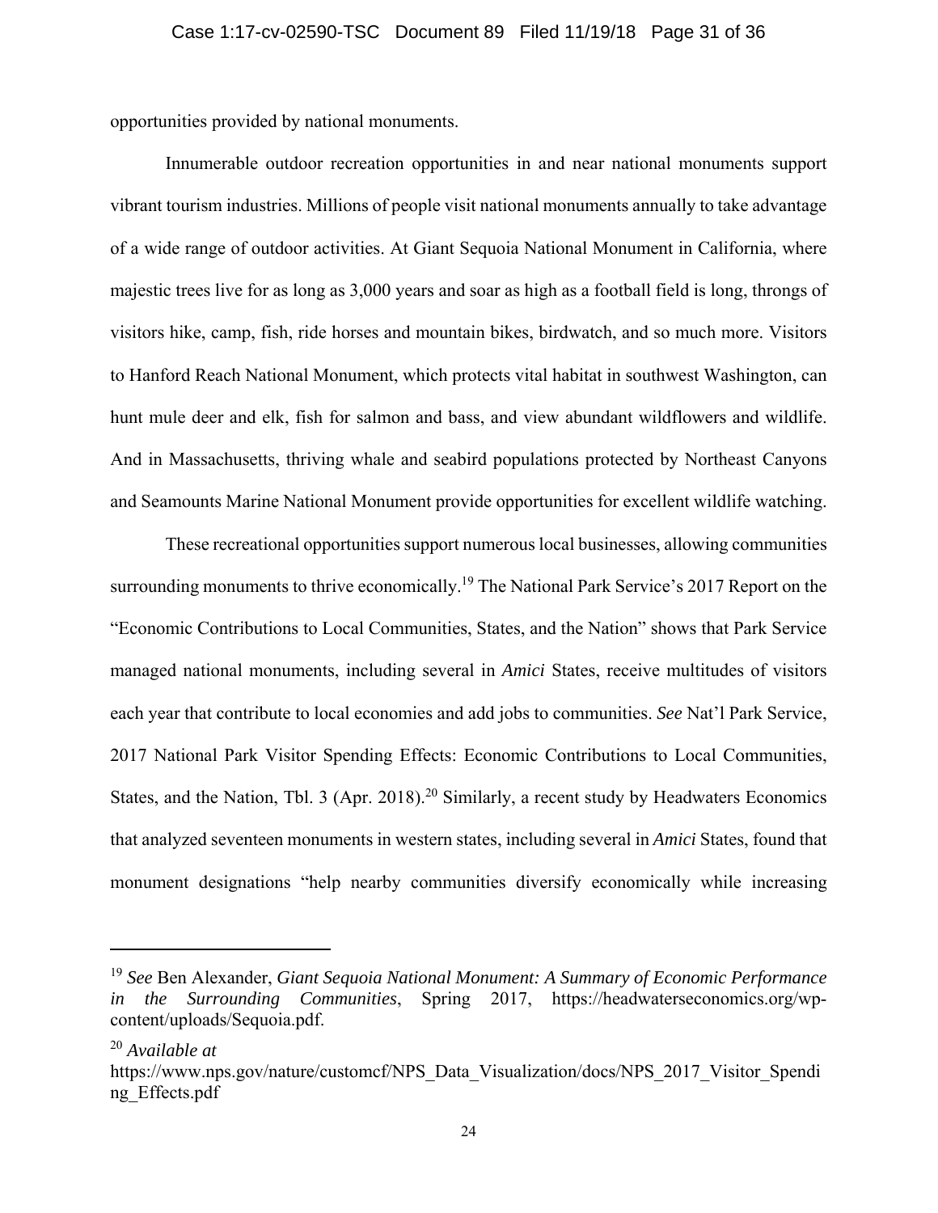opportunities provided by national monuments.

Innumerable outdoor recreation opportunities in and near national monuments support vibrant tourism industries. Millions of people visit national monuments annually to take advantage of a wide range of outdoor activities. At Giant Sequoia National Monument in California, where majestic trees live for as long as 3,000 years and soar as high as a football field is long, throngs of visitors hike, camp, fish, ride horses and mountain bikes, birdwatch, and so much more. Visitors to Hanford Reach National Monument, which protects vital habitat in southwest Washington, can hunt mule deer and elk, fish for salmon and bass, and view abundant wildflowers and wildlife. And in Massachusetts, thriving whale and seabird populations protected by Northeast Canyons and Seamounts Marine National Monument provide opportunities for excellent wildlife watching.

These recreational opportunities support numerous local businesses, allowing communities surrounding monuments to thrive economically.[19] The National Park Service's 2017 Report on the "Economic Contributions to Local Communities, States, and the Nation" shows that Park Service managed national monuments, including several in *Amici* States, receive multitudes of visitors each year that contribute to local economies and add jobs to communities. *See* Nat'l Park Service, 2017 National Park Visitor Spending Effects: Economic Contributions to Local Communities, States, and the Nation, Tbl. 3 (Apr. 2018).[20] Similarly, a recent study by Headwaters Economics that analyzed seventeen monuments in western states, including several in *Amici* States, found that monument designations "help nearby communities diversify economically while increasing

---

[19] *See* Ben Alexander, *Giant Sequoia National Monument: A Summary of Economic Performance in the Surrounding Communities*, Spring 2017, https://headwaterseconomics.org/wp-content/uploads/Sequoia.pdf.

[20] *Available at* https://www.nps.gov/nature/customcf/NPS_Data_Visualization/docs/NPS_2017_Visitor_Spending_Effects.pdf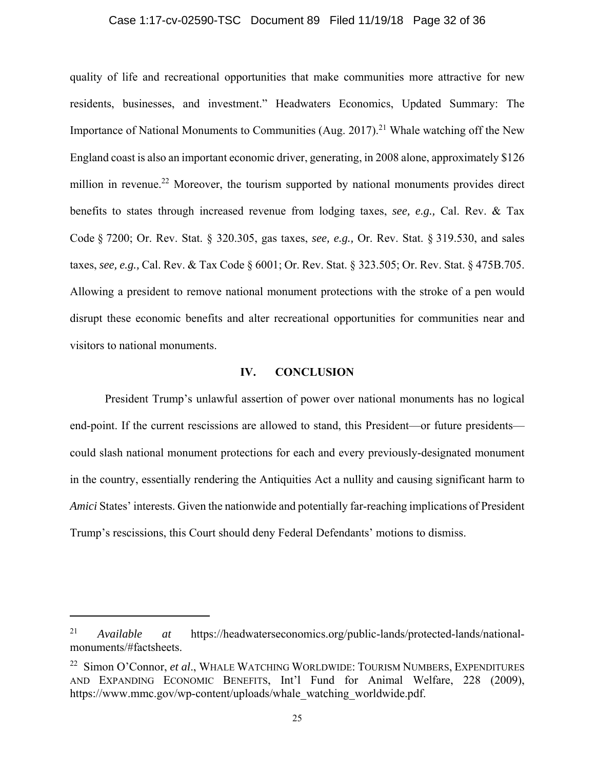quality of life and recreational opportunities that make communities more attractive for new residents, businesses, and investment." Headwaters Economics, Updated Summary: The Importance of National Monuments to Communities (Aug. 2017).[21] Whale watching off the New England coast is also an important economic driver, generating, in 2008 alone, approximately $126 million in revenue.[22] Moreover, the tourism supported by national monuments provides direct benefits to states through increased revenue from lodging taxes, *see, e.g.,* Cal. Rev. & Tax Code § 7200; Or. Rev. Stat. § 320.305, gas taxes, *see, e.g.,* Or. Rev. Stat. § 319.530, and sales taxes, *see, e.g.,* Cal. Rev. & Tax Code § 6001; Or. Rev. Stat. § 323.505; Or. Rev. Stat. § 475B.705. Allowing a president to remove national monument protections with the stroke of a pen would disrupt these economic benefits and alter recreational opportunities for communities near and visitors to national monuments.

## IV. CONCLUSION

President Trump's unlawful assertion of power over national monuments has no logical end-point. If the current rescissions are allowed to stand, this President—or future presidents—could slash national monument protections for each and every previously-designated monument in the country, essentially rendering the Antiquities Act a nullity and causing significant harm to *Amici* States' interests. Given the nationwide and potentially far-reaching implications of President Trump's rescissions, this Court should deny Federal Defendants' motions to dismiss.

---

[21] *Available at* https://headwaterseconomics.org/public-lands/protected-lands/national-monuments/#factsheets.

[22] Simon O'Connor, *et al*., WHALE WATCHING WORLDWIDE: TOURISM NUMBERS, EXPENDITURES AND EXPANDING ECONOMIC BENEFITS, Int'l Fund for Animal Welfare, 228 (2009), https://www.mmc.gov/wp-content/uploads/whale_watching_worldwide.pdf.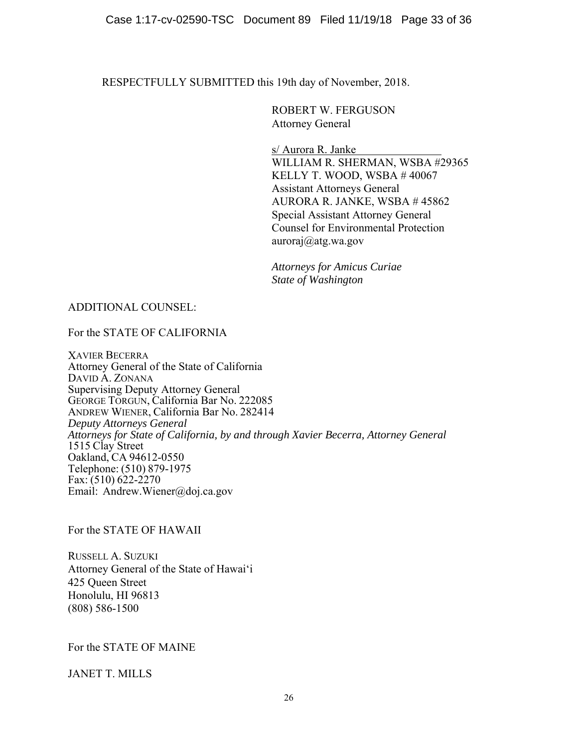RESPECTFULLY SUBMITTED this 19th day of November, 2018.

ROBERT W. FERGUSON
Attorney General

s/ Aurora R. Janke
WILLIAM R. SHERMAN, WSBA #29365
KELLY T. WOOD, WSBA # 40067
Assistant Attorneys General
AURORA R. JANKE, WSBA # 45862
Special Assistant Attorney General
Counsel for Environmental Protection
auroraj@atg.wa.gov

*Attorneys for Amicus Curiae*
*State of Washington*

ADDITIONAL COUNSEL:

For the STATE OF CALIFORNIA

XAVIER BECERRA
Attorney General of the State of California
DAVID A. ZONANA
Supervising Deputy Attorney General
GEORGE TORGUN, California Bar No. 222085
ANDREW WIENER, California Bar No. 282414
*Deputy Attorneys General*
*Attorneys for State of California, by and through Xavier Becerra, Attorney General*
1515 Clay Street
Oakland, CA 94612-0550
Telephone: (510) 879-1975
Fax: (510) 622-2270
Email: Andrew.Wiener@doj.ca.gov

For the STATE OF HAWAII

RUSSELL A. SUZUKI
Attorney General of the State of Hawaiʻi
425 Queen Street
Honolulu, HI 96813
(808) 586-1500

For the STATE OF MAINE

JANET T. MILLS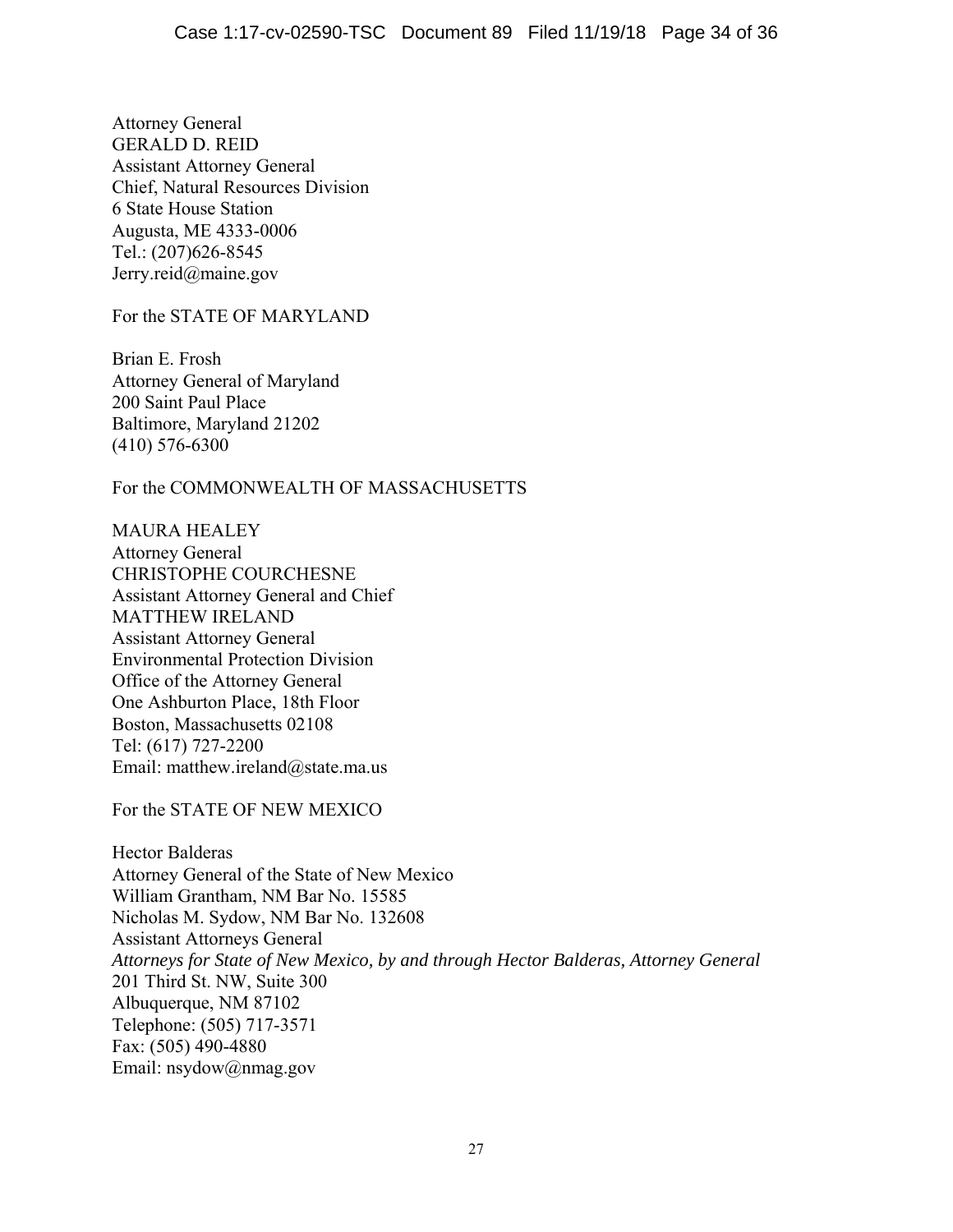Attorney General
GERALD D. REID
Assistant Attorney General
Chief, Natural Resources Division
6 State House Station
Augusta, ME 4333-0006
Tel.: (207)626-8545
Jerry.reid@maine.gov

For the STATE OF MARYLAND

Brian E. Frosh
Attorney General of Maryland
200 Saint Paul Place
Baltimore, Maryland 21202
(410) 576-6300

For the COMMONWEALTH OF MASSACHUSETTS

MAURA HEALEY
Attorney General
CHRISTOPHE COURCHESNE
Assistant Attorney General and Chief
MATTHEW IRELAND
Assistant Attorney General
Environmental Protection Division
Office of the Attorney General
One Ashburton Place, 18th Floor
Boston, Massachusetts 02108
Tel: (617) 727-2200
Email: matthew.ireland@state.ma.us

For the STATE OF NEW MEXICO

Hector Balderas
Attorney General of the State of New Mexico
William Grantham, NM Bar No. 15585
Nicholas M. Sydow, NM Bar No. 132608
Assistant Attorneys General
*Attorneys for State of New Mexico, by and through Hector Balderas, Attorney General*
201 Third St. NW, Suite 300
Albuquerque, NM 87102
Telephone: (505) 717-3571
Fax: (505) 490-4880
Email: nsydow@nmag.gov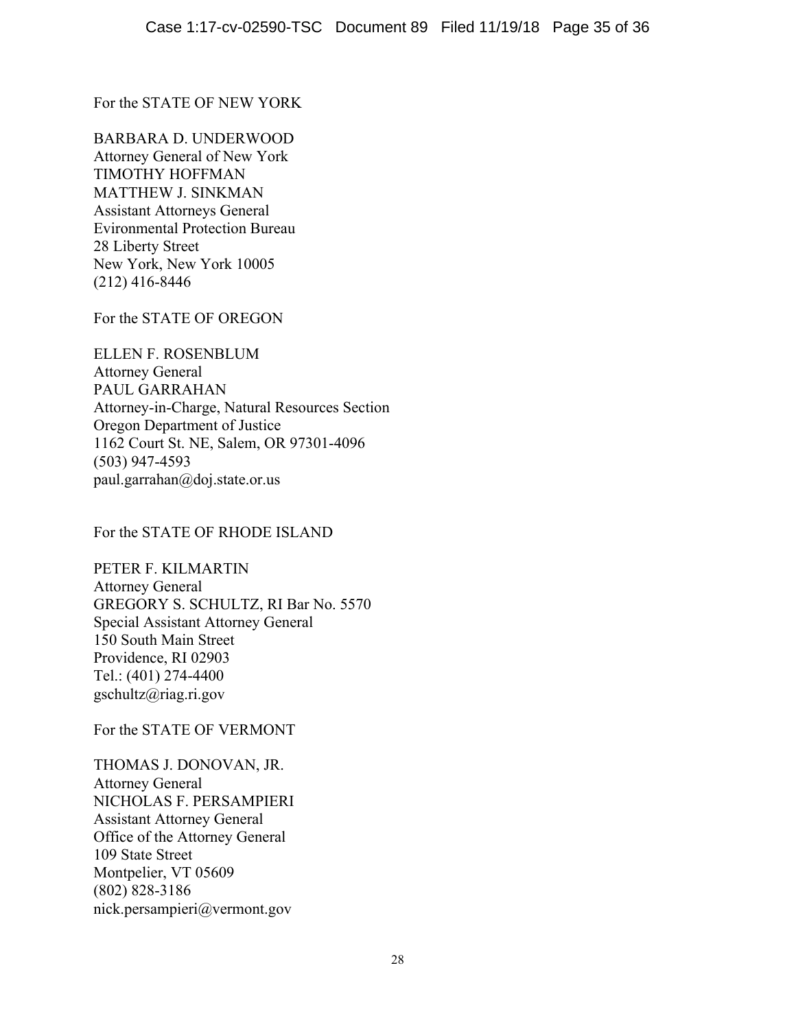For the STATE OF NEW YORK

BARBARA D. UNDERWOOD
Attorney General of New York
TIMOTHY HOFFMAN
MATTHEW J. SINKMAN
Assistant Attorneys General
Evironmental Protection Bureau
28 Liberty Street
New York, New York 10005
(212) 416-8446

For the STATE OF OREGON

ELLEN F. ROSENBLUM
Attorney General
PAUL GARRAHAN
Attorney-in-Charge, Natural Resources Section
Oregon Department of Justice
1162 Court St. NE, Salem, OR 97301-4096
(503) 947-4593
paul.garrahan@doj.state.or.us

For the STATE OF RHODE ISLAND

PETER F. KILMARTIN
Attorney General
GREGORY S. SCHULTZ, RI Bar No. 5570
Special Assistant Attorney General
150 South Main Street
Providence, RI 02903
Tel.: (401) 274-4400
gschultz@riag.ri.gov

For the STATE OF VERMONT

THOMAS J. DONOVAN, JR.
Attorney General
NICHOLAS F. PERSAMPIERI
Assistant Attorney General
Office of the Attorney General
109 State Street
Montpelier, VT 05609
(802) 828-3186
nick.persampieri@vermont.gov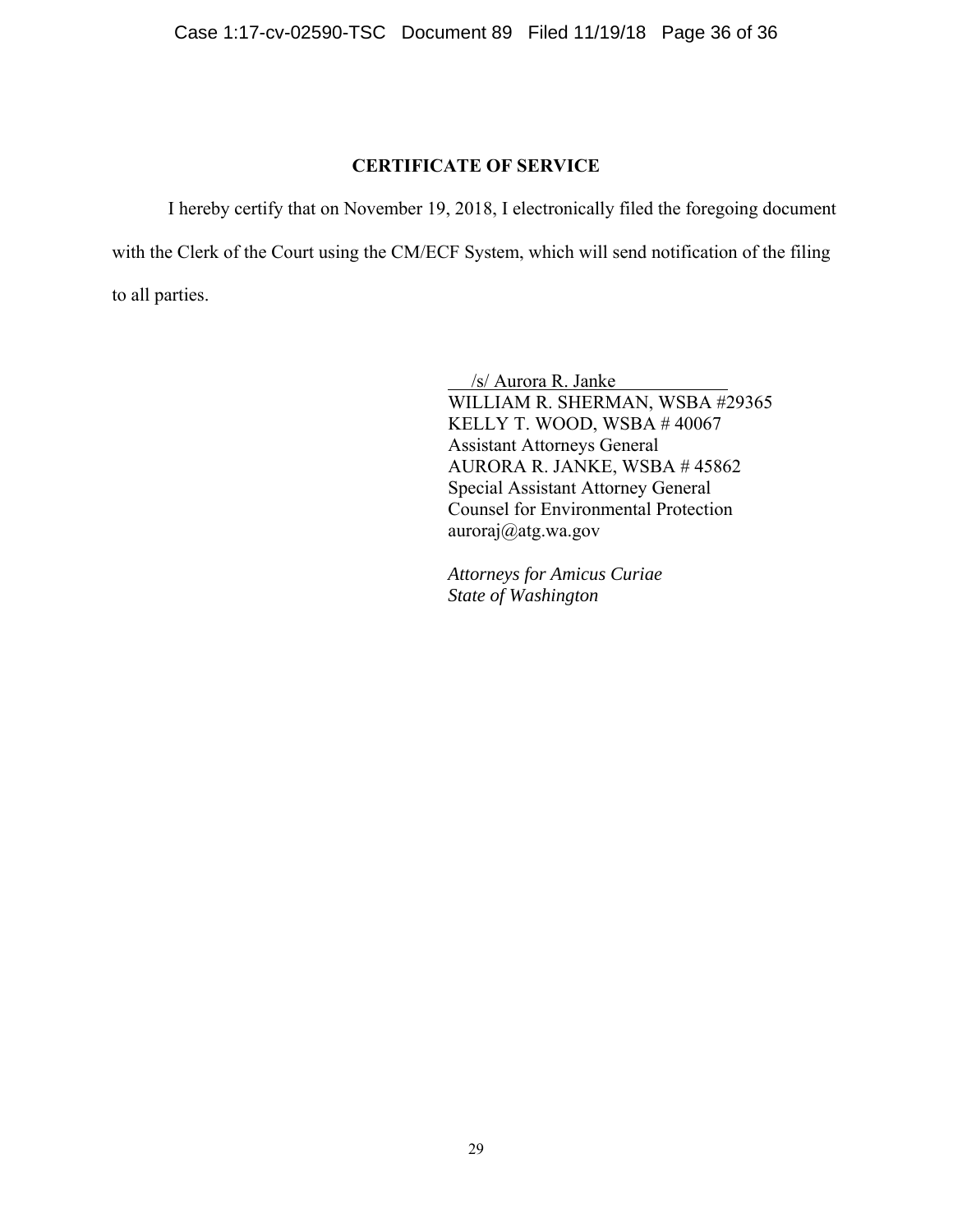## CERTIFICATE OF SERVICE

I hereby certify that on November 19, 2018, I electronically filed the foregoing document with the Clerk of the Court using the CM/ECF System, which will send notification of the filing to all parties.

/s/ Aurora R. Janke
WILLIAM R. SHERMAN, WSBA #29365
KELLY T. WOOD, WSBA # 40067
Assistant Attorneys General
AURORA R. JANKE, WSBA # 45862
Special Assistant Attorney General
Counsel for Environmental Protection
auroraj@atg.wa.gov

*Attorneys for Amicus Curiae*
*State of Washington*